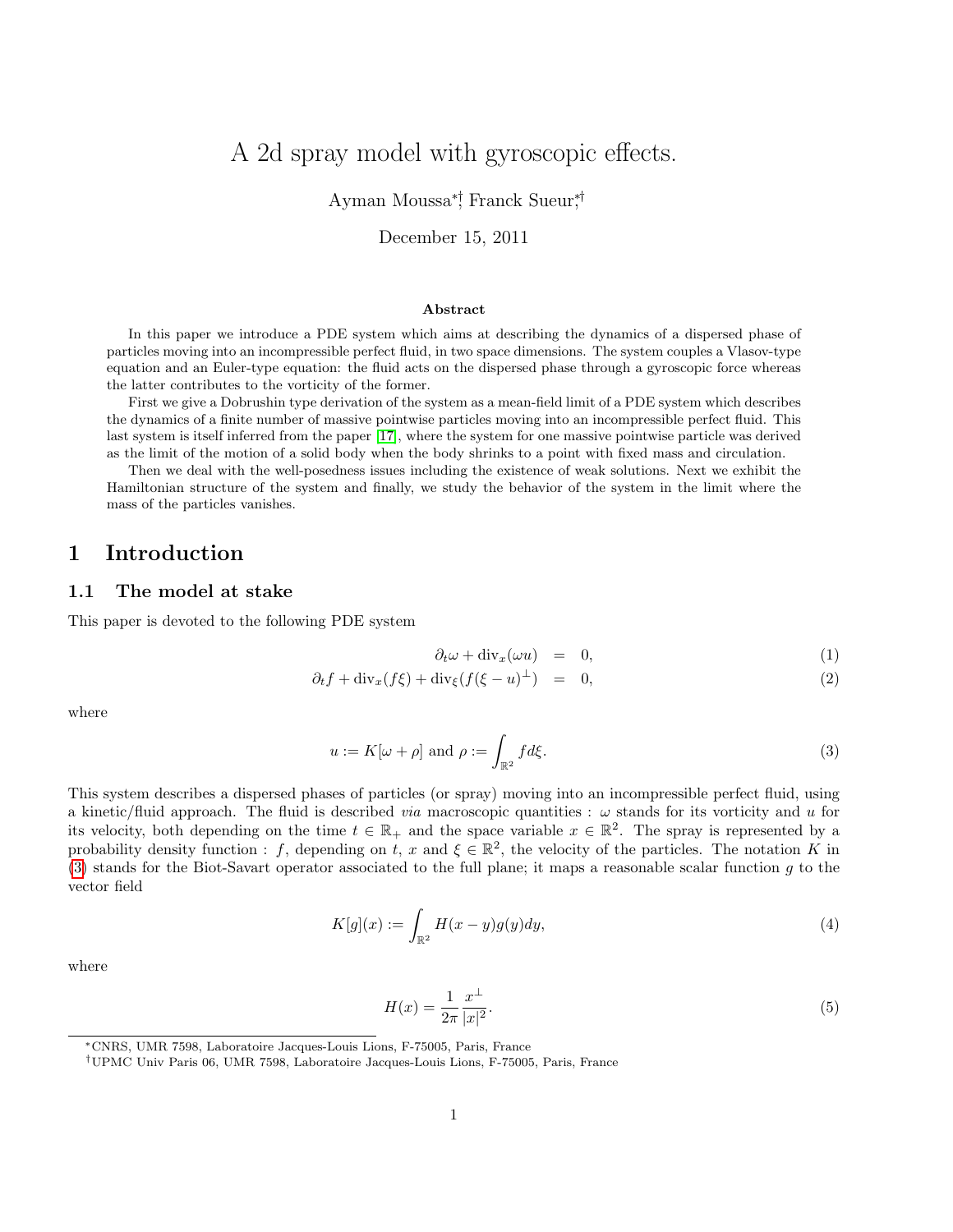# A 2d spray model with gyroscopic effects.

Ayman Moussa[*,†], Franck Sueur[*,†]

December 15, 2011

### Abstract

In this paper we introduce a PDE system which aims at describing the dynamics of a dispersed phase of particles moving into an incompressible perfect fluid, in two space dimensions. The system couples a Vlasov-type equation and an Euler-type equation: the fluid acts on the dispersed phase through a gyroscopic force whereas the latter contributes to the vorticity of the former.

First we give a Dobrushin type derivation of the system as a mean-field limit of a PDE system which describes the dynamics of a finite number of massive pointwise particles moving into an incompressible perfect fluid. This last system is itself inferred from the paper [17], where the system for one massive pointwise particle was derived as the limit of the motion of a solid body when the body shrinks to a point with fixed mass and circulation.

Then we deal with the well-posedness issues including the existence of weak solutions. Next we exhibit the Hamiltonian structure of the system and finally, we study the behavior of the system in the limit where the mass of the particles vanishes.

## 1 Introduction

### 1.1 The model at stake

This paper is devoted to the following PDE system

$$\partial_t \omega + \text{div}_x(\omega u) = 0, \tag{1}$$

$$\partial_t f + \text{div}_x(f\xi) + \text{div}_\xi(f(\xi - u)^\perp) = 0, \tag{2}$$

where

$$u := K[\omega + \rho] \text{ and } \rho := \int_{\mathbb{R}^2} f d\xi. \tag{3}$$

This system describes a dispersed phases of particles (or spray) moving into an incompressible perfect fluid, using a kinetic/fluid approach. The fluid is described *via* macroscopic quantities : $\omega$ stands for its vorticity and $u$ for its velocity, both depending on the time $t \in \mathbb{R}_+$ and the space variable $x \in \mathbb{R}^2$. The spray is represented by a probability density function : $f$, depending on $t$, $x$ and $\xi \in \mathbb{R}^2$, the velocity of the particles. The notation $K$ in (3) stands for the Biot-Savart operator associated to the full plane; it maps a reasonable scalar function $g$ to the vector field

$$K[g](x) := \int_{\mathbb{R}^2} H(x - y) g(y) dy, \tag{4}$$

where

$$H(x) = \frac{1}{2\pi} \frac{x^\perp}{|x|^2}. \tag{5}$$

---

[*] CNRS, UMR 7598, Laboratoire Jacques-Louis Lions, F-75005, Paris, France

[†] UPMC Univ Paris 06, UMR 7598, Laboratoire Jacques-Louis Lions, F-75005, Paris, France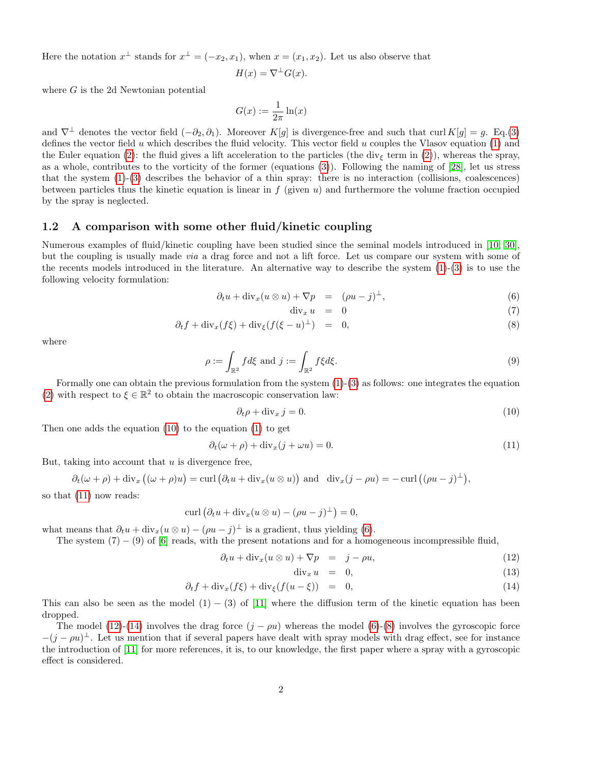Here the notation $x^\perp$ stands for $x^\perp = (-x_2, x_1)$, when $x = (x_1, x_2)$. Let us also observe that

$$H(x) = \nabla^\perp G(x).$$

where $G$ is the 2d Newtonian potential

$$G(x) := \frac{1}{2\pi} \ln(x)$$

and $\nabla^\perp$ denotes the vector field $(-\partial_2, \partial_1)$. Moreover $K[g]$ is divergence-free and such that $\operatorname{curl} K[g] = g$. Eq.(3) defines the vector field $u$ which describes the fluid velocity. This vector field $u$ couples the Vlasov equation (1) and the Euler equation (2): the fluid gives a lift acceleration to the particles (the $\operatorname{div}_\xi$ term in (2)), whereas the spray, as a whole, contributes to the vorticity of the former (equations (3)). Following the naming of [28], let us stress that the system (1)-(3) describes the behavior of a thin spray: there is no interaction (collisions, coalescences) between particles thus the kinetic equation is linear in $f$ (given $u$) and furthermore the volume fraction occupied by the spray is neglected.

## 1.2 A comparison with some other fluid/kinetic coupling

Numerous examples of fluid/kinetic coupling have been studied since the seminal models introduced in [10, 30], but the coupling is usually made *via* a drag force and not a lift force. Let us compare our system with some of the recents models introduced in the literature. An alternative way to describe the system (1)-(3) is to use the following velocity formulation:

$$\partial_t u + \operatorname{div}_x(u \otimes u) + \nabla p = (\rho u - j)^\perp, \tag{6}$$

$$\operatorname{div}_x u = 0 \tag{7}$$

$$\partial_t f + \operatorname{div}_x(f\xi) + \operatorname{div}_\xi(f(\xi - u)^\perp) = 0, \tag{8}$$

where

$$\rho := \int_{\mathbb{R}^2} f d\xi \text{ and } j := \int_{\mathbb{R}^2} f\xi d\xi. \tag{9}$$

Formally one can obtain the previous formulation from the system (1)-(3) as follows: one integrates the equation (2) with respect to $\xi \in \mathbb{R}^2$ to obtain the macroscopic conservation law:

$$\partial_t \rho + \operatorname{div}_x j = 0. \tag{10}$$

Then one adds the equation (10) to the equation (1) to get

$$\partial_t(\omega + \rho) + \operatorname{div}_x(j + \omega u) = 0. \tag{11}$$

But, taking into account that $u$ is divergence free,

$$\partial_t(\omega + \rho) + \operatorname{div}_x\big((\omega + \rho)u\big) = \operatorname{curl}\big(\partial_t u + \operatorname{div}_x(u \otimes u)\big) \text{ and } \operatorname{div}_x(j - \rho u) = -\operatorname{curl}\big((\rho u - j)^\perp\big),$$

so that (11) now reads:

$$\operatorname{curl}\big(\partial_t u + \operatorname{div}_x(u \otimes u) - (\rho u - j)^\perp\big) = 0,$$

what means that $\partial_t u + \operatorname{div}_x(u \otimes u) - (\rho u - j)^\perp$ is a gradient, thus yielding (6).

The system (7) – (9) of [6] reads, with the present notations and for a homogeneous incompressible fluid,

$$\partial_t u + \operatorname{div}_x(u \otimes u) + \nabla p = j - \rho u, \tag{12}$$

$$\operatorname{div}_x u = 0, \tag{13}$$

$$\partial_t f + \operatorname{div}_x(f\xi) + \operatorname{div}_\xi(f(u - \xi)) = 0, \tag{14}$$

This can also be seen as the model (1) – (3) of [11] where the diffusion term of the kinetic equation has been dropped.

The model (12)-(14) involves the drag force $(j - \rho u)$ whereas the model (6)-(8) involves the gyroscopic force $-(j - \rho u)^\perp$. Let us mention that if several papers have dealt with spray models with drag effect, see for instance the introduction of [11] for more references, it is, to our knowledge, the first paper where a spray with a gyroscopic effect is considered.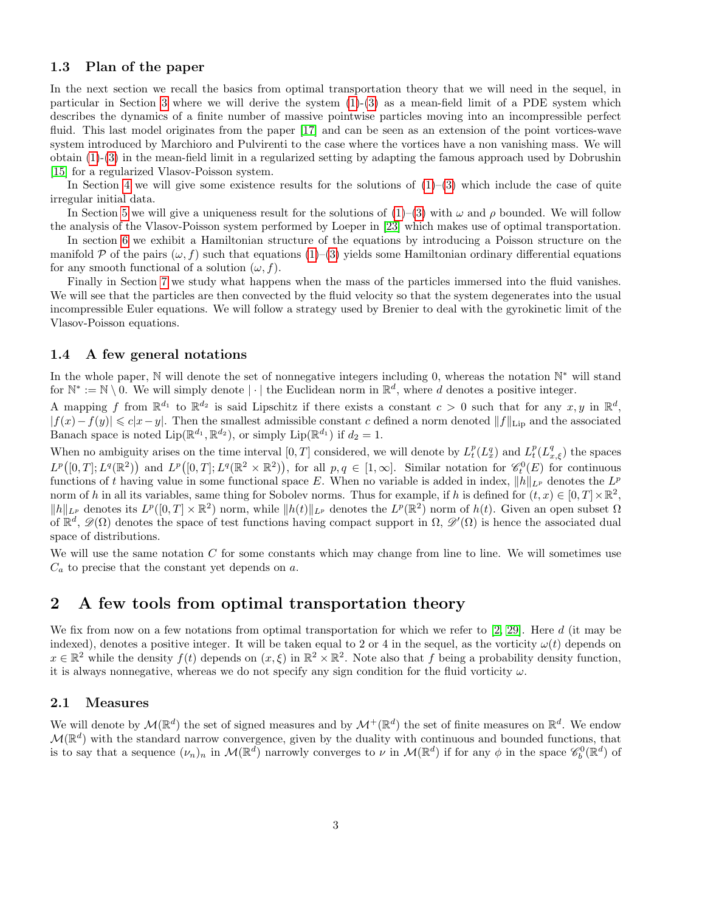### 1.3 Plan of the paper

In the next section we recall the basics from optimal transportation theory that we will need in the sequel, in particular in Section 3 where we will derive the system (1)-(3) as a mean-field limit of a PDE system which describes the dynamics of a finite number of massive pointwise particles moving into an incompressible perfect fluid. This last model originates from the paper [17] and can be seen as an extension of the point vortices-wave system introduced by Marchioro and Pulvirenti to the case where the vortices have a non vanishing mass. We will obtain (1)-(3) in the mean-field limit in a regularized setting by adapting the famous approach used by Dobrushin [15] for a regularized Vlasov-Poisson system.

In Section 4 we will give some existence results for the solutions of (1)–(3) which include the case of quite irregular initial data.

In Section 5 we will give a uniqueness result for the solutions of (1)–(3) with $\omega$ and $\rho$ bounded. We will follow the analysis of the Vlasov-Poisson system performed by Loeper in [23] which makes use of optimal transportation.

In section 6 we exhibit a Hamiltonian structure of the equations by introducing a Poisson structure on the manifold $\mathcal{P}$ of the pairs $(\omega, f)$ such that equations (1)–(3) yields some Hamiltonian ordinary differential equations for any smooth functional of a solution $(\omega, f)$.

Finally in Section 7 we study what happens when the mass of the particles immersed into the fluid vanishes. We will see that the particles are then convected by the fluid velocity so that the system degenerates into the usual incompressible Euler equations. We will follow a strategy used by Brenier to deal with the gyrokinetic limit of the Vlasov-Poisson equations.

### 1.4 A few general notations

In the whole paper, $\mathbb{N}$ will denote the set of nonnegative integers including 0, whereas the notation $\mathbb{N}^*$ will stand for $\mathbb{N}^* := \mathbb{N} \setminus 0$. We will simply denote $|\cdot|$ the Euclidean norm in $\mathbb{R}^d$, where $d$ denotes a positive integer.

A mapping $f$ from $\mathbb{R}^{d_1}$ to $\mathbb{R}^{d_2}$ is said Lipschitz if there exists a constant $c > 0$ such that for any $x, y$ in $\mathbb{R}^d$, $|f(x) - f(y)| \leqslant c|x - y|$. Then the smallest admissible constant $c$ defined a norm denoted $\|f\|_{\mathrm{Lip}}$ and the associated Banach space is noted $\mathrm{Lip}(\mathbb{R}^{d_1}, \mathbb{R}^{d_2})$, or simply $\mathrm{Lip}(\mathbb{R}^{d_1})$ if $d_2 = 1$.

When no ambiguity arises on the time interval $[0, T]$ considered, we will denote by $L^p_t(L^q_x)$ and $L^p_t(L^q_{x,\xi})$ the spaces $L^p\big([0,T]; L^q(\mathbb{R}^2)\big)$ and $L^p\big([0,T]; L^q(\mathbb{R}^2 \times \mathbb{R}^2)\big)$, for all $p, q \in [1, \infty]$. Similar notation for $\mathscr{C}^0_t(E)$ for continuous functions of $t$ having value in some functional space $E$. When no variable is added in index, $\|h\|_{L^p}$ denotes the $L^p$ norm of $h$ in all its variables, same thing for Sobolev norms. Thus for example, if $h$ is defined for $(t, x) \in [0, T] \times \mathbb{R}^2$, $\|h\|_{L^p}$ denotes its $L^p([0, T] \times \mathbb{R}^2)$ norm, while $\|h(t)\|_{L^p}$ denotes the $L^p(\mathbb{R}^2)$ norm of $h(t)$. Given an open subset $\Omega$ of $\mathbb{R}^d$, $\mathscr{D}(\Omega)$ denotes the space of test functions having compact support in $\Omega$, $\mathscr{D}'(\Omega)$ is hence the associated dual space of distributions.

We will use the same notation $C$ for some constants which may change from line to line. We will sometimes use $C_a$ to precise that the constant yet depends on $a$.

## 2 A few tools from optimal transportation theory

We fix from now on a few notations from optimal transportation for which we refer to [2, 29]. Here $d$ (it may be indexed), denotes a positive integer. It will be taken equal to 2 or 4 in the sequel, as the vorticity $\omega(t)$ depends on $x \in \mathbb{R}^2$ while the density $f(t)$ depends on $(x, \xi)$ in $\mathbb{R}^2 \times \mathbb{R}^2$. Note also that $f$ being a probability density function, it is always nonnegative, whereas we do not specify any sign condition for the fluid vorticity $\omega$.

### 2.1 Measures

We will denote by $\mathcal{M}(\mathbb{R}^d)$ the set of signed measures and by $\mathcal{M}^+(\mathbb{R}^d)$ the set of finite measures on $\mathbb{R}^d$. We endow $\mathcal{M}(\mathbb{R}^d)$ with the standard narrow convergence, given by the duality with continuous and bounded functions, that is to say that a sequence $(\nu_n)_n$ in $\mathcal{M}(\mathbb{R}^d)$ narrowly converges to $\nu$ in $\mathcal{M}(\mathbb{R}^d)$ if for any $\phi$ in the space $\mathscr{C}^0_b(\mathbb{R}^d)$ of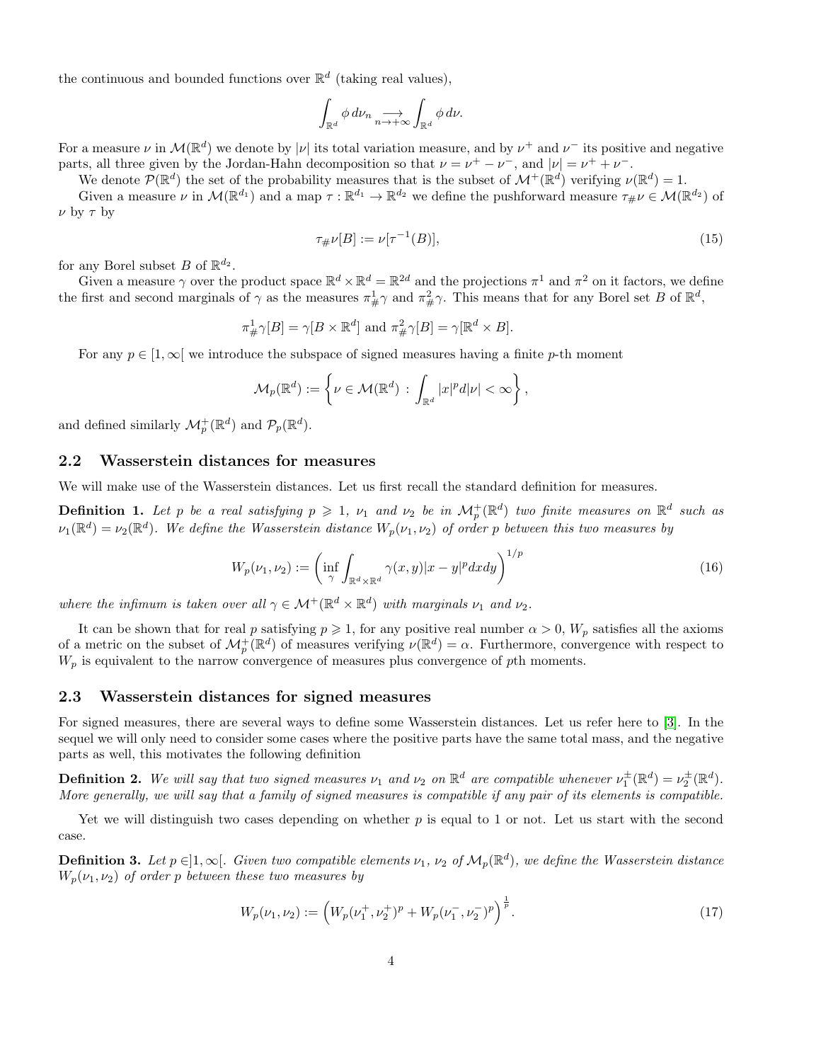the continuous and bounded functions over $\mathbb{R}^d$ (taking real values),

$$\int_{\mathbb{R}^d} \phi \, d\nu_n \underset{n\to+\infty}{\longrightarrow} \int_{\mathbb{R}^d} \phi \, d\nu.$$

For a measure $\nu$ in $\mathcal{M}(\mathbb{R}^d)$ we denote by $|\nu|$ its total variation measure, and by $\nu^+$ and $\nu^-$ its positive and negative parts, all three given by the Jordan-Hahn decomposition so that $\nu = \nu^+ - \nu^-$, and $|\nu| = \nu^+ + \nu^-$.

We denote $\mathcal{P}(\mathbb{R}^d)$ the set of the probability measures that is the subset of $\mathcal{M}^+(\mathbb{R}^d)$ verifying $\nu(\mathbb{R}^d) = 1$.

Given a measure $\nu$ in $\mathcal{M}(\mathbb{R}^{d_1})$ and a map $\tau : \mathbb{R}^{d_1} \to \mathbb{R}^{d_2}$ we define the pushforward measure $\tau_{\#}\nu \in \mathcal{M}(\mathbb{R}^{d_2})$ of $\nu$ by $\tau$ by

$$\tau_{\#}\nu[B] := \nu[\tau^{-1}(B)], \tag{15}$$

for any Borel subset $B$ of $\mathbb{R}^{d_2}$.

Given a measure $\gamma$ over the product space $\mathbb{R}^d \times \mathbb{R}^d = \mathbb{R}^{2d}$ and the projections $\pi^1$ and $\pi^2$ on it factors, we define the first and second marginals of $\gamma$ as the measures $\pi^1_{\#}\gamma$ and $\pi^2_{\#}\gamma$. This means that for any Borel set $B$ of $\mathbb{R}^d$,

$$\pi^1_{\#}\gamma[B] = \gamma[B \times \mathbb{R}^d] \text{ and } \pi^2_{\#}\gamma[B] = \gamma[\mathbb{R}^d \times B].$$

For any $p \in [1, \infty[$ we introduce the subspace of signed measures having a finite $p$-th moment

$$\mathcal{M}_p(\mathbb{R}^d) := \left\{ \nu \in \mathcal{M}(\mathbb{R}^d) \, : \, \int_{\mathbb{R}^d} |x|^p d|\nu| < \infty \right\},$$

and defined similarly $\mathcal{M}^+_p(\mathbb{R}^d)$ and $\mathcal{P}_p(\mathbb{R}^d)$.

## 2.2 Wasserstein distances for measures

We will make use of the Wasserstein distances. Let us first recall the standard definition for measures.

**Definition 1.** *Let $p$ be a real satisfying $p \geqslant 1$, $\nu_1$ and $\nu_2$ be in $\mathcal{M}^+_p(\mathbb{R}^d)$ two finite measures on $\mathbb{R}^d$ such as $\nu_1(\mathbb{R}^d) = \nu_2(\mathbb{R}^d)$. We define the Wasserstein distance $W_p(\nu_1, \nu_2)$ of order $p$ between this two measures by*

$$W_p(\nu_1, \nu_2) := \left( \inf_{\gamma} \int_{\mathbb{R}^d \times \mathbb{R}^d} \gamma(x, y) |x - y|^p dx dy \right)^{1/p} \tag{16}$$

*where the infimum is taken over all $\gamma \in \mathcal{M}^+(\mathbb{R}^d \times \mathbb{R}^d)$ with marginals $\nu_1$ and $\nu_2$.*

It can be shown that for real $p$ satisfying $p \geqslant 1$, for any positive real number $\alpha > 0$, $W_p$ satisfies all the axioms of a metric on the subset of $\mathcal{M}^+_p(\mathbb{R}^d)$ of measures verifying $\nu(\mathbb{R}^d) = \alpha$. Furthermore, convergence with respect to $W_p$ is equivalent to the narrow convergence of measures plus convergence of $p$th moments.

## 2.3 Wasserstein distances for signed measures

For signed measures, there are several ways to define some Wasserstein distances. Let us refer here to [3]. In the sequel we will only need to consider some cases where the positive parts have the same total mass, and the negative parts as well, this motivates the following definition

**Definition 2.** *We will say that two signed measures $\nu_1$ and $\nu_2$ on $\mathbb{R}^d$ are compatible whenever $\nu_1^{\pm}(\mathbb{R}^d) = \nu_2^{\pm}(\mathbb{R}^d)$. More generally, we will say that a family of signed measures is compatible if any pair of its elements is compatible.*

Yet we will distinguish two cases depending on whether $p$ is equal to 1 or not. Let us start with the second case.

**Definition 3.** *Let $p \in ]1, \infty[$. Given two compatible elements $\nu_1$, $\nu_2$ of $\mathcal{M}_p(\mathbb{R}^d)$, we define the Wasserstein distance $W_p(\nu_1, \nu_2)$ of order $p$ between these two measures by*

$$W_p(\nu_1, \nu_2) := \left( W_p(\nu_1^+, \nu_2^+)^p + W_p(\nu_1^-, \nu_2^-)^p \right)^{\frac{1}{p}}. \tag{17}$$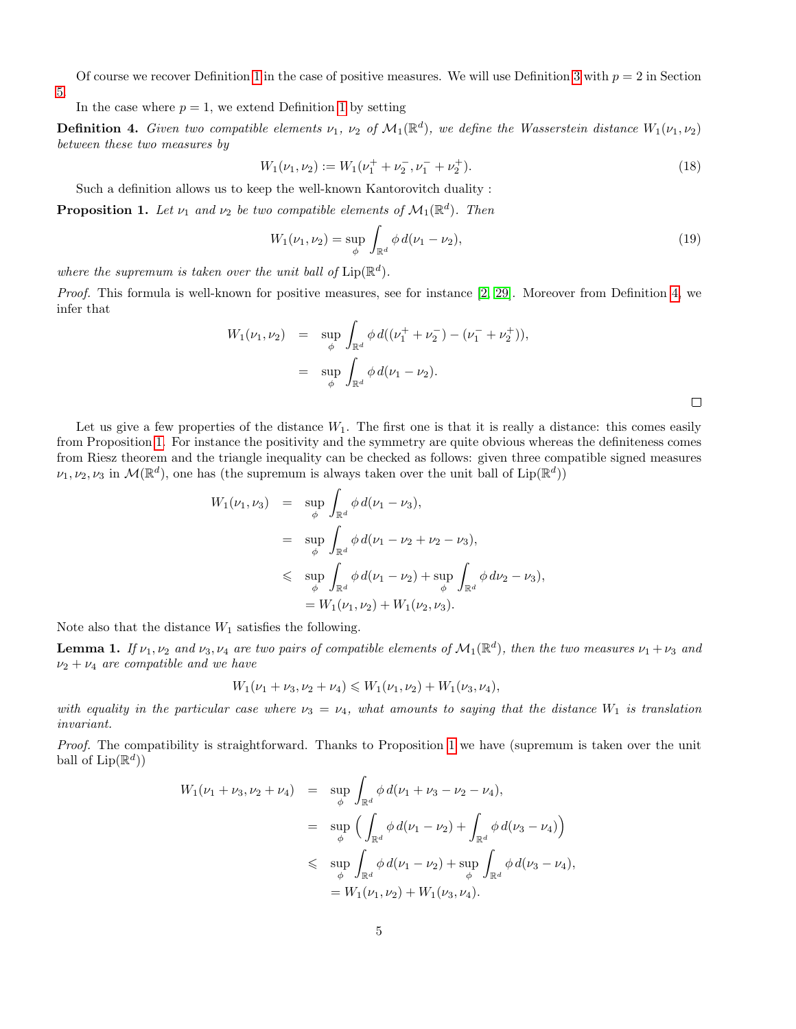Of course we recover Definition 1 in the case of positive measures. We will use Definition 3 with $p = 2$ in Section 5.

In the case where $p = 1$, we extend Definition 1 by setting

**Definition 4.** *Given two compatible elements $\nu_1$, $\nu_2$ of $\mathcal{M}_1(\mathbb{R}^d)$, we define the Wasserstein distance $W_1(\nu_1, \nu_2)$ between these two measures by*

$$W_1(\nu_1, \nu_2) := W_1(\nu_1^+ + \nu_2^-, \nu_1^- + \nu_2^+). \tag{18}$$

Such a definition allows us to keep the well-known Kantorovitch duality :

**Proposition 1.** *Let $\nu_1$ and $\nu_2$ be two compatible elements of $\mathcal{M}_1(\mathbb{R}^d)$. Then*

$$W_1(\nu_1, \nu_2) = \sup_\phi \int_{\mathbb{R}^d} \phi \, d(\nu_1 - \nu_2), \tag{19}$$

*where the supremum is taken over the unit ball of $\mathrm{Lip}(\mathbb{R}^d)$.*

*Proof.* This formula is well-known for positive measures, see for instance [2, 29]. Moreover from Definition 4, we infer that

$$\begin{aligned}
W_1(\nu_1, \nu_2) &= \sup_\phi \int_{\mathbb{R}^d} \phi \, d((\nu_1^+ + \nu_2^-) - (\nu_1^- + \nu_2^+)), \\
&= \sup_\phi \int_{\mathbb{R}^d} \phi \, d(\nu_1 - \nu_2).
\end{aligned}$$

□

Let us give a few properties of the distance $W_1$. The first one is that it is really a distance: this comes easily from Proposition 1. For instance the positivity and the symmetry are quite obvious whereas the definiteness comes from Riesz theorem and the triangle inequality can be checked as follows: given three compatible signed measures $\nu_1, \nu_2, \nu_3$ in $\mathcal{M}(\mathbb{R}^d)$, one has (the supremum is always taken over the unit ball of $\mathrm{Lip}(\mathbb{R}^d)$)

$$\begin{aligned}
W_1(\nu_1, \nu_3) &= \sup_\phi \int_{\mathbb{R}^d} \phi \, d(\nu_1 - \nu_3), \\
&= \sup_\phi \int_{\mathbb{R}^d} \phi \, d(\nu_1 - \nu_2 + \nu_2 - \nu_3), \\
&\leqslant \sup_\phi \int_{\mathbb{R}^d} \phi \, d(\nu_1 - \nu_2) + \sup_\phi \int_{\mathbb{R}^d} \phi \, d\nu_2 - \nu_3), \\
&= W_1(\nu_1, \nu_2) + W_1(\nu_2, \nu_3).
\end{aligned}$$

Note also that the distance $W_1$ satisfies the following.

**Lemma 1.** *If $\nu_1, \nu_2$ and $\nu_3, \nu_4$ are two pairs of compatible elements of $\mathcal{M}_1(\mathbb{R}^d)$, then the two measures $\nu_1 + \nu_3$ and $\nu_2 + \nu_4$ are compatible and we have*

$$W_1(\nu_1 + \nu_3, \nu_2 + \nu_4) \leqslant W_1(\nu_1, \nu_2) + W_1(\nu_3, \nu_4),$$

*with equality in the particular case where $\nu_3 = \nu_4$, what amounts to saying that the distance $W_1$ is translation invariant.*

*Proof.* The compatibility is straightforward. Thanks to Proposition 1 we have (supremum is taken over the unit ball of $\mathrm{Lip}(\mathbb{R}^d)$)

$$\begin{aligned}
W_1(\nu_1 + \nu_3, \nu_2 + \nu_4) &= \sup_\phi \int_{\mathbb{R}^d} \phi \, d(\nu_1 + \nu_3 - \nu_2 - \nu_4), \\
&= \sup_\phi \Big( \int_{\mathbb{R}^d} \phi \, d(\nu_1 - \nu_2) + \int_{\mathbb{R}^d} \phi \, d(\nu_3 - \nu_4) \Big) \\
&\leqslant \sup_\phi \int_{\mathbb{R}^d} \phi \, d(\nu_1 - \nu_2) + \sup_\phi \int_{\mathbb{R}^d} \phi \, d(\nu_3 - \nu_4), \\
&= W_1(\nu_1, \nu_2) + W_1(\nu_3, \nu_4).
\end{aligned}$$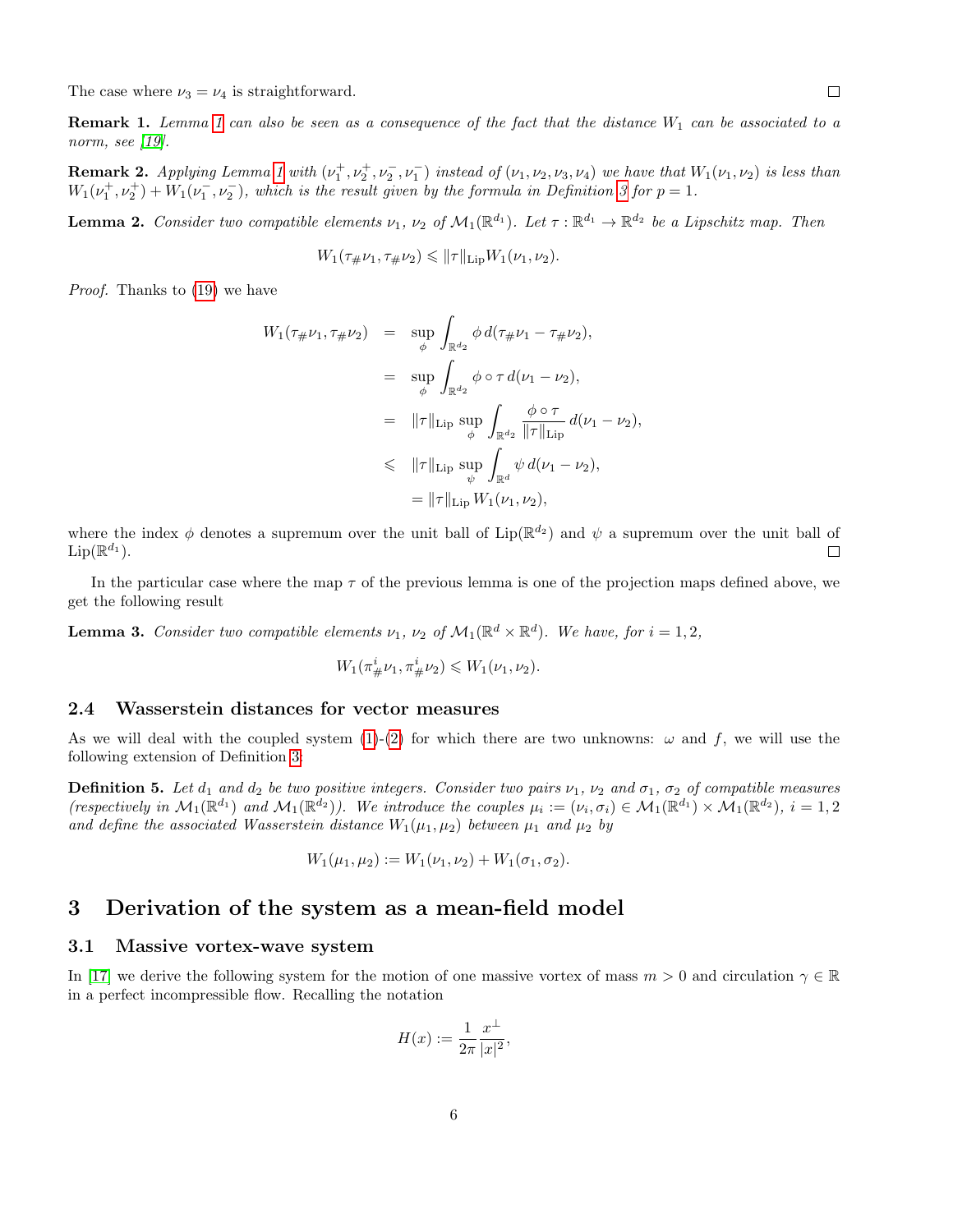The case where $\nu_3 = \nu_4$ is straightforward. $\square$

**Remark 1.** *Lemma 1 can also be seen as a consequence of the fact that the distance $W_1$ can be associated to a norm, see [19].*

**Remark 2.** *Applying Lemma 1 with $(\nu_1^+, \nu_2^+, \nu_2^-, \nu_1^-)$ instead of $(\nu_1, \nu_2, \nu_3, \nu_4)$ we have that $W_1(\nu_1, \nu_2)$ is less than $W_1(\nu_1^+, \nu_2^+) + W_1(\nu_1^-, \nu_2^-)$, which is the result given by the formula in Definition 3 for $p = 1$.*

**Lemma 2.** *Consider two compatible elements $\nu_1$, $\nu_2$ of $\mathcal{M}_1(\mathbb{R}^{d_1})$. Let $\tau : \mathbb{R}^{d_1} \to \mathbb{R}^{d_2}$ be a Lipschitz map. Then*

$$W_1(\tau_\# \nu_1, \tau_\# \nu_2) \leqslant \|\tau\|_{\mathrm{Lip}} W_1(\nu_1, \nu_2).$$

*Proof.* Thanks to (19) we have

$$\begin{aligned}
W_1(\tau_\# \nu_1, \tau_\# \nu_2) &= \sup_\phi \int_{\mathbb{R}^{d_2}} \phi \, d(\tau_\# \nu_1 - \tau_\# \nu_2), \\
&= \sup_\phi \int_{\mathbb{R}^{d_2}} \phi \circ \tau \, d(\nu_1 - \nu_2), \\
&= \|\tau\|_{\mathrm{Lip}} \sup_\phi \int_{\mathbb{R}^{d_2}} \frac{\phi \circ \tau}{\|\tau\|_{\mathrm{Lip}}} \, d(\nu_1 - \nu_2), \\
&\leqslant \|\tau\|_{\mathrm{Lip}} \sup_\psi \int_{\mathbb{R}^{d}} \psi \, d(\nu_1 - \nu_2), \\
&= \|\tau\|_{\mathrm{Lip}} \, W_1(\nu_1, \nu_2),
\end{aligned}$$

where the index $\phi$ denotes a supremum over the unit ball of $\mathrm{Lip}(\mathbb{R}^{d_2})$ and $\psi$ a supremum over the unit ball of $\mathrm{Lip}(\mathbb{R}^{d_1})$. $\square$

In the particular case where the map $\tau$ of the previous lemma is one of the projection maps defined above, we get the following result

**Lemma 3.** *Consider two compatible elements $\nu_1$, $\nu_2$ of $\mathcal{M}_1(\mathbb{R}^d \times \mathbb{R}^d)$. We have, for $i = 1, 2$,*

$$W_1(\pi^i_\# \nu_1, \pi^i_\# \nu_2) \leqslant W_1(\nu_1, \nu_2).$$

### 2.4 Wasserstein distances for vector measures

As we will deal with the coupled system (1)-(2) for which there are two unknowns: $\omega$ and $f$, we will use the following extension of Definition 3:

**Definition 5.** *Let $d_1$ and $d_2$ be two positive integers. Consider two pairs $\nu_1$, $\nu_2$ and $\sigma_1$, $\sigma_2$ of compatible measures (respectively in $\mathcal{M}_1(\mathbb{R}^{d_1})$ and $\mathcal{M}_1(\mathbb{R}^{d_2})$). We introduce the couples $\mu_i := (\nu_i, \sigma_i) \in \mathcal{M}_1(\mathbb{R}^{d_1}) \times \mathcal{M}_1(\mathbb{R}^{d_2})$, $i = 1, 2$ and define the associated Wasserstein distance $W_1(\mu_1, \mu_2)$ between $\mu_1$ and $\mu_2$ by*

$$W_1(\mu_1, \mu_2) := W_1(\nu_1, \nu_2) + W_1(\sigma_1, \sigma_2).$$

## 3 Derivation of the system as a mean-field model

### 3.1 Massive vortex-wave system

In [17] we derive the following system for the motion of one massive vortex of mass $m > 0$ and circulation $\gamma \in \mathbb{R}$ in a perfect incompressible flow. Recalling the notation

$$H(x) := \frac{1}{2\pi} \frac{x^\perp}{|x|^2},$$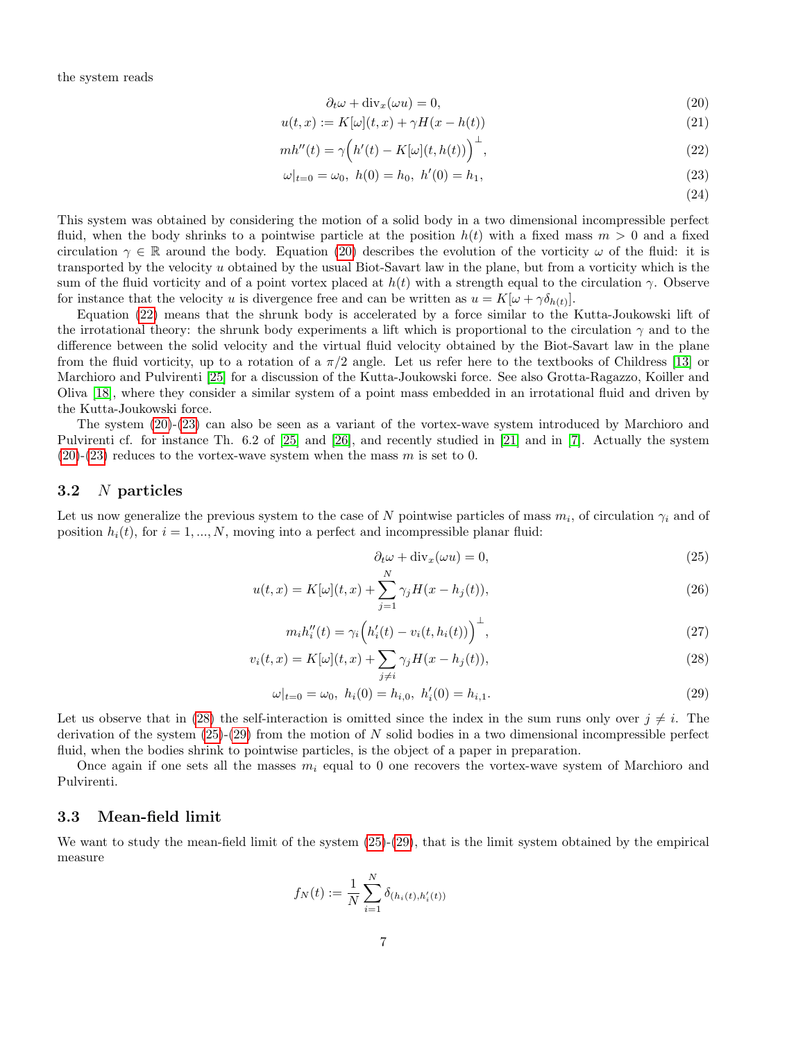the system reads

$$\partial_t \omega + \mathrm{div}_x(\omega u) = 0, \tag{20}$$

$$u(t,x) := K[\omega](t,x) + \gamma H(x - h(t)) \tag{21}$$

$$m h''(t) = \gamma \Big( h'(t) - K[\omega](t, h(t)) \Big)^{\perp}, \tag{22}$$

$$\omega|_{t=0} = \omega_0, \ h(0) = h_0, \ h'(0) = h_1, \tag{23}$$

$$\tag{24}$$

This system was obtained by considering the motion of a solid body in a two dimensional incompressible perfect fluid, when the body shrinks to a pointwise particle at the position $h(t)$ with a fixed mass $m > 0$ and a fixed circulation $\gamma \in \mathbb{R}$ around the body. Equation (20) describes the evolution of the vorticity $\omega$ of the fluid: it is transported by the velocity $u$ obtained by the usual Biot-Savart law in the plane, but from a vorticity which is the sum of the fluid vorticity and of a point vortex placed at $h(t)$ with a strength equal to the circulation $\gamma$. Observe for instance that the velocity $u$ is divergence free and can be written as $u = K[\omega + \gamma \delta_{h(t)}]$.

Equation (22) means that the shrunk body is accelerated by a force similar to the Kutta-Joukowski lift of the irrotational theory: the shrunk body experiments a lift which is proportional to the circulation $\gamma$ and to the difference between the solid velocity and the virtual fluid velocity obtained by the Biot-Savart law in the plane from the fluid vorticity, up to a rotation of a $\pi/2$ angle. Let us refer here to the textbooks of Childress [13] or Marchioro and Pulvirenti [25] for a discussion of the Kutta-Joukowski force. See also Grotta-Ragazzo, Koiller and Oliva [18], where they consider a similar system of a point mass embedded in an irrotational fluid and driven by the Kutta-Joukowski force.

The system (20)-(23) can also be seen as a variant of the vortex-wave system introduced by Marchioro and Pulvirenti cf. for instance Th. 6.2 of [25] and [26], and recently studied in [21] and in [7]. Actually the system (20)-(23) reduces to the vortex-wave system when the mass $m$ is set to 0.

### 3.2 $N$ particles

Let us now generalize the previous system to the case of $N$ pointwise particles of mass $m_i$, of circulation $\gamma_i$ and of position $h_i(t)$, for $i = 1, ..., N$, moving into a perfect and incompressible planar fluid:

$$\partial_t \omega + \mathrm{div}_x(\omega u) = 0, \tag{25}$$

$$u(t,x) = K[\omega](t,x) + \sum_{j=1}^{N} \gamma_j H(x - h_j(t)), \tag{26}$$

$$m_i h_i''(t) = \gamma_i \Big( h_i'(t) - v_i(t, h_i(t)) \Big)^{\perp}, \tag{27}$$

$$v_i(t,x) = K[\omega](t,x) + \sum_{j \neq i} \gamma_j H(x - h_j(t)), \tag{28}$$

$$\omega|_{t=0} = \omega_0, \ h_i(0) = h_{i,0}, \ h_i'(0) = h_{i,1}. \tag{29}$$

Let us observe that in (28) the self-interaction is omitted since the index in the sum runs only over $j \neq i$. The derivation of the system (25)-(29) from the motion of $N$ solid bodies in a two dimensional incompressible perfect fluid, when the bodies shrink to pointwise particles, is the object of a paper in preparation.

Once again if one sets all the masses $m_i$ equal to 0 one recovers the vortex-wave system of Marchioro and Pulvirenti.

### 3.3 Mean-field limit

We want to study the mean-field limit of the system (25)-(29), that is the limit system obtained by the empirical measure

$$f_N(t) := \frac{1}{N} \sum_{i=1}^{N} \delta_{(h_i(t), h_i'(t))}$$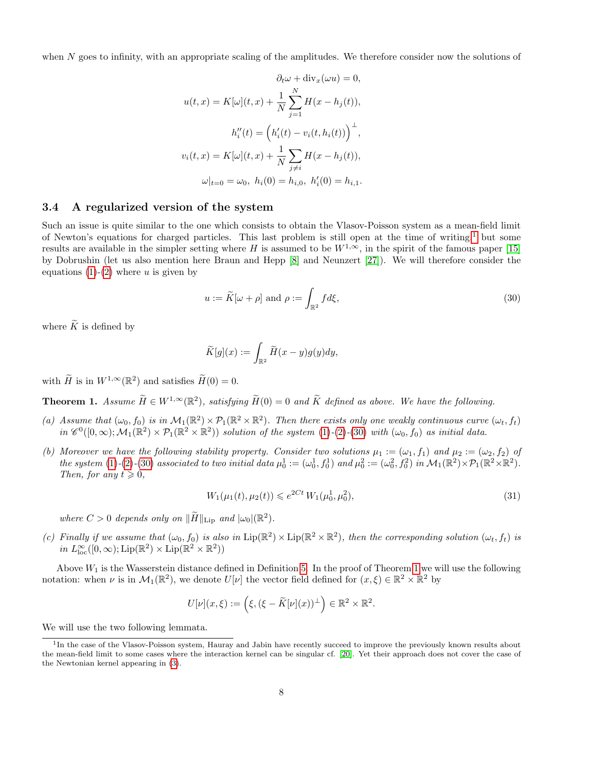when $N$ goes to infinity, with an appropriate scaling of the amplitudes. We therefore consider now the solutions of

$$\partial_t \omega + \mathrm{div}_x(\omega u) = 0,$$
$$u(t,x) = K[\omega](t,x) + \frac{1}{N}\sum_{j=1}^{N} H(x - h_j(t)),$$
$$h_i''(t) = \Big(h_i'(t) - v_i(t, h_i(t))\Big)^{\perp},$$
$$v_i(t,x) = K[\omega](t,x) + \frac{1}{N}\sum_{j\neq i} H(x - h_j(t)),$$
$$\omega|_{t=0} = \omega_0,\ h_i(0) = h_{i,0},\ h_i'(0) = h_{i,1}.$$

### 3.4 A regularized version of the system

Such an issue is quite similar to the one which consists to obtain the Vlasov-Poisson system as a mean-field limit of Newton's equations for charged particles. This last problem is still open at the time of writing[1] but some results are available in the simpler setting where $H$ is assumed to be $W^{1,\infty}$, in the spirit of the famous paper [15] by Dobrushin (let us also mention here Braun and Hepp [8] and Neunzert [27]). We will therefore consider the equations (1)-(2) where $u$ is given by

$$u := \widetilde{K}[\omega + \rho] \text{ and } \rho := \int_{\mathbb{R}^2} f d\xi, \tag{30}$$

where $\widetilde{K}$ is defined by

$$\widetilde{K}[g](x) := \int_{\mathbb{R}^2} \widetilde{H}(x-y) g(y) dy,$$

with $\widetilde{H}$ is in $W^{1,\infty}(\mathbb{R}^2)$ and satisfies $\widetilde{H}(0) = 0$.

**Theorem 1.** *Assume $\widetilde{H} \in W^{1,\infty}(\mathbb{R}^2)$, satisfying $\widetilde{H}(0) = 0$ and $\widetilde{K}$ defined as above. We have the following.*

*(a) Assume that $(\omega_0, f_0)$ is in $\mathcal{M}_1(\mathbb{R}^2) \times \mathcal{P}_1(\mathbb{R}^2 \times \mathbb{R}^2)$. Then there exists only one weakly continuous curve $(\omega_t, f_t)$ in $\mathscr{C}^0([0,\infty); \mathcal{M}_1(\mathbb{R}^2) \times \mathcal{P}_1(\mathbb{R}^2 \times \mathbb{R}^2))$ solution of the system (1)-(2)-(30) with $(\omega_0, f_0)$ as initial data.*

*(b) Moreover we have the following stability property. Consider two solutions $\mu_1 := (\omega_1, f_1)$ and $\mu_2 := (\omega_2, f_2)$ of the system (1)-(2)-(30) associated to two initial data $\mu_0^1 := (\omega_0^1, f_0^1)$ and $\mu_0^2 := (\omega_0^2, f_0^2)$ in $\mathcal{M}_1(\mathbb{R}^2) \times \mathcal{P}_1(\mathbb{R}^2 \times \mathbb{R}^2)$. Then, for any $t \geqslant 0$,*

$$W_1(\mu_1(t), \mu_2(t)) \leqslant e^{2Ct}\, W_1(\mu_0^1, \mu_0^2), \tag{31}$$

*where $C > 0$ depends only on $\|\widetilde{H}\|_{\mathrm{Lip}}$ and $|\omega_0|(\mathbb{R}^2)$.*

*(c) Finally if we assume that $(\omega_0, f_0)$ is also in $\mathrm{Lip}(\mathbb{R}^2) \times \mathrm{Lip}(\mathbb{R}^2 \times \mathbb{R}^2)$, then the corresponding solution $(\omega_t, f_t)$ is in $L^\infty_{\mathrm{loc}}([0,\infty); \mathrm{Lip}(\mathbb{R}^2) \times \mathrm{Lip}(\mathbb{R}^2 \times \mathbb{R}^2))$*

Above $W_1$ is the Wasserstein distance defined in Definition 5. In the proof of Theorem 1 we will use the following notation: when $\nu$ is in $\mathcal{M}_1(\mathbb{R}^2)$, we denote $U[\nu]$ the vector field defined for $(x, \xi) \in \mathbb{R}^2 \times \mathbb{R}^2$ by

$$U[\nu](x,\xi) := \Big(\xi, (\xi - \widetilde{K}[\nu](x))^{\perp}\Big) \in \mathbb{R}^2 \times \mathbb{R}^2.$$

We will use the two following lemmata.

[1] In the case of the Vlasov-Poisson system, Hauray and Jabin have recently succeed to improve the previously known results about the mean-field limit to some cases where the interaction kernel can be singular cf. [20]. Yet their approach does not cover the case of the Newtonian kernel appearing in (3).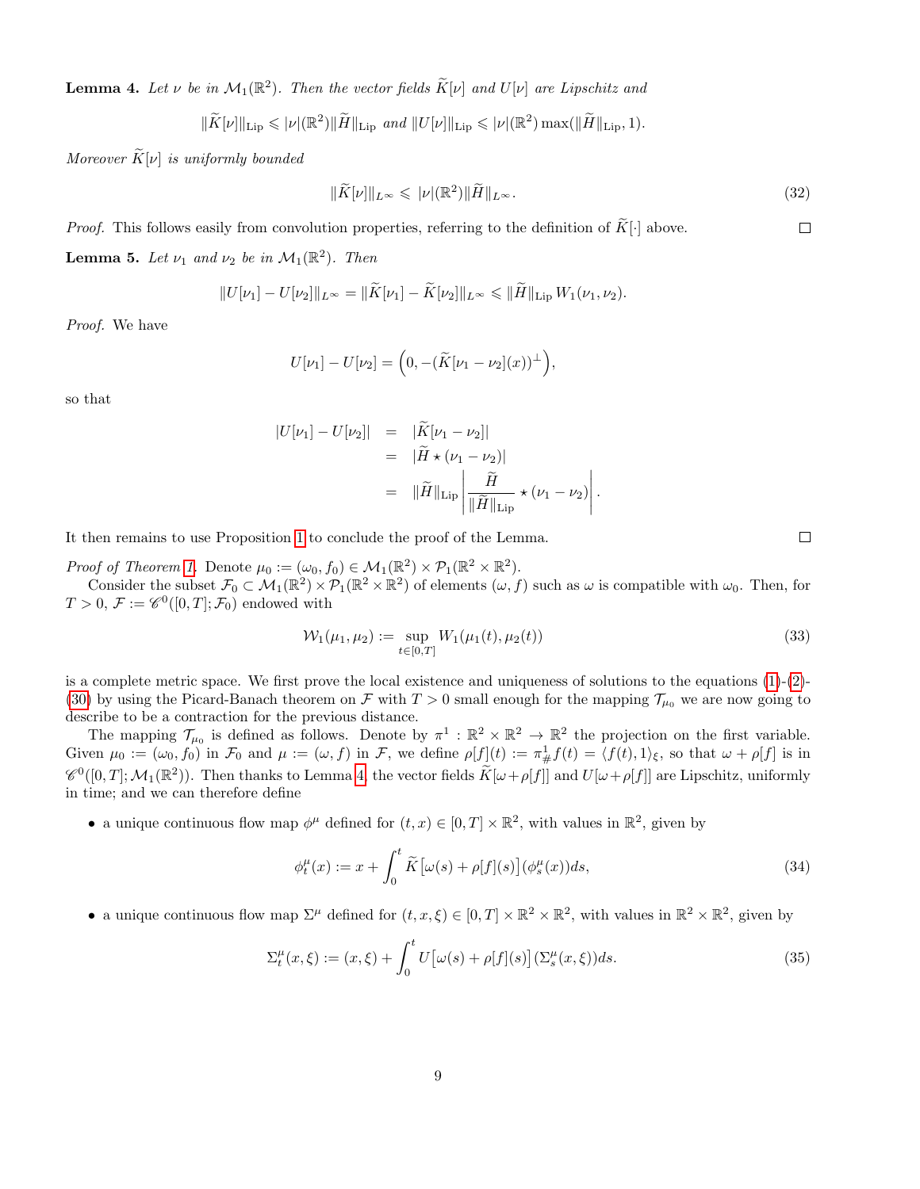**Lemma 4.** *Let $\nu$ be in $\mathcal{M}_1(\mathbb{R}^2)$. Then the vector fields $\widetilde{K}[\nu]$ and $U[\nu]$ are Lipschitz and*

$$\|\widetilde{K}[\nu]\|_{\mathrm{Lip}} \leqslant |\nu|(\mathbb{R}^2)\|\widetilde{H}\|_{\mathrm{Lip}} \text{ and } \|U[\nu]\|_{\mathrm{Lip}} \leqslant |\nu|(\mathbb{R}^2)\max(\|\widetilde{H}\|_{\mathrm{Lip}}, 1).$$

*Moreover $\widetilde{K}[\nu]$ is uniformly bounded*

$$\|\widetilde{K}[\nu]\|_{L^\infty} \leqslant |\nu|(\mathbb{R}^2)\|\widetilde{H}\|_{L^\infty}. \tag{32}$$

*Proof.* This follows easily from convolution properties, referring to the definition of $\widetilde{K}[\cdot]$ above. □

**Lemma 5.** *Let $\nu_1$ and $\nu_2$ be in $\mathcal{M}_1(\mathbb{R}^2)$. Then*

$$\|U[\nu_1] - U[\nu_2]\|_{L^\infty} = \|\widetilde{K}[\nu_1] - \widetilde{K}[\nu_2]\|_{L^\infty} \leqslant \|\widetilde{H}\|_{\mathrm{Lip}}\, W_1(\nu_1, \nu_2).$$

*Proof.* We have

$$U[\nu_1] - U[\nu_2] = \Big(0, -(\widetilde{K}[\nu_1 - \nu_2](x))^\perp\Big),$$

so that

$$\begin{aligned}
|U[\nu_1] - U[\nu_2]| &= |\widetilde{K}[\nu_1 - \nu_2]| \\
&= |\widetilde{H} \star (\nu_1 - \nu_2)| \\
&= \|\widetilde{H}\|_{\mathrm{Lip}} \left| \frac{\widetilde{H}}{\|\widetilde{H}\|_{\mathrm{Lip}}} \star (\nu_1 - \nu_2) \right|.
\end{aligned}$$

It then remains to use Proposition 1 to conclude the proof of the Lemma. □

*Proof of Theorem 1.* Denote $\mu_0 := (\omega_0, f_0) \in \mathcal{M}_1(\mathbb{R}^2) \times \mathcal{P}_1(\mathbb{R}^2 \times \mathbb{R}^2)$.

Consider the subset $\mathcal{F}_0 \subset \mathcal{M}_1(\mathbb{R}^2) \times \mathcal{P}_1(\mathbb{R}^2 \times \mathbb{R}^2)$ of elements $(\omega, f)$ such as $\omega$ is compatible with $\omega_0$. Then, for $T > 0$, $\mathcal{F} := \mathscr{C}^0([0,T]; \mathcal{F}_0)$ endowed with

$$\mathcal{W}_1(\mu_1, \mu_2) := \sup_{t \in [0,T]} W_1(\mu_1(t), \mu_2(t)) \tag{33}$$

is a complete metric space. We first prove the local existence and uniqueness of solutions to the equations (1)-(2)-(30) by using the Picard-Banach theorem on $\mathcal{F}$ with $T > 0$ small enough for the mapping $\mathcal{T}_{\mu_0}$ we are now going to describe to be a contraction for the previous distance.

The mapping $\mathcal{T}_{\mu_0}$ is defined as follows. Denote by $\pi^1 : \mathbb{R}^2 \times \mathbb{R}^2 \to \mathbb{R}^2$ the projection on the first variable. Given $\mu_0 := (\omega_0, f_0)$ in $\mathcal{F}_0$ and $\mu := (\omega, f)$ in $\mathcal{F}$, we define $\rho[f](t) := \pi^1_\# f(t) = \langle f(t), 1 \rangle_\xi$, so that $\omega + \rho[f]$ is in $\mathscr{C}^0([0,T]; \mathcal{M}_1(\mathbb{R}^2))$. Then thanks to Lemma 4, the vector fields $\widetilde{K}[\omega + \rho[f]]$ and $U[\omega + \rho[f]]$ are Lipschitz, uniformly in time; and we can therefore define

- a unique continuous flow map $\phi^\mu$ defined for $(t, x) \in [0,T] \times \mathbb{R}^2$, with values in $\mathbb{R}^2$, given by

$$\phi^\mu_t(x) := x + \int_0^t \widetilde{K}\big[\omega(s) + \rho[f](s)\big](\phi^\mu_s(x))ds, \tag{34}$$

- a unique continuous flow map $\Sigma^\mu$ defined for $(t, x, \xi) \in [0,T] \times \mathbb{R}^2 \times \mathbb{R}^2$, with values in $\mathbb{R}^2 \times \mathbb{R}^2$, given by

$$\Sigma^\mu_t(x, \xi) := (x, \xi) + \int_0^t U\big[\omega(s) + \rho[f](s)\big](\Sigma^\mu_s(x, \xi))ds. \tag{35}$$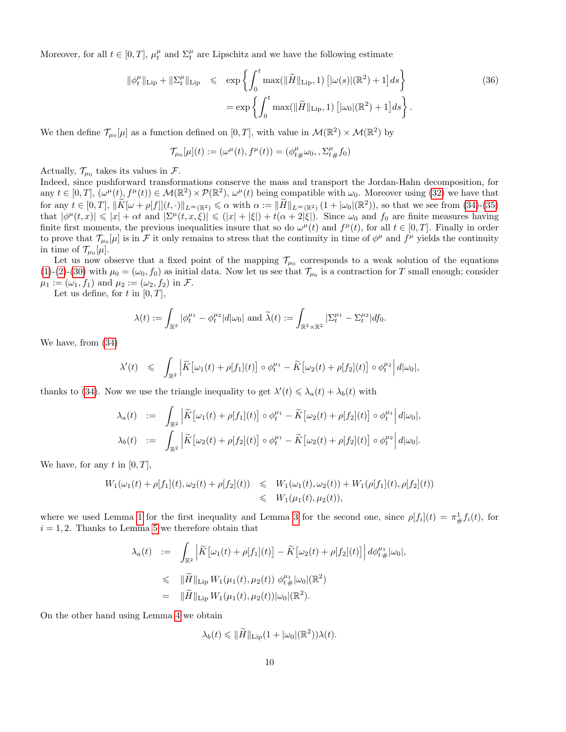Moreover, for all $t \in [0,T]$, $\mu_t^{\mu}$ and $\Sigma_t^{\mu}$ are Lipschitz and we have the following estimate

$$
\begin{aligned}
\|\phi_t^{\mu}\|_{\mathrm{Lip}} + \|\Sigma_t^{\mu}\|_{\mathrm{Lip}} &\leqslant \exp\left\{ \int_0^t \max(\|\widetilde{H}\|_{\mathrm{Lip}}, 1) \left[ |\omega(s)|(\mathbb{R}^2) + 1 \right] ds \right\} \\
&= \exp\left\{ \int_0^t \max(\|\widetilde{H}\|_{\mathrm{Lip}}, 1) \left[ |\omega_0|(\mathbb{R}^2) + 1 \right] ds \right\}.
\end{aligned} \tag{36}
$$

We then define $\mathcal{T}_{\mu_0}[\mu]$ as a function defined on $[0,T]$, with value in $\mathcal{M}(\mathbb{R}^2) \times \mathcal{M}(\mathbb{R}^2)$ by

$$
\mathcal{T}_{\mu_0}[\mu](t) := (\omega^{\mu}(t), f^{\mu}(t)) = (\phi^{\mu}_{t\#}\omega_0, , \Sigma^{\mu}_{t\#} f_0)
$$

Actually, $\mathcal{T}_{\mu_0}$ takes its values in $\mathcal{F}$.
Indeed, since pushforward transformations conserve the mass and transport the Jordan-Hahn decomposition, for any $t \in [0,T]$, $(\omega^{\mu}(t), f^{\mu}(t)) \in \mathcal{M}(\mathbb{R}^2) \times \mathcal{P}(\mathbb{R}^2)$, $\omega^{\mu}(t)$ being compatible with $\omega_0$. Moreover using (32) we have that for any $t \in [0,T]$, $\|\widetilde{K}[\omega + \rho[f]](t, \cdot)\|_{L^{\infty}(\mathbb{R}^2)} \leqslant \alpha$ with $\alpha := \|\widetilde{H}\|_{L^{\infty}(\mathbb{R}^2)}\,(1 + |\omega_0|(\mathbb{R}^2))$, so that we see from (34)-(35) that $|\phi^{\mu}(t,x)| \leqslant |x| + \alpha t$ and $|\Sigma^{\mu}(t,x,\xi)| \leqslant (|x| + |\xi|) + t(\alpha + 2|\xi|)$. Since $\omega_0$ and $f_0$ are finite measures having finite first moments, the previous inequalities insure that so do $\omega^{\mu}(t)$ and $f^{\mu}(t)$, for all $t \in [0,T]$. Finally in order to prove that $\mathcal{T}_{\mu_0}[\mu]$ is in $\mathcal{F}$ it only remains to stress that the continuity in time of $\phi^{\mu}$ and $f^{\mu}$ yields the continuity in time of $\mathcal{T}_{\mu_0}[\mu]$.

Let us now observe that a fixed point of the mapping $\mathcal{T}_{\mu_0}$ corresponds to a weak solution of the equations (1)-(2)-(30) with $\mu_0 = (\omega_0, f_0)$ as initial data. Now let us see that $\mathcal{T}_{\mu_0}$ is a contraction for $T$ small enough; consider $\mu_1 := (\omega_1, f_1)$ and $\mu_2 := (\omega_2, f_2)$ in $\mathcal{F}$.

Let us define, for $t$ in $[0,T]$,

$$
\lambda(t) := \int_{\mathbb{R}^2} |\phi_t^{\mu_1} - \phi_t^{\mu_2}| d|\omega_0| \text{ and } \widetilde{\lambda}(t) := \int_{\mathbb{R}^2 \times \mathbb{R}^2} |\Sigma_t^{\mu_1} - \Sigma_t^{\mu_2}| df_0.
$$

We have, from (34)

$$
\lambda'(t) \leqslant \int_{\mathbb{R}^2} \left| \widetilde{K}\big[\omega_1(t) + \rho[f_1](t)\big] \circ \phi_t^{\mu_1} - \widetilde{K}\big[\omega_2(t) + \rho[f_2](t)\big] \circ \phi_t^{\mu_2} \right| d|\omega_0|,
$$

thanks to (34). Now we use the triangle inequality to get $\lambda'(t) \leqslant \lambda_a(t) + \lambda_b(t)$ with

$$
\begin{aligned}
\lambda_a(t) &:= \int_{\mathbb{R}^2} \left| \widetilde{K}\big[\omega_1(t) + \rho[f_1](t)\big] \circ \phi_t^{\mu_1} - \widetilde{K}\big[\omega_2(t) + \rho[f_2](t)\big] \circ \phi_t^{\mu_1} \right| d|\omega_0|, \\
\lambda_b(t) &:= \int_{\mathbb{R}^2} \left| \widetilde{K}\big[\omega_2(t) + \rho[f_2](t)\big] \circ \phi_t^{\mu_1} - \widetilde{K}\big[\omega_2(t) + \rho[f_2](t)\big] \circ \phi_t^{\mu_2} \right| d|\omega_0|.
\end{aligned}
$$

We have, for any $t$ in $[0,T]$,

$$
\begin{aligned}
W_1(\omega_1(t) + \rho[f_1](t), \omega_2(t) + \rho[f_2](t)) &\leqslant W_1(\omega_1(t), \omega_2(t)) + W_1(\rho[f_1](t), \rho[f_2](t)) \\
&\leqslant W_1(\mu_1(t), \mu_2(t)),
\end{aligned}
$$

where we used Lemma 1 for the first inequality and Lemma 3 for the second one, since $\rho[f_i](t) = \pi^1_{\#} f_i(t)$, for $i = 1,2$. Thanks to Lemma 5 we therefore obtain that

$$
\begin{aligned}
\lambda_a(t) &:= \int_{\mathbb{R}^2} \left| \widetilde{K}\big[\omega_1(t) + \rho[f_1](t)\big] - \widetilde{K}\big[\omega_2(t) + \rho[f_2](t)\big] \right| d\phi^{\mu_1}_{t\#}|\omega_0|, \\
&\leqslant \|\widetilde{H}\|_{\mathrm{Lip}}\, W_1(\mu_1(t), \mu_2(t))\ \phi^{\mu_1}_{t\#}|\omega_0|(\mathbb{R}^2) \\
&= \|\widetilde{H}\|_{\mathrm{Lip}}\, W_1(\mu_1(t), \mu_2(t)) |\omega_0|(\mathbb{R}^2).
\end{aligned}
$$

On the other hand using Lemma 4 we obtain

$$
\lambda_b(t) \leqslant \|\widetilde{H}\|_{\mathrm{Lip}} (1 + |\omega_0|(\mathbb{R}^2)) \lambda(t).
$$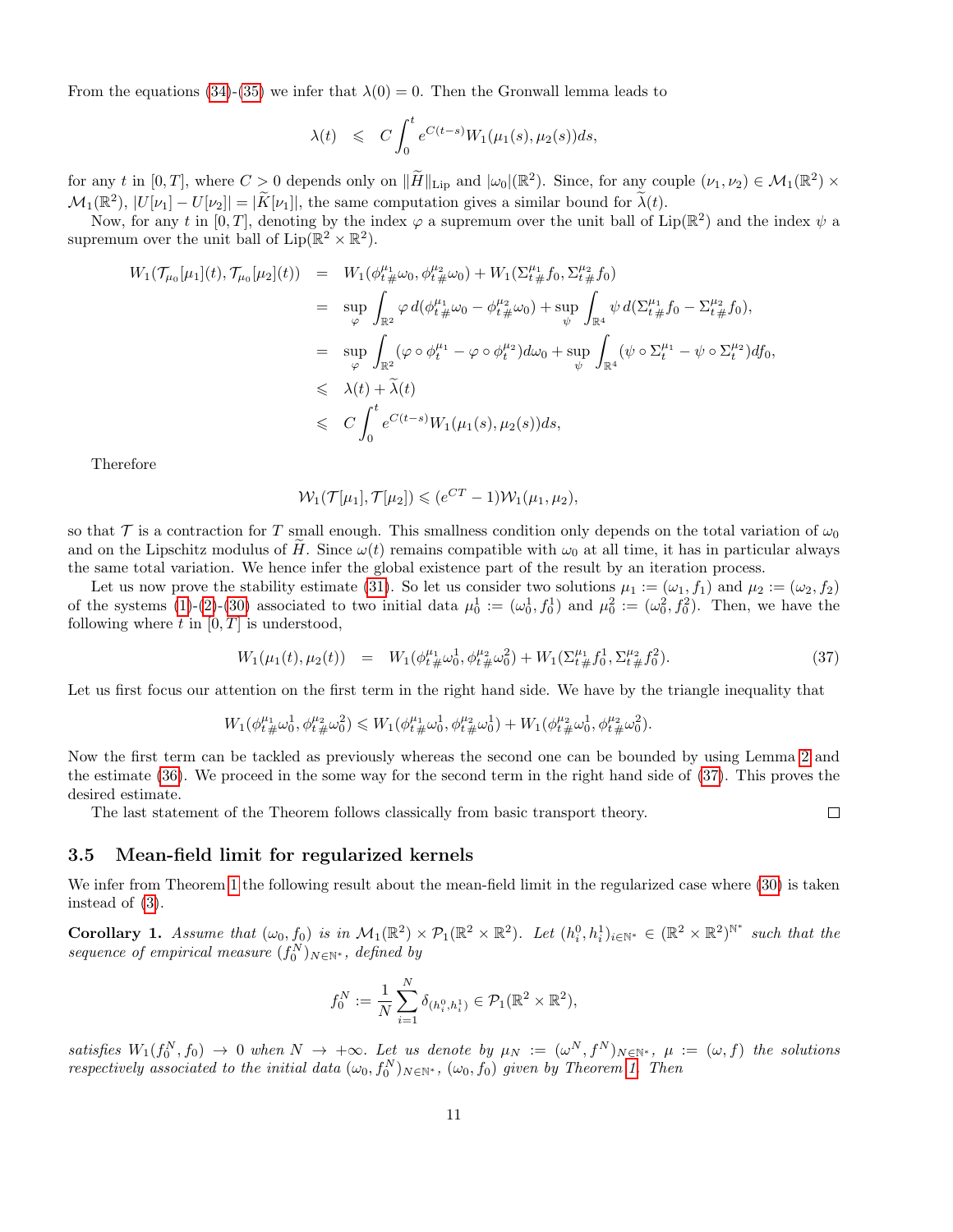From the equations (34)-(35) we infer that $\lambda(0) = 0$. Then the Gronwall lemma leads to

$$\lambda(t) \quad \leqslant \quad C\int_0^t e^{C(t-s)} W_1(\mu_1(s), \mu_2(s))ds,$$

for any $t$ in $[0,T]$, where $C > 0$ depends only on $\|\widetilde{H}\|_{\mathrm{Lip}}$ and $|\omega_0|(\mathbb{R}^2)$. Since, for any couple $(\nu_1, \nu_2) \in \mathcal{M}_1(\mathbb{R}^2) \times \mathcal{M}_1(\mathbb{R}^2)$, $|U[\nu_1] - U[\nu_2]| = |\widetilde{K}[\nu_1]|$, the same computation gives a similar bound for $\widetilde{\lambda}(t)$.

Now, for any $t$ in $[0,T]$, denoting by the index $\varphi$ a supremum over the unit ball of $\mathrm{Lip}(\mathbb{R}^2)$ and the index $\psi$ a supremum over the unit ball of $\mathrm{Lip}(\mathbb{R}^2 \times \mathbb{R}^2)$.

$$\begin{aligned}
W_1(\mathcal{T}_{\mu_0}[\mu_1](t), \mathcal{T}_{\mu_0}[\mu_2](t)) &= W_1(\phi^{\mu_1}_{t\,\#}\omega_0, \phi^{\mu_2}_{t\,\#}\omega_0) + W_1(\Sigma^{\mu_1}_{t\,\#}f_0, \Sigma^{\mu_2}_{t\,\#}f_0) \\
&= \sup_{\varphi} \int_{\mathbb{R}^2} \varphi \, d(\phi^{\mu_1}_{t\,\#}\omega_0 - \phi^{\mu_2}_{t\,\#}\omega_0) + \sup_{\psi} \int_{\mathbb{R}^4} \psi \, d(\Sigma^{\mu_1}_{t\,\#}f_0 - \Sigma^{\mu_2}_{t\,\#}f_0), \\
&= \sup_{\varphi} \int_{\mathbb{R}^2} (\varphi \circ \phi^{\mu_1}_t - \varphi \circ \phi^{\mu_2}_t) d\omega_0 + \sup_{\psi} \int_{\mathbb{R}^4} (\psi \circ \Sigma^{\mu_1}_t - \psi \circ \Sigma^{\mu_2}_t) df_0, \\
&\leqslant \lambda(t) + \widetilde{\lambda}(t) \\
&\leqslant C\int_0^t e^{C(t-s)} W_1(\mu_1(s), \mu_2(s))ds,
\end{aligned}$$

Therefore

$$\mathcal{W}_1(\mathcal{T}[\mu_1], \mathcal{T}[\mu_2]) \leqslant (e^{CT} - 1)\mathcal{W}_1(\mu_1, \mu_2),$$

so that $\mathcal{T}$ is a contraction for $T$ small enough. This smallness condition only depends on the total variation of $\omega_0$ and on the Lipschitz modulus of $\widetilde{H}$. Since $\omega(t)$ remains compatible with $\omega_0$ at all time, it has in particular always the same total variation. We hence infer the global existence part of the result by an iteration process.

Let us now prove the stability estimate (31). So let us consider two solutions $\mu_1 := (\omega_1, f_1)$ and $\mu_2 := (\omega_2, f_2)$ of the systems (1)-(2)-(30) associated to two initial data $\mu_0^1 := (\omega_0^1, f_0^1)$ and $\mu_0^2 := (\omega_0^2, f_0^2)$. Then, we have the following where $t$ in $[0,T]$ is understood,

$$W_1(\mu_1(t), \mu_2(t)) \quad = \quad W_1(\phi^{\mu_1}_{t\,\#}\omega_0^1, \phi^{\mu_2}_{t\,\#}\omega_0^2) + W_1(\Sigma^{\mu_1}_{t\,\#}f_0^1, \Sigma^{\mu_2}_{t\,\#}f_0^2). \tag{37}$$

Let us first focus our attention on the first term in the right hand side. We have by the triangle inequality that

$$W_1(\phi^{\mu_1}_{t\,\#}\omega_0^1, \phi^{\mu_2}_{t\,\#}\omega_0^2) \leqslant W_1(\phi^{\mu_1}_{t\,\#}\omega_0^1, \phi^{\mu_2}_{t\,\#}\omega_0^1) + W_1(\phi^{\mu_2}_{t\,\#}\omega_0^1, \phi^{\mu_2}_{t\,\#}\omega_0^2).$$

Now the first term can be tackled as previously whereas the second one can be bounded by using Lemma 2 and the estimate (36). We proceed in the some way for the second term in the right hand side of (37). This proves the desired estimate.

The last statement of the Theorem follows classically from basic transport theory. □

### 3.5 Mean-field limit for regularized kernels

We infer from Theorem 1 the following result about the mean-field limit in the regularized case where (30) is taken instead of (3).

**Corollary 1.** *Assume that $(\omega_0, f_0)$ is in $\mathcal{M}_1(\mathbb{R}^2) \times \mathcal{P}_1(\mathbb{R}^2 \times \mathbb{R}^2)$. Let $(h_i^0, h_i^1)_{i\in\mathbb{N}^*} \in (\mathbb{R}^2 \times \mathbb{R}^2)^{\mathbb{N}^*}$ such that the sequence of empirical measure $(f_0^N)_{N\in\mathbb{N}^*}$, defined by*

$$f_0^N := \frac{1}{N}\sum_{i=1}^N \delta_{(h_i^0, h_i^1)} \in \mathcal{P}_1(\mathbb{R}^2 \times \mathbb{R}^2),$$

*satisfies $W_1(f_0^N, f_0) \to 0$ when $N \to +\infty$. Let us denote by $\mu_N := (\omega^N, f^N)_{N\in\mathbb{N}^*}$, $\mu := (\omega, f)$ the solutions respectively associated to the initial data $(\omega_0, f_0^N)_{N\in\mathbb{N}^*}$, $(\omega_0, f_0)$ given by Theorem 1. Then*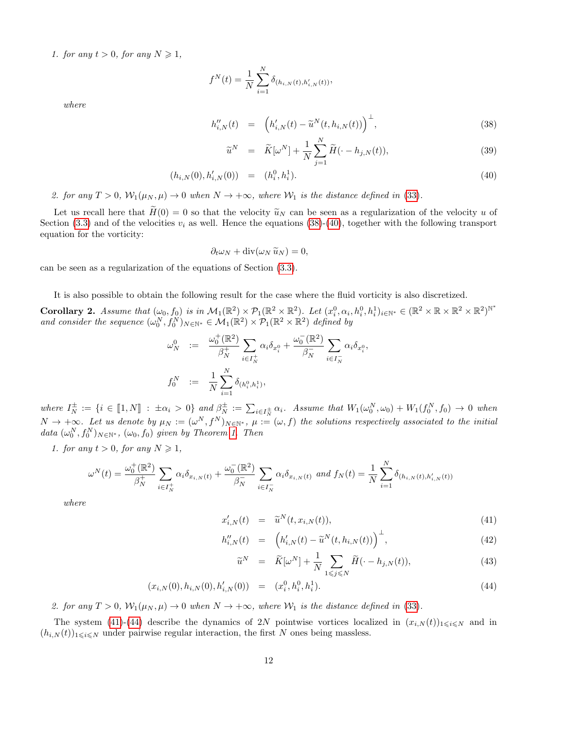1. *for any $t > 0$, for any $N \geqslant 1$,*

$$f^N(t) = \frac{1}{N}\sum_{i=1}^{N} \delta_{(h_{i,N}(t), h'_{i,N}(t))},$$

*where*

$$h''_{i,N}(t) = \Big(h'_{i,N}(t) - \widetilde{u}^N(t, h_{i,N}(t))\Big)^{\perp}, \tag{38}$$

$$\widetilde{u}^N = \widetilde{K}[\omega^N] + \frac{1}{N}\sum_{j=1}^{N} \widetilde{H}(\cdot - h_{j,N}(t)), \tag{39}$$

$$(h_{i,N}(0), h'_{i,N}(0)) = (h_i^0, h_i^1). \tag{40}$$

2. *for any $T > 0$, $\mathcal{W}_1(\mu_N, \mu) \to 0$ when $N \to +\infty$, where $\mathcal{W}_1$ is the distance defined in (33).*

Let us recall here that $\widetilde{H}(0) = 0$ so that the velocity $\widetilde{u}_N$ can be seen as a regularization of the velocity $u$ of Section (3.3) and of the velocities $v_i$ as well. Hence the equations (38)-(40), together with the following transport equation for the vorticity:

$$\partial_t \omega_N + \mathrm{div}(\omega_N\, \widetilde{u}_N) = 0,$$

can be seen as a regularization of the equations of Section (3.3).

It is also possible to obtain the following result for the case where the fluid vorticity is also discretized.

**Corollary 2.** *Assume that $(\omega_0, f_0)$ is in $\mathcal{M}_1(\mathbb{R}^2) \times \mathcal{P}_1(\mathbb{R}^2 \times \mathbb{R}^2)$. Let $(x_i^0, \alpha_i, h_i^0, h_i^1)_{i\in\mathbb{N}^*} \in (\mathbb{R}^2 \times \mathbb{R} \times \mathbb{R}^2 \times \mathbb{R}^2)^{\mathbb{N}^*}$ and consider the sequence $(\omega_0^N, f_0^N)_{N\in\mathbb{N}^*} \in \mathcal{M}_1(\mathbb{R}^2) \times \mathcal{P}_1(\mathbb{R}^2 \times \mathbb{R}^2)$ defined by*

$$\omega_N^0 := \frac{\omega_0^+(\mathbb{R}^2)}{\beta_N^+} \sum_{i\in I_N^+} \alpha_i \delta_{x_i^0} + \frac{\omega_0^-(\mathbb{R}^2)}{\beta_N^-} \sum_{i\in I_N^-} \alpha_i \delta_{x_i^0},$$

$$f_0^N := \frac{1}{N}\sum_{i=1}^{N} \delta_{(h_i^0, h_i^1)},$$

*where $I_N^\pm := \{i \in [\![1, N]\!] \ : \ \pm\alpha_i > 0\}$ and $\beta_N^\pm := \sum_{i\in I_N^\pm} \alpha_i$. Assume that $W_1(\omega_0^N, \omega_0) + W_1(f_0^N, f_0) \to 0$ when $N \to +\infty$. Let us denote by $\mu_N := (\omega^N, f^N)_{N\in\mathbb{N}^*}$, $\mu := (\omega, f)$ the solutions respectively associated to the initial data $(\omega_0^N, f_0^N)_{N\in\mathbb{N}^*}$, $(\omega_0, f_0)$ given by Theorem 1. Then*

1. *for any $t > 0$, for any $N \geqslant 1$,*

$$\omega^N(t) = \frac{\omega_0^+(\mathbb{R}^2)}{\beta_N^+} \sum_{i\in I_N^+} \alpha_i \delta_{x_{i,N}(t)} + \frac{\omega_0^-(\mathbb{R}^2)}{\beta_N^-} \sum_{i\in I_N^-} \alpha_i \delta_{x_{i,N}(t)} \text{ and } f_N(t) = \frac{1}{N}\sum_{i=1}^{N} \delta_{(h_{i,N}(t), h'_{i,N}(t))}$$

*where*

$$x'_{i,N}(t) = \widetilde{u}^N(t, x_{i,N}(t)), \tag{41}$$

$$h''_{i,N}(t) = \Big(h'_{i,N}(t) - \widetilde{u}^N(t, h_{i,N}(t))\Big)^{\perp}, \tag{42}$$

$$\widetilde{u}^N = \widetilde{K}[\omega^N] + \frac{1}{N}\sum_{1\leqslant j\leqslant N} \widetilde{H}(\cdot - h_{j,N}(t)), \tag{43}$$

$$(x_{i,N}(0), h_{i,N}(0), h'_{i,N}(0)) = (x_i^0, h_i^0, h_i^1). \tag{44}$$

2. *for any $T > 0$, $\mathcal{W}_1(\mu_N, \mu) \to 0$ when $N \to +\infty$, where $\mathcal{W}_1$ is the distance defined in (33).*

The system (41)-(44) describe the dynamics of $2N$ pointwise vortices localized in $(x_{i,N}(t))_{1\leqslant i\leqslant N}$ and in $(h_{i,N}(t))_{1\leqslant i\leqslant N}$ under pairwise regular interaction, the first $N$ ones being massless.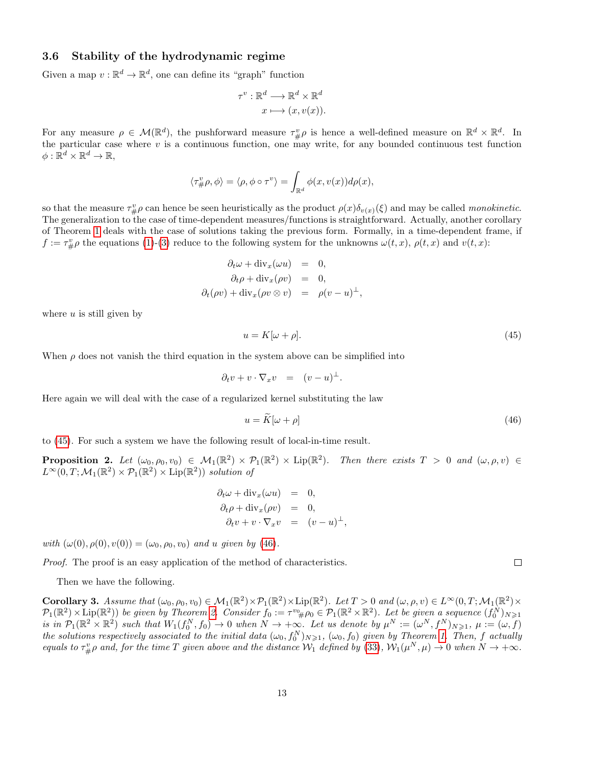### 3.6 Stability of the hydrodynamic regime

Given a map $v : \mathbb{R}^d \to \mathbb{R}^d$, one can define its "graph" function

$$
\begin{aligned}
\tau^v : \mathbb{R}^d &\longrightarrow \mathbb{R}^d \times \mathbb{R}^d \\
x &\longmapsto (x, v(x)).
\end{aligned}
$$

For any measure $\rho \in \mathcal{M}(\mathbb{R}^d)$, the pushforward measure $\tau^v_{\#}\rho$ is hence a well-defined measure on $\mathbb{R}^d \times \mathbb{R}^d$. In the particular case where $v$ is a continuous function, one may write, for any bounded continuous test function $\phi : \mathbb{R}^d \times \mathbb{R}^d \to \mathbb{R}$,

$$
\langle \tau^v_{\#}\rho, \phi \rangle = \langle \rho, \phi \circ \tau^v \rangle = \int_{\mathbb{R}^d} \phi(x, v(x)) d\rho(x),
$$

so that the measure $\tau^v_{\#}\rho$ can hence be seen heuristically as the product $\rho(x)\delta_{v(x)}(\xi)$ and may be called *monokinetic*. The generalization to the case of time-dependent measures/functions is straightforward. Actually, another corollary of Theorem 1 deals with the case of solutions taking the previous form. Formally, in a time-dependent frame, if $f := \tau^v_{\#}\rho$ the equations (1)-(3) reduce to the following system for the unknowns $\omega(t,x)$, $\rho(t,x)$ and $v(t,x)$:

$$
\begin{aligned}
\partial_t \omega + \mathrm{div}_x(\omega u) &= 0, \\
\partial_t \rho + \mathrm{div}_x(\rho v) &= 0, \\
\partial_t(\rho v) + \mathrm{div}_x(\rho v \otimes v) &= \rho(v - u)^{\perp},
\end{aligned}
$$

where $u$ is still given by

$$
u = K[\omega + \rho]. \tag{45}
$$

When $\rho$ does not vanish the third equation in the system above can be simplified into

$$
\partial_t v + v \cdot \nabla_x v = (v - u)^{\perp}.
$$

Here again we will deal with the case of a regularized kernel substituting the law

$$
u = \widetilde{K}[\omega + \rho] \tag{46}
$$

to (45). For such a system we have the following result of local-in-time result.

**Proposition 2.** *Let $(\omega_0, \rho_0, v_0) \in \mathcal{M}_1(\mathbb{R}^2) \times \mathcal{P}_1(\mathbb{R}^2) \times \mathrm{Lip}(\mathbb{R}^2)$. Then there exists $T > 0$ and $(\omega, \rho, v) \in L^\infty(0, T; \mathcal{M}_1(\mathbb{R}^2) \times \mathcal{P}_1(\mathbb{R}^2) \times \mathrm{Lip}(\mathbb{R}^2))$ solution of*

$$
\begin{aligned}
\partial_t \omega + \mathrm{div}_x(\omega u) &= 0, \\
\partial_t \rho + \mathrm{div}_x(\rho v) &= 0, \\
\partial_t v + v \cdot \nabla_x v &= (v - u)^{\perp},
\end{aligned}
$$

*with $(\omega(0), \rho(0), v(0)) = (\omega_0, \rho_0, v_0)$ and $u$ given by (46).*

*Proof.* The proof is an easy application of the method of characteristics. □

Then we have the following.

**Corollary 3.** *Assume that $(\omega_0, \rho_0, v_0) \in \mathcal{M}_1(\mathbb{R}^2) \times \mathcal{P}_1(\mathbb{R}^2) \times \mathrm{Lip}(\mathbb{R}^2)$. Let $T > 0$ and $(\omega, \rho, v) \in L^\infty(0, T; \mathcal{M}_1(\mathbb{R}^2) \times \mathcal{P}_1(\mathbb{R}^2) \times \mathrm{Lip}(\mathbb{R}^2))$ be given by Theorem 2. Consider $f_0 := \tau^{v_0}{}_{\#}\rho_0 \in \mathcal{P}_1(\mathbb{R}^2 \times \mathbb{R}^2)$. Let be given a sequence $(f_0^N)_{N \geqslant 1}$ is in $\mathcal{P}_1(\mathbb{R}^2 \times \mathbb{R}^2)$ such that $W_1(f_0^N, f_0) \to 0$ when $N \to +\infty$. Let us denote by $\mu^N := (\omega^N, f^N)_{N \geqslant 1}$, $\mu := (\omega, f)$ the solutions respectively associated to the initial data $(\omega_0, f_0^N)_{N \geqslant 1}$, $(\omega_0, f_0)$ given by Theorem 1. Then, $f$ actually equals to $\tau^v_{\#}\rho$ and, for the time $T$ given above and the distance $\mathcal{W}_1$ defined by (33), $\mathcal{W}_1(\mu^N, \mu) \to 0$ when $N \to +\infty$.*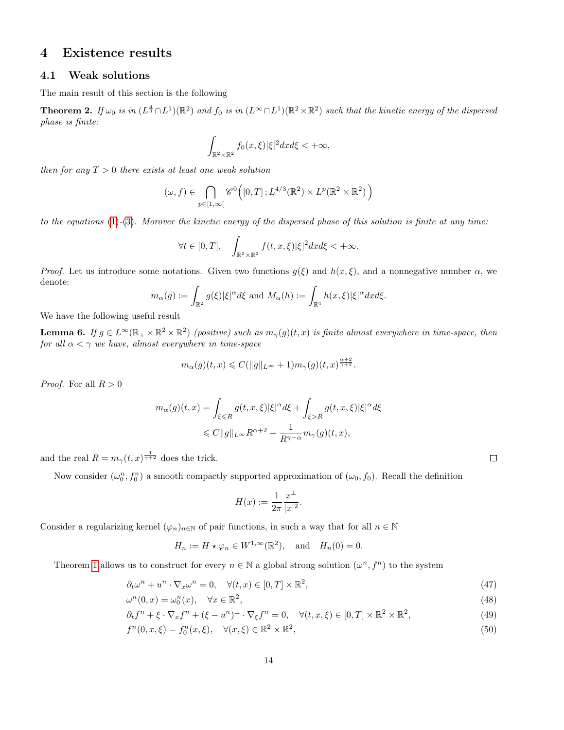# 4 Existence results

## 4.1 Weak solutions

The main result of this section is the following

**Theorem 2.** *If $\omega_0$ is in $(L^{\frac{4}{3}} \cap L^1)(\mathbb{R}^2)$ and $f_0$ is in $(L^\infty \cap L^1)(\mathbb{R}^2 \times \mathbb{R}^2)$ such that the kinetic energy of the dispersed phase is finite:*

$$\int_{\mathbb{R}^2 \times \mathbb{R}^2} f_0(x,\xi)|\xi|^2 dx d\xi < +\infty,$$

*then for any $T > 0$ there exists at least one weak solution*

$$(\omega, f) \in \bigcap_{p \in [1,\infty[} \mathscr{C}^0\Big([0,T]\,; L^{4/3}(\mathbb{R}^2) \times L^p(\mathbb{R}^2 \times \mathbb{R}^2)\Big)$$

*to the equations (1)-(3). Morover the kinetic energy of the dispersed phase of this solution is finite at any time:*

$$\forall t \in [0,T], \quad \int_{\mathbb{R}^2 \times \mathbb{R}^2} f(t,x,\xi)|\xi|^2 dx d\xi < +\infty.$$

*Proof.* Let us introduce some notations. Given two functions $g(\xi)$ and $h(x,\xi)$, and a nonnegative number $\alpha$, we denote:

$$m_\alpha(g) := \int_{\mathbb{R}^2} g(\xi)|\xi|^\alpha d\xi \text{ and } M_\alpha(h) := \int_{\mathbb{R}^4} h(x,\xi)|\xi|^\alpha dx d\xi.$$

We have the following useful result

**Lemma 6.** *If $g \in L^\infty(\mathbb{R}_+ \times \mathbb{R}^2 \times \mathbb{R}^2)$ (positive) such as $m_\gamma(g)(t,x)$ is finite almost everywhere in time-space, then for all $\alpha < \gamma$ we have, almost everywhere in time-space*

$$m_\alpha(g)(t,x) \leqslant C(\|g\|_{L^\infty} + 1) m_\gamma(g)(t,x)^{\frac{\alpha+2}{\gamma+2}}.$$

*Proof.* For all $R > 0$

$$\begin{aligned}
m_\alpha(g)(t,x) &= \int_{\xi \leqslant R} g(t,x,\xi)|\xi|^\alpha d\xi + \int_{\xi > R} g(t,x,\xi)|\xi|^\alpha d\xi \\
&\leqslant C\|g\|_{L^\infty} R^{\alpha+2} + \frac{1}{R^{\gamma-\alpha}} m_\gamma(g)(t,x),
\end{aligned}$$

and the real $R = m_\gamma(t,x)^{\frac{1}{\gamma+2}}$ does the trick. $\square$

Now consider $(\omega_0^n, f_0^n)$ a smooth compactly supported approximation of $(\omega_0, f_0)$. Recall the definition

$$H(x) := \frac{1}{2\pi}\frac{x^\perp}{|x|^2}.$$

Consider a regularizing kernel $(\varphi_n)_{n\in\mathbb{N}}$ of pair functions, in such a way that for all $n \in \mathbb{N}$

$$H_n := H \star \varphi_n \in W^{1,\infty}(\mathbb{R}^2), \quad \text{and} \quad H_n(0) = 0.$$

Theorem 1 allows us to construct for every $n \in \mathbb{N}$ a global strong solution $(\omega^n, f^n)$ to the system

$$\partial_t \omega^n + u^n \cdot \nabla_x \omega^n = 0, \quad \forall (t,x) \in [0,T] \times \mathbb{R}^2, \tag{47}$$

$$\omega^n(0,x) = \omega_0^n(x), \quad \forall x \in \mathbb{R}^2, \tag{48}$$

$$\partial_t f^n + \xi \cdot \nabla_x f^n + (\xi - u^n)^\perp \cdot \nabla_\xi f^n = 0, \quad \forall (t,x,\xi) \in [0,T] \times \mathbb{R}^2 \times \mathbb{R}^2, \tag{49}$$

$$f^n(0,x,\xi) = f_0^n(x,\xi), \quad \forall (x,\xi) \in \mathbb{R}^2 \times \mathbb{R}^2, \tag{50}$$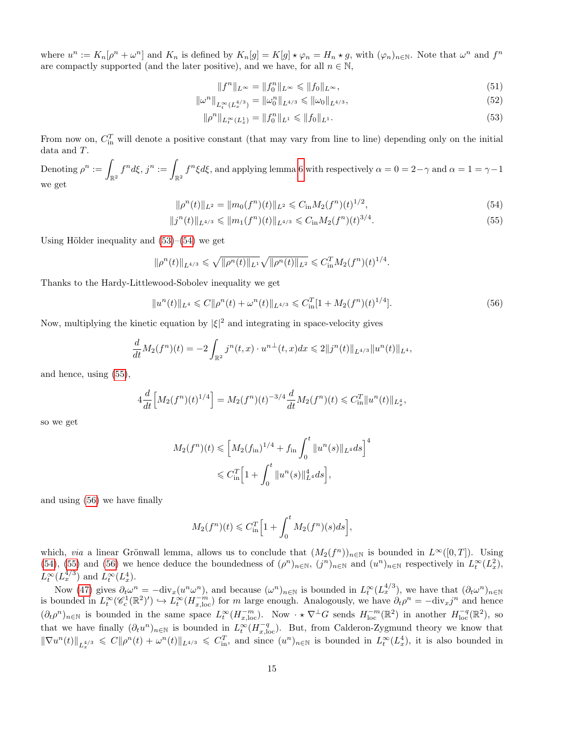where $u^n := K_n[\rho^n + \omega^n]$ and $K_n$ is defined by $K_n[g] = K[g] \star \varphi_n = H_n \star g$, with $(\varphi_n)_{n\in\mathbb{N}}$. Note that $\omega^n$ and $f^n$ are compactly supported (and the later positive), and we have, for all $n \in \mathbb{N}$,

$$\|f^n\|_{L^\infty} = \|f_0^n\|_{L^\infty} \leqslant \|f_0\|_{L^\infty}, \tag{51}$$

$$\|\omega^n\|_{L_t^\infty(L_x^{4/3})} = \|\omega_0^n\|_{L^{4/3}} \leqslant \|\omega_0\|_{L^{4/3}}, \tag{52}$$

$$\|\rho^n\|_{L_t^\infty(L_x^1)} = \|f_0^n\|_{L^1} \leqslant \|f_0\|_{L^1}. \tag{53}$$

From now on, $C_{\mathrm{in}}^T$ will denote a positive constant (that may vary from line to line) depending only on the initial data and $T$.

Denoting $\rho^n := \displaystyle\int_{\mathbb{R}^2} f^n d\xi$, $j^n := \displaystyle\int_{\mathbb{R}^2} f^n \xi d\xi$, and applying lemma 6 with respectively $\alpha = 0 = 2-\gamma$ and $\alpha = 1 = \gamma - 1$ we get

$$\|\rho^n(t)\|_{L^2} = \|m_0(f^n)(t)\|_{L^2} \leqslant C_{\mathrm{in}} M_2(f^n)(t)^{1/2}, \tag{54}$$

$$\|j^n(t)\|_{L^{4/3}} \leqslant \|m_1(f^n)(t)\|_{L^{4/3}} \leqslant C_{\mathrm{in}} M_2(f^n)(t)^{3/4}. \tag{55}$$

Using Hölder inequality and (53)–(54) we get

$$\|\rho^n(t)\|_{L^{4/3}} \leqslant \sqrt{\|\rho^n(t)\|_{L^1}}\sqrt{\|\rho^n(t)\|_{L^2}} \leqslant C_{\mathrm{in}}^T M_2(f^n)(t)^{1/4}.$$

Thanks to the Hardy-Littlewood-Sobolev inequality we get

$$\|u^n(t)\|_{L^4} \leqslant C\|\rho^n(t) + \omega^n(t)\|_{L^{4/3}} \leqslant C_{\mathrm{in}}^T[1 + M_2(f^n)(t)^{1/4}]. \tag{56}$$

Now, multiplying the kinetic equation by $|\xi|^2$ and integrating in space-velocity gives

$$\frac{d}{dt}M_2(f^n)(t) = -2\int_{\mathbb{R}^2} j^n(t,x)\cdot u^{n\perp}(t,x)dx \leqslant 2\|j^n(t)\|_{L^{4/3}}\|u^n(t)\|_{L^4},$$

and hence, using (55),

$$4\frac{d}{dt}\Big[M_2(f^n)(t)^{1/4}\Big] = M_2(f^n)(t)^{-3/4}\frac{d}{dt}M_2(f^n)(t) \leqslant C_{\mathrm{in}}^T\|u^n(t)\|_{L_x^4},$$

so we get

$$\begin{aligned} M_2(f^n)(t) &\leqslant \Big[M_2(f_{\mathrm{in}})^{1/4} + f_{\mathrm{in}}\int_0^t \|u^n(s)\|_{L^4}ds\Big]^4 \\ &\leqslant C_{\mathrm{in}}^T\Big[1 + \int_0^t \|u^n(s)\|_{L^4}^4 ds\Big], \end{aligned}$$

and using (56) we have finally

$$M_2(f^n)(t) \leqslant C_{\mathrm{in}}^T\Big[1 + \int_0^t M_2(f^n)(s)ds\Big],$$

which, *via* a linear Grönwall lemma, allows us to conclude that $(M_2(f^n))_{n\in\mathbb{N}}$ is bounded in $L^\infty([0,T])$. Using (54), (55) and (56) we hence deduce the boundedness of $(\rho^n)_{n\in\mathbb{N}}$, $(j^n)_{n\in\mathbb{N}}$ and $(u^n)_{n\in\mathbb{N}}$ respectively in $L_t^\infty(L_x^2)$, $L_t^\infty(L_x^{4/3})$ and $L_t^\infty(L_x^4)$.

Now (47) gives $\partial_t\omega^n = -\mathrm{div}_x(u^n\omega^n)$, and because $(\omega^n)_{n\in\mathbb{N}}$ is bounded in $L_t^\infty(L_x^{4/3})$, we have that $(\partial_t\omega^n)_{n\in\mathbb{N}}$ is bounded in $L_t^\infty(\mathscr{C}_c^1(\mathbb{R}^2)') \hookrightarrow L_t^\infty(H_{x,\mathrm{loc}}^{-m})$ for $m$ large enough. Analogously, we have $\partial_t\rho^n = -\mathrm{div}_x j^n$ and hence $(\partial_t\rho^n)_{n\in\mathbb{N}}$ is bounded in the same space $L_t^\infty(H_{x,\mathrm{loc}}^{-m})$. Now $\cdot \star \nabla^\perp G$ sends $H_{\mathrm{loc}}^{-m}(\mathbb{R}^2)$ in another $H_{\mathrm{loc}}^{-q}(\mathbb{R}^2)$, so that we have finally $(\partial_t u^n)_{n\in\mathbb{N}}$ is bounded in $L_t^\infty(H_{x,\mathrm{loc}}^{-q})$. But, from Calderon-Zygmund theory we know that $\|\nabla u^n(t)\|_{L_x^{4/3}} \leqslant C\|\rho^n(t) + \omega^n(t)\|_{L^{4/3}} \leqslant C_{\mathrm{in}}^T$, and since $(u^n)_{n\in\mathbb{N}}$ is bounded in $L_t^\infty(L_x^4)$, it is also bounded in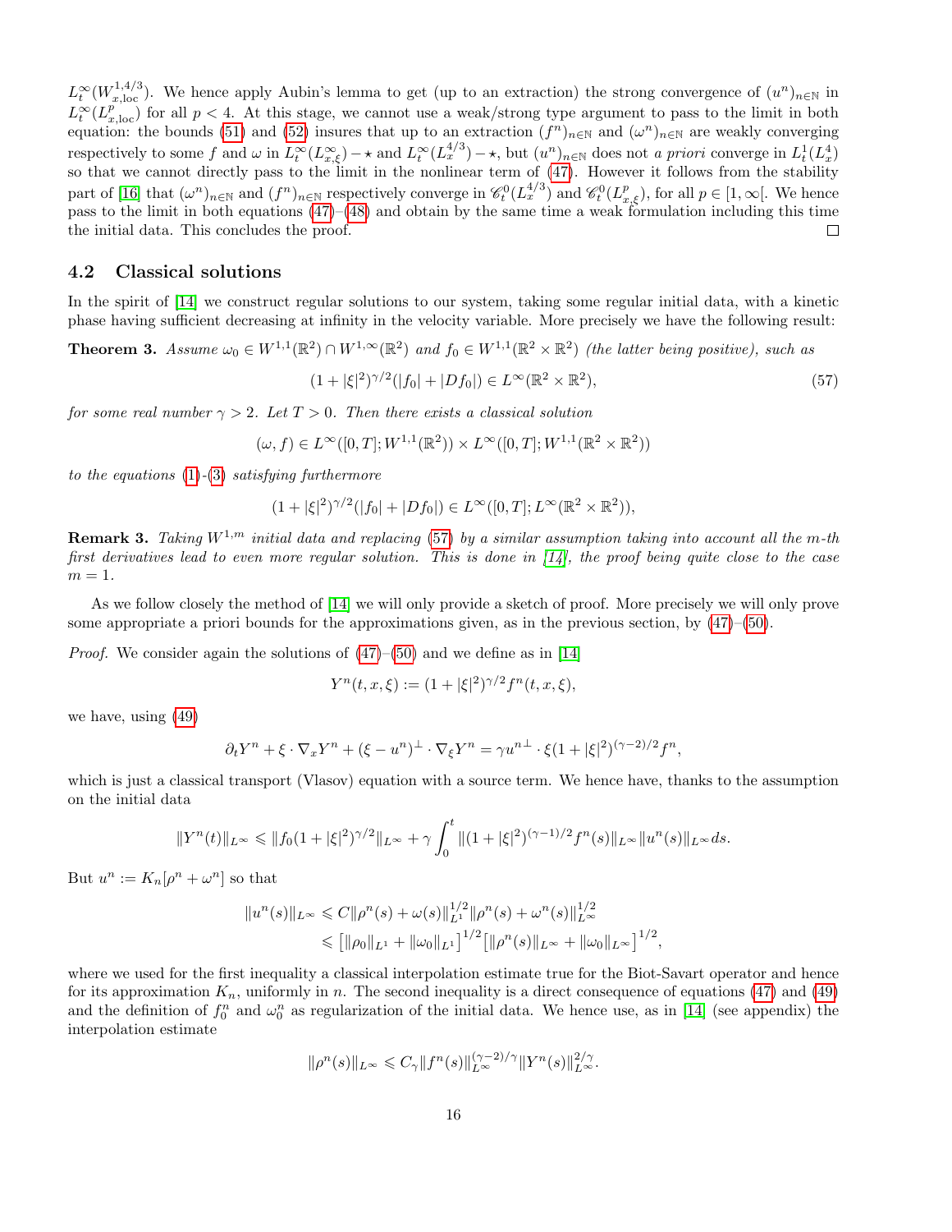$L^\infty_t(W^{1,4/3}_{x,\text{loc}})$. We hence apply Aubin's lemma to get (up to an extraction) the strong convergence of $(u^n)_{n\in\mathbb{N}}$ in $L^\infty_t(L^p_{x,\text{loc}})$ for all $p<4$. At this stage, we cannot use a weak/strong type argument to pass to the limit in both equation: the bounds (51) and (52) insures that up to an extraction $(f^n)_{n\in\mathbb{N}}$ and $(\omega^n)_{n\in\mathbb{N}}$ are weakly converging respectively to some $f$ and $\omega$ in $L^\infty_t(L^\infty_{x,\xi})-\star$ and $L^\infty_t(L^{4/3}_x)-\star$, but $(u^n)_{n\in\mathbb{N}}$ does not *a priori* converge in $L^1_t(L^4_x)$ so that we cannot directly pass to the limit in the nonlinear term of (47). However it follows from the stability part of [16] that $(\omega^n)_{n\in\mathbb{N}}$ and $(f^n)_{n\in\mathbb{N}}$ respectively converge in $\mathscr{C}^0_t(L^{4/3}_x)$ and $\mathscr{C}^0_t(L^p_{x,\xi})$, for all $p\in[1,\infty[$. We hence pass to the limit in both equations (47)–(48) and obtain by the same time a weak formulation including this time the initial data. This concludes the proof. □

### 4.2 Classical solutions

In the spirit of [14] we construct regular solutions to our system, taking some regular initial data, with a kinetic phase having sufficient decreasing at infinity in the velocity variable. More precisely we have the following result:

**Theorem 3.** *Assume $\omega_0\in W^{1,1}(\mathbb{R}^2)\cap W^{1,\infty}(\mathbb{R}^2)$ and $f_0\in W^{1,1}(\mathbb{R}^2\times\mathbb{R}^2)$ (the latter being positive), such as*

$$(1+|\xi|^2)^{\gamma/2}(|f_0|+|Df_0|)\in L^\infty(\mathbb{R}^2\times\mathbb{R}^2), \tag{57}$$

*for some real number $\gamma>2$. Let $T>0$. Then there exists a classical solution*

$$(\omega,f)\in L^\infty([0,T];W^{1,1}(\mathbb{R}^2))\times L^\infty([0,T];W^{1,1}(\mathbb{R}^2\times\mathbb{R}^2))$$

*to the equations (1)-(3) satisfying furthermore*

$$(1+|\xi|^2)^{\gamma/2}(|f_0|+|Df_0|)\in L^\infty([0,T];L^\infty(\mathbb{R}^2\times\mathbb{R}^2)),$$

**Remark 3.** *Taking $W^{1,m}$ initial data and replacing (57) by a similar assumption taking into account all the $m$-th first derivatives lead to even more regular solution. This is done in [14], the proof being quite close to the case $m=1$.*

As we follow closely the method of [14] we will only provide a sketch of proof. More precisely we will only prove some appropriate a priori bounds for the approximations given, as in the previous section, by (47)–(50).

*Proof.* We consider again the solutions of (47)–(50) and we define as in [14]

$$Y^n(t,x,\xi):=(1+|\xi|^2)^{\gamma/2}f^n(t,x,\xi),$$

we have, using (49)

$$\partial_t Y^n+\xi\cdot\nabla_x Y^n+(\xi-u^n)^\perp\cdot\nabla_\xi Y^n=\gamma u^{n\perp}\cdot\xi(1+|\xi|^2)^{(\gamma-2)/2}f^n,$$

which is just a classical transport (Vlasov) equation with a source term. We hence have, thanks to the assumption on the initial data

$$\|Y^n(t)\|_{L^\infty}\leqslant\|f_0(1+|\xi|^2)^{\gamma/2}\|_{L^\infty}+\gamma\int_0^t\|(1+|\xi|^2)^{(\gamma-1)/2}f^n(s)\|_{L^\infty}\|u^n(s)\|_{L^\infty}ds.$$

But $u^n:=K_n[\rho^n+\omega^n]$ so that

$$\begin{aligned}\|u^n(s)\|_{L^\infty}&\leqslant C\|\rho^n(s)+\omega(s)\|^{1/2}_{L^1}\|\rho^n(s)+\omega^n(s)\|^{1/2}_{L^\infty}\\&\leqslant\big[\|\rho_0\|_{L^1}+\|\omega_0\|_{L^1}\big]^{1/2}\big[\|\rho^n(s)\|_{L^\infty}+\|\omega_0\|_{L^\infty}\big]^{1/2},\end{aligned}$$

where we used for the first inequality a classical interpolation estimate true for the Biot-Savart operator and hence for its approximation $K_n$, uniformly in $n$. The second inequality is a direct consequence of equations (47) and (49) and the definition of $f^n_0$ and $\omega^n_0$ as regularization of the initial data. We hence use, as in [14] (see appendix) the interpolation estimate

$$\|\rho^n(s)\|_{L^\infty}\leqslant C_\gamma\|f^n(s)\|^{(\gamma-2)/\gamma}_{L^\infty}\|Y^n(s)\|^{2/\gamma}_{L^\infty}.$$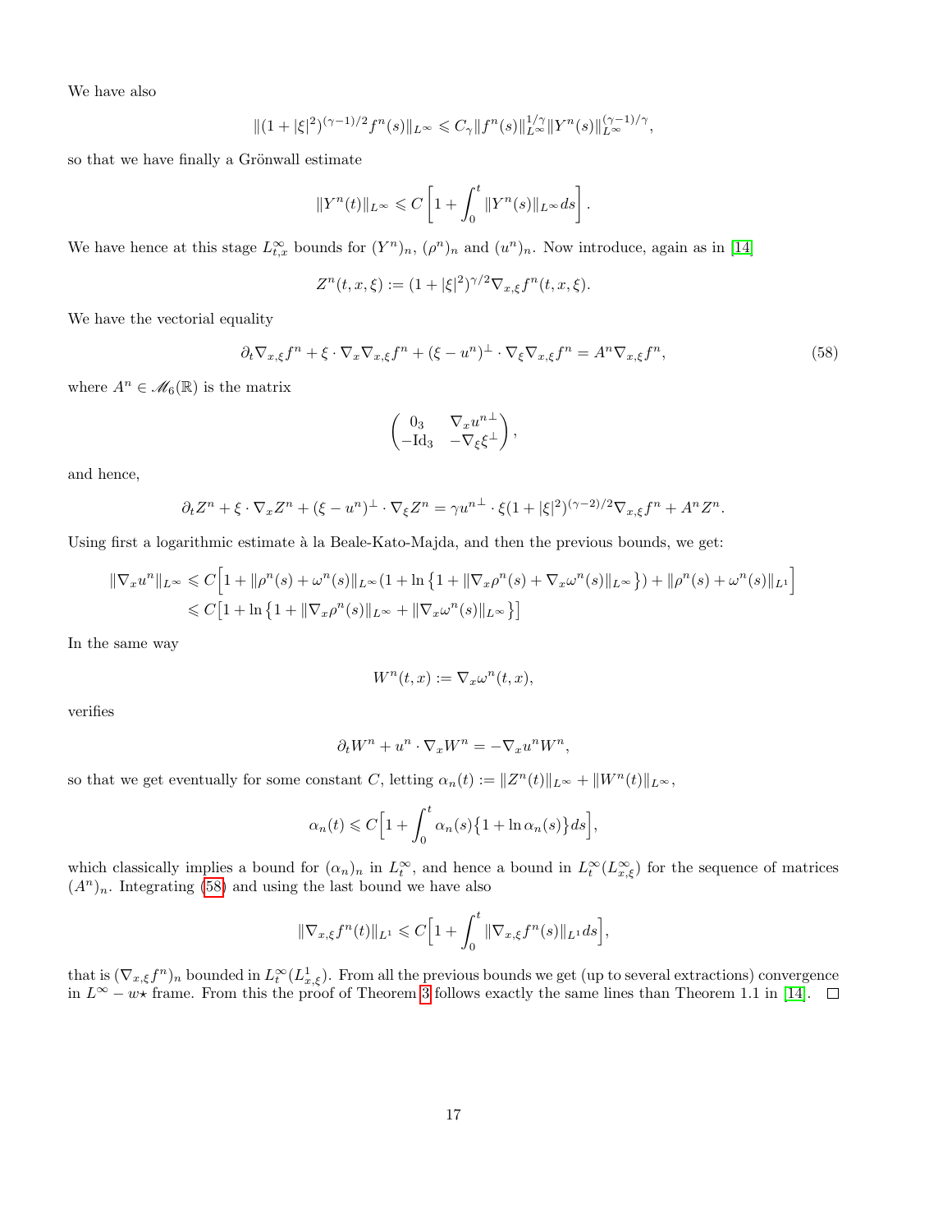We have also

$$\|(1+|\xi|^2)^{(\gamma-1)/2} f^n(s)\|_{L^\infty} \leqslant C_\gamma \|f^n(s)\|_{L^\infty}^{1/\gamma} \|Y^n(s)\|_{L^\infty}^{(\gamma-1)/\gamma},$$

so that we have finally a Grönwall estimate

$$\|Y^n(t)\|_{L^\infty} \leqslant C\left[1+\int_0^t \|Y^n(s)\|_{L^\infty} ds\right].$$

We have hence at this stage $L^\infty_{t,x}$ bounds for $(Y^n)_n$, $(\rho^n)_n$ and $(u^n)_n$. Now introduce, again as in [14]

$$Z^n(t,x,\xi) := (1+|\xi|^2)^{\gamma/2} \nabla_{x,\xi} f^n(t,x,\xi).$$

We have the vectorial equality

$$\partial_t \nabla_{x,\xi} f^n + \xi \cdot \nabla_x \nabla_{x,\xi} f^n + (\xi - u^n)^\perp \cdot \nabla_\xi \nabla_{x,\xi} f^n = A^n \nabla_{x,\xi} f^n, \tag{58}$$

where $A^n \in \mathscr{M}_6(\mathbb{R})$ is the matrix

$$\begin{pmatrix} 0_3 & \nabla_x u^{n\perp} \\ -\mathrm{Id}_3 & -\nabla_\xi \xi^\perp \end{pmatrix},$$

and hence,

$$\partial_t Z^n + \xi \cdot \nabla_x Z^n + (\xi - u^n)^\perp \cdot \nabla_\xi Z^n = \gamma u^{n\perp} \cdot \xi (1+|\xi|^2)^{(\gamma-2)/2} \nabla_{x,\xi} f^n + A^n Z^n.$$

Using first a logarithmic estimate à la Beale-Kato-Majda, and then the previous bounds, we get:

$$\begin{aligned}
\|\nabla_x u^n\|_{L^\infty} &\leqslant C\Big[1 + \|\rho^n(s)+\omega^n(s)\|_{L^\infty}(1+\ln\big\{1+\|\nabla_x\rho^n(s)+\nabla_x\omega^n(s)\|_{L^\infty}\big\}) + \|\rho^n(s)+\omega^n(s)\|_{L^1}\Big] \\
&\leqslant C\big[1+\ln\big\{1+\|\nabla_x\rho^n(s)\|_{L^\infty}+\|\nabla_x\omega^n(s)\|_{L^\infty}\big\}\big]
\end{aligned}$$

In the same way

$$W^n(t,x) := \nabla_x \omega^n(t,x),$$

verifies

$$\partial_t W^n + u^n \cdot \nabla_x W^n = -\nabla_x u^n W^n,$$

so that we get eventually for some constant $C$, letting $\alpha_n(t) := \|Z^n(t)\|_{L^\infty} + \|W^n(t)\|_{L^\infty}$,

$$\alpha_n(t) \leqslant C\Big[1+\int_0^t \alpha_n(s)\big\{1+\ln\alpha_n(s)\big\}ds\Big],$$

which classically implies a bound for $(\alpha_n)_n$ in $L^\infty_t$, and hence a bound in $L^\infty_t(L^\infty_{x,\xi})$ for the sequence of matrices $(A^n)_n$. Integrating (58) and using the last bound we have also

$$\|\nabla_{x,\xi} f^n(t)\|_{L^1} \leqslant C\Big[1+\int_0^t \|\nabla_{x,\xi} f^n(s)\|_{L^1} ds\Big],$$

that is $(\nabla_{x,\xi} f^n)_n$ bounded in $L^\infty_t(L^1_{x,\xi})$. From all the previous bounds we get (up to several extractions) convergence in $L^\infty - w\star$ frame. From this the proof of Theorem 3 follows exactly the same lines than Theorem 1.1 in [14]. □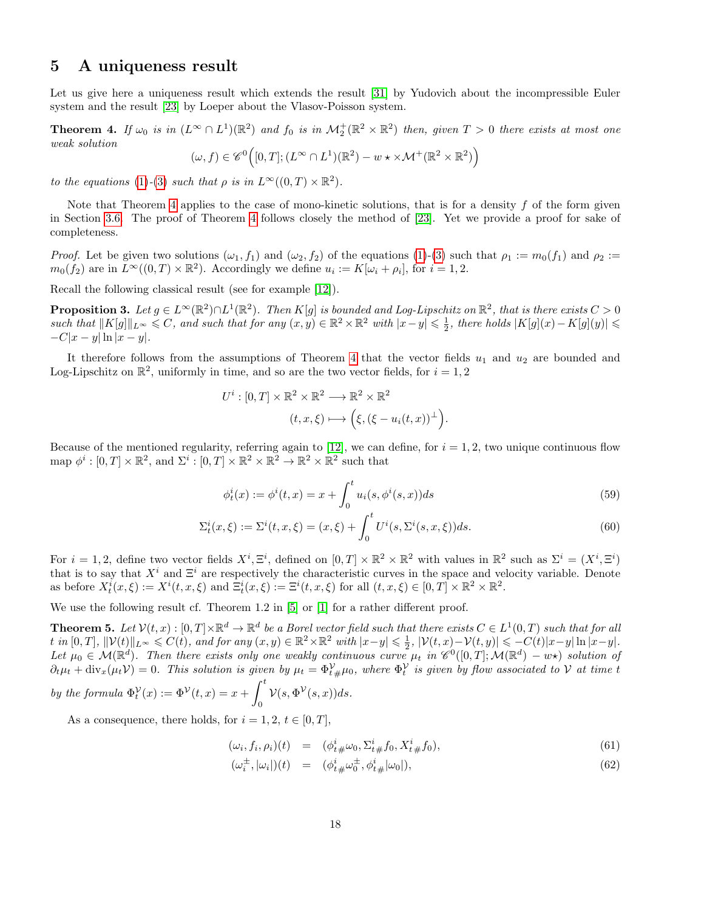# 5 A uniqueness result

Let us give here a uniqueness result which extends the result [31] by Yudovich about the incompressible Euler system and the result [23] by Loeper about the Vlasov-Poisson system.

**Theorem 4.** *If $\omega_0$ is in $(L^\infty \cap L^1)(\mathbb{R}^2)$ and $f_0$ is in $\mathcal{M}_2^+(\mathbb{R}^2 \times \mathbb{R}^2)$ then, given $T > 0$ there exists at most one weak solution*

$$(\omega, f) \in \mathscr{C}^0\Big([0,T]; (L^\infty \cap L^1)(\mathbb{R}^2) - w\star \times \mathcal{M}^+(\mathbb{R}^2 \times \mathbb{R}^2)\Big)$$

*to the equations (1)-(3) such that $\rho$ is in $L^\infty((0,T) \times \mathbb{R}^2)$.*

Note that Theorem 4 applies to the case of mono-kinetic solutions, that is for a density $f$ of the form given in Section 3.6. The proof of Theorem 4 follows closely the method of [23]. Yet we provide a proof for sake of completeness.

*Proof.* Let be given two solutions $(\omega_1, f_1)$ and $(\omega_2, f_2)$ of the equations (1)-(3) such that $\rho_1 := m_0(f_1)$ and $\rho_2 := m_0(f_2)$ are in $L^\infty((0,T) \times \mathbb{R}^2)$. Accordingly we define $u_i := K[\omega_i + \rho_i]$, for $i = 1, 2$.

Recall the following classical result (see for example [12]).

**Proposition 3.** *Let $g \in L^\infty(\mathbb{R}^2) \cap L^1(\mathbb{R}^2)$. Then $K[g]$ is bounded and Log-Lipschitz on $\mathbb{R}^2$, that is there exists $C > 0$ such that $\|K[g]\|_{L^\infty} \leqslant C$, and such that for any $(x,y) \in \mathbb{R}^2 \times \mathbb{R}^2$ with $|x-y| \leqslant \frac{1}{2}$, there holds $|K[g](x) - K[g](y)| \leqslant -C|x-y| \ln|x-y|$.*

It therefore follows from the assumptions of Theorem 4 that the vector fields $u_1$ and $u_2$ are bounded and Log-Lipschitz on $\mathbb{R}^2$, uniformly in time, and so are the two vector fields, for $i = 1, 2$

$$\begin{aligned} U^i : [0,T] \times \mathbb{R}^2 \times \mathbb{R}^2 &\longrightarrow \mathbb{R}^2 \times \mathbb{R}^2 \\ (t, x, \xi) &\longmapsto \Big(\xi, (\xi - u_i(t,x))^\perp\Big). \end{aligned}$$

Because of the mentioned regularity, referring again to [12], we can define, for $i = 1, 2$, two unique continuous flow map $\phi^i : [0,T] \times \mathbb{R}^2$, and $\Sigma^i : [0,T] \times \mathbb{R}^2 \times \mathbb{R}^2 \to \mathbb{R}^2 \times \mathbb{R}^2$ such that

$$\phi^i_t(x) := \phi^i(t,x) = x + \int_0^t u_i(s, \phi^i(s,x)) ds \tag{59}$$

$$\Sigma^i_t(x,\xi) := \Sigma^i(t,x,\xi) = (x,\xi) + \int_0^t U^i(s, \Sigma^i(s,x,\xi)) ds. \tag{60}$$

For $i = 1, 2$, define two vector fields $X^i, \Xi^i$, defined on $[0,T] \times \mathbb{R}^2 \times \mathbb{R}^2$ with values in $\mathbb{R}^2$ such as $\Sigma^i = (X^i, \Xi^i)$ that is to say that $X^i$ and $\Xi^i$ are respectively the characteristic curves in the space and velocity variable. Denote as before $X^i_t(x,\xi) := X^i(t,x,\xi)$ and $\Xi^i_t(x,\xi) := \Xi^i(t,x,\xi)$ for all $(t,x,\xi) \in [0,T] \times \mathbb{R}^2 \times \mathbb{R}^2$.

We use the following result cf. Theorem 1.2 in [5] or [1] for a rather different proof.

**Theorem 5.** *Let $\mathcal{V}(t,x) : [0,T] \times \mathbb{R}^d \to \mathbb{R}^d$ be a Borel vector field such that there exists $C \in L^1(0,T)$ such that for all $t$ in $[0,T]$, $\|\mathcal{V}(t)\|_{L^\infty} \leqslant C(t)$, and for any $(x,y) \in \mathbb{R}^2 \times \mathbb{R}^2$ with $|x-y| \leqslant \frac{1}{2}$, $|\mathcal{V}(t,x) - \mathcal{V}(t,y)| \leqslant -C(t)|x-y| \ln|x-y|$. Let $\mu_0 \in \mathcal{M}(\mathbb{R}^d)$. Then there exists only one weakly continuous curve $\mu_t$ in $\mathscr{C}^0([0,T]; \mathcal{M}(\mathbb{R}^d) - w\star)$ solution of $\partial_t \mu_t + \operatorname{div}_x(\mu_t \mathcal{V}) = 0$. This solution is given by $\mu_t = \Phi^{\mathcal{V}}_{t\#}\mu_0$, where $\Phi^{\mathcal{V}}_t$ is given by flow associated to $\mathcal{V}$ at time $t$ by the formula $\Phi^{\mathcal{V}}_t(x) := \Phi^{\mathcal{V}}(t,x) = x + \displaystyle\int_0^t \mathcal{V}(s, \Phi^{\mathcal{V}}(s,x)) ds$.*

As a consequence, there holds, for $i = 1, 2$, $t \in [0,T]$,

$$(\omega_i, f_i, \rho_i)(t) = (\phi^i_{t\#}\omega_0, \Sigma^i_{t\#} f_0, X^i_{t\#} f_0), \tag{61}$$

$$(\omega_i^\pm, |\omega_i|)(t) = (\phi^i_{t\#}\omega_0^\pm, \phi^i_{t\#}|\omega_0|), \tag{62}$$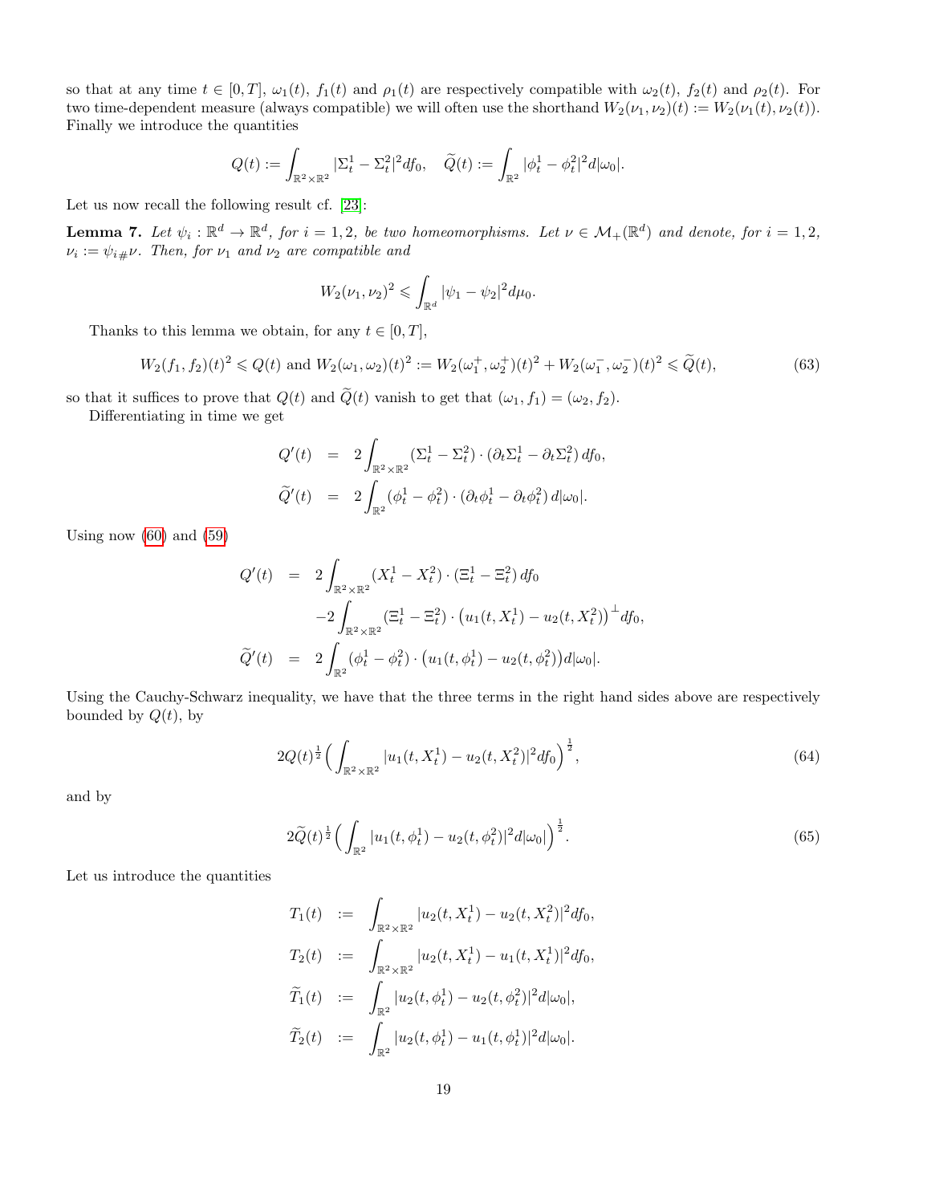so that at any time $t \in [0,T]$, $\omega_1(t)$, $f_1(t)$ and $\rho_1(t)$ are respectively compatible with $\omega_2(t)$, $f_2(t)$ and $\rho_2(t)$. For two time-dependent measure (always compatible) we will often use the shorthand $W_2(\nu_1,\nu_2)(t) := W_2(\nu_1(t),\nu_2(t))$. Finally we introduce the quantities

$$Q(t) := \int_{\mathbb{R}^2\times\mathbb{R}^2} |\Sigma_t^1 - \Sigma_t^2|^2 df_0, \quad \widetilde{Q}(t) := \int_{\mathbb{R}^2} |\phi_t^1 - \phi_t^2|^2 d|\omega_0|.$$

Let us now recall the following result cf. [23]:

**Lemma 7.** *Let $\psi_i : \mathbb{R}^d \to \mathbb{R}^d$, for $i = 1,2$, be two homeomorphisms. Let $\nu \in \mathcal{M}_+(\mathbb{R}^d)$ and denote, for $i = 1,2$, $\nu_i := \psi_{i\#}\nu$. Then, for $\nu_1$ and $\nu_2$ are compatible and*

$$W_2(\nu_1,\nu_2)^2 \leqslant \int_{\mathbb{R}^d} |\psi_1 - \psi_2|^2 d\mu_0.$$

Thanks to this lemma we obtain, for any $t \in [0,T]$,

$$W_2(f_1,f_2)(t)^2 \leqslant Q(t) \text{ and } W_2(\omega_1,\omega_2)(t)^2 := W_2(\omega_1^+,\omega_2^+)(t)^2 + W_2(\omega_1^-,\omega_2^-)(t)^2 \leqslant \widetilde{Q}(t), \tag{63}$$

so that it suffices to prove that $Q(t)$ and $\widetilde{Q}(t)$ vanish to get that $(\omega_1,f_1) = (\omega_2,f_2)$.

Differentiating in time we get

$$\begin{aligned} Q'(t) &= 2\int_{\mathbb{R}^2\times\mathbb{R}^2} (\Sigma_t^1 - \Sigma_t^2)\cdot(\partial_t\Sigma_t^1 - \partial_t\Sigma_t^2)\, df_0, \\ \widetilde{Q}'(t) &= 2\int_{\mathbb{R}^2} (\phi_t^1 - \phi_t^2)\cdot(\partial_t\phi_t^1 - \partial_t\phi_t^2)\, d|\omega_0|. \end{aligned}$$

Using now (60) and (59)

$$\begin{aligned} Q'(t) &= 2\int_{\mathbb{R}^2\times\mathbb{R}^2} (X_t^1 - X_t^2)\cdot(\Xi_t^1 - \Xi_t^2)\, df_0 \\ &\quad -2\int_{\mathbb{R}^2\times\mathbb{R}^2} (\Xi_t^1 - \Xi_t^2)\cdot\big(u_1(t,X_t^1) - u_2(t,X_t^2)\big)^\perp df_0, \\ \widetilde{Q}'(t) &= 2\int_{\mathbb{R}^2} (\phi_t^1 - \phi_t^2)\cdot\big(u_1(t,\phi_t^1) - u_2(t,\phi_t^2)\big) d|\omega_0|. \end{aligned}$$

Using the Cauchy-Schwarz inequality, we have that the three terms in the right hand sides above are respectively bounded by $Q(t)$, by

$$2Q(t)^{\frac{1}{2}}\Big(\int_{\mathbb{R}^2\times\mathbb{R}^2} |u_1(t,X_t^1) - u_2(t,X_t^2)|^2 df_0\Big)^{\frac{1}{2}}, \tag{64}$$

and by

$$2\widetilde{Q}(t)^{\frac{1}{2}}\Big(\int_{\mathbb{R}^2} |u_1(t,\phi_t^1) - u_2(t,\phi_t^2)|^2 d|\omega_0|\Big)^{\frac{1}{2}}. \tag{65}$$

Let us introduce the quantities

$$\begin{aligned} T_1(t) &:= \int_{\mathbb{R}^2\times\mathbb{R}^2} |u_2(t,X_t^1) - u_2(t,X_t^2)|^2 df_0, \\ T_2(t) &:= \int_{\mathbb{R}^2\times\mathbb{R}^2} |u_2(t,X_t^1) - u_1(t,X_t^1)|^2 df_0, \\ \widetilde{T}_1(t) &:= \int_{\mathbb{R}^2} |u_2(t,\phi_t^1) - u_2(t,\phi_t^2)|^2 d|\omega_0|, \\ \widetilde{T}_2(t) &:= \int_{\mathbb{R}^2} |u_2(t,\phi_t^1) - u_1(t,\phi_t^1)|^2 d|\omega_0|. \end{aligned}$$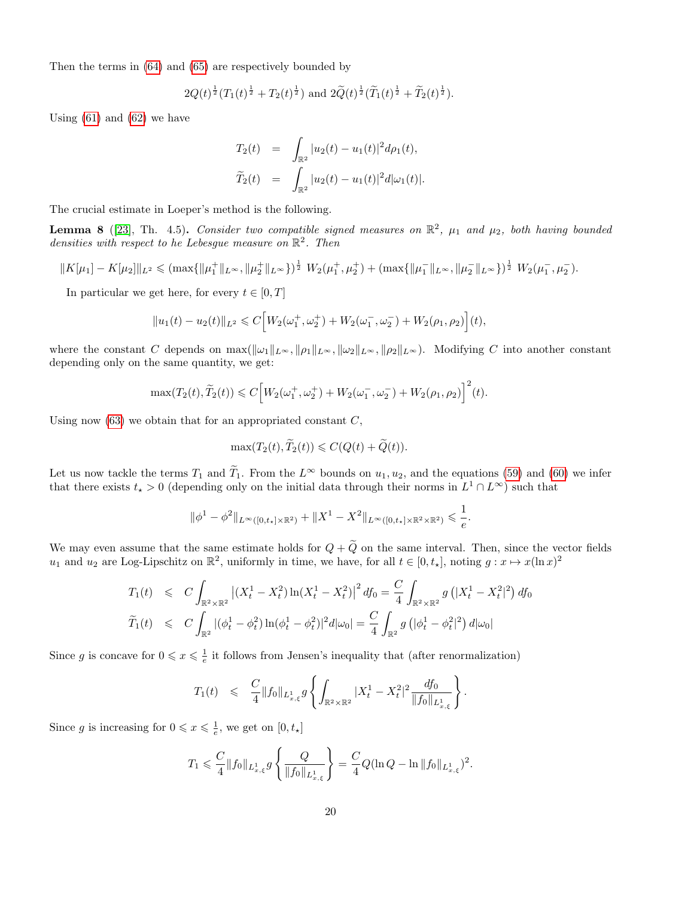Then the terms in (64) and (65) are respectively bounded by

$$2Q(t)^{\frac{1}{2}}(T_1(t)^{\frac{1}{2}} + T_2(t)^{\frac{1}{2}}) \text{ and } 2\widetilde{Q}(t)^{\frac{1}{2}}(\widetilde{T}_1(t)^{\frac{1}{2}} + \widetilde{T}_2(t)^{\frac{1}{2}}).$$

Using (61) and (62) we have

$$\begin{aligned}
T_2(t) &= \int_{\mathbb{R}^2} |u_2(t) - u_1(t)|^2 d\rho_1(t),\\
\widetilde{T}_2(t) &= \int_{\mathbb{R}^2} |u_2(t) - u_1(t)|^2 d|\omega_1(t)|.
\end{aligned}$$

The crucial estimate in Loeper's method is the following.

**Lemma 8** ([23], Th. 4.5)**.** *Consider two compatible signed measures on $\mathbb{R}^2$, $\mu_1$ and $\mu_2$, both having bounded densities with respect to he Lebesgue measure on $\mathbb{R}^2$. Then*

$$\|K[\mu_1] - K[\mu_2]\|_{L^2} \leqslant (\max\{\|\mu_1^+\|_{L^\infty}, \|\mu_2^+\|_{L^\infty}\})^{\frac{1}{2}} \; W_2(\mu_1^+, \mu_2^+) + (\max\{\|\mu_1^-\|_{L^\infty}, \|\mu_2^-\|_{L^\infty}\})^{\frac{1}{2}} \; W_2(\mu_1^-, \mu_2^-).$$

In particular we get here, for every $t \in [0, T]$

$$\|u_1(t) - u_2(t)\|_{L^2} \leqslant C\Big[W_2(\omega_1^+, \omega_2^+) + W_2(\omega_1^-, \omega_2^-) + W_2(\rho_1, \rho_2)\Big](t),$$

where the constant $C$ depends on $\max(\|\omega_1\|_{L^\infty}, \|\rho_1\|_{L^\infty}, \|\omega_2\|_{L^\infty}, \|\rho_2\|_{L^\infty})$. Modifying $C$ into another constant depending only on the same quantity, we get:

$$\max(T_2(t), \widetilde{T}_2(t)) \leqslant C\Big[W_2(\omega_1^+, \omega_2^+) + W_2(\omega_1^-, \omega_2^-) + W_2(\rho_1, \rho_2)\Big]^2(t).$$

Using now (63) we obtain that for an appropriated constant $C$,

$$\max(T_2(t), \widetilde{T}_2(t)) \leqslant C(Q(t) + \widetilde{Q}(t)).$$

Let us now tackle the terms $T_1$ and $\widetilde{T}_1$. From the $L^\infty$ bounds on $u_1, u_2$, and the equations (59) and (60) we infer that there exists $t_\star > 0$ (depending only on the initial data through their norms in $L^1 \cap L^\infty$) such that

$$\|\phi^1 - \phi^2\|_{L^\infty([0,t_\star]\times\mathbb{R}^2)} + \|X^1 - X^2\|_{L^\infty([0,t_\star]\times\mathbb{R}^2\times\mathbb{R}^2)} \leqslant \frac{1}{e}.$$

We may even assume that the same estimate holds for $Q + \widetilde{Q}$ on the same interval. Then, since the vector fields $u_1$ and $u_2$ are Log-Lipschitz on $\mathbb{R}^2$, uniformly in time, we have, for all $t \in [0, t_\star]$, noting $g : x \mapsto x(\ln x)^2$

$$\begin{aligned}
T_1(t) &\leqslant C\int_{\mathbb{R}^2\times\mathbb{R}^2} \left|(X_t^1 - X_t^2)\ln(X_t^1 - X_t^2)\right|^2 df_0 = \frac{C}{4}\int_{\mathbb{R}^2\times\mathbb{R}^2} g\left(|X_t^1 - X_t^2|^2\right) df_0\\
\widetilde{T}_1(t) &\leqslant C\int_{\mathbb{R}^2} |(\phi_t^1 - \phi_t^2)\ln(\phi_t^1 - \phi_t^2)|^2 d|\omega_0| = \frac{C}{4}\int_{\mathbb{R}^2} g\left(|\phi_t^1 - \phi_t^2|^2\right) d|\omega_0|
\end{aligned}$$

Since $g$ is concave for $0 \leqslant x \leqslant \frac{1}{e}$ it follows from Jensen's inequality that (after renormalization)

$$T_1(t) \leqslant \frac{C}{4}\|f_0\|_{L^1_{x,\xi}}\, g\left\{\int_{\mathbb{R}^2\times\mathbb{R}^2} |X_t^1 - X_t^2|^2 \frac{df_0}{\|f_0\|_{L^1_{x,\xi}}}\right\}.$$

Since $g$ is increasing for $0 \leqslant x \leqslant \frac{1}{e}$, we get on $[0, t_\star]$

$$T_1 \leqslant \frac{C}{4}\|f_0\|_{L^1_{x,\xi}}\, g\left\{\frac{Q}{\|f_0\|_{L^1_{x,\xi}}}\right\} = \frac{C}{4}Q(\ln Q - \ln\|f_0\|_{L^1_{x,\xi}})^2.$$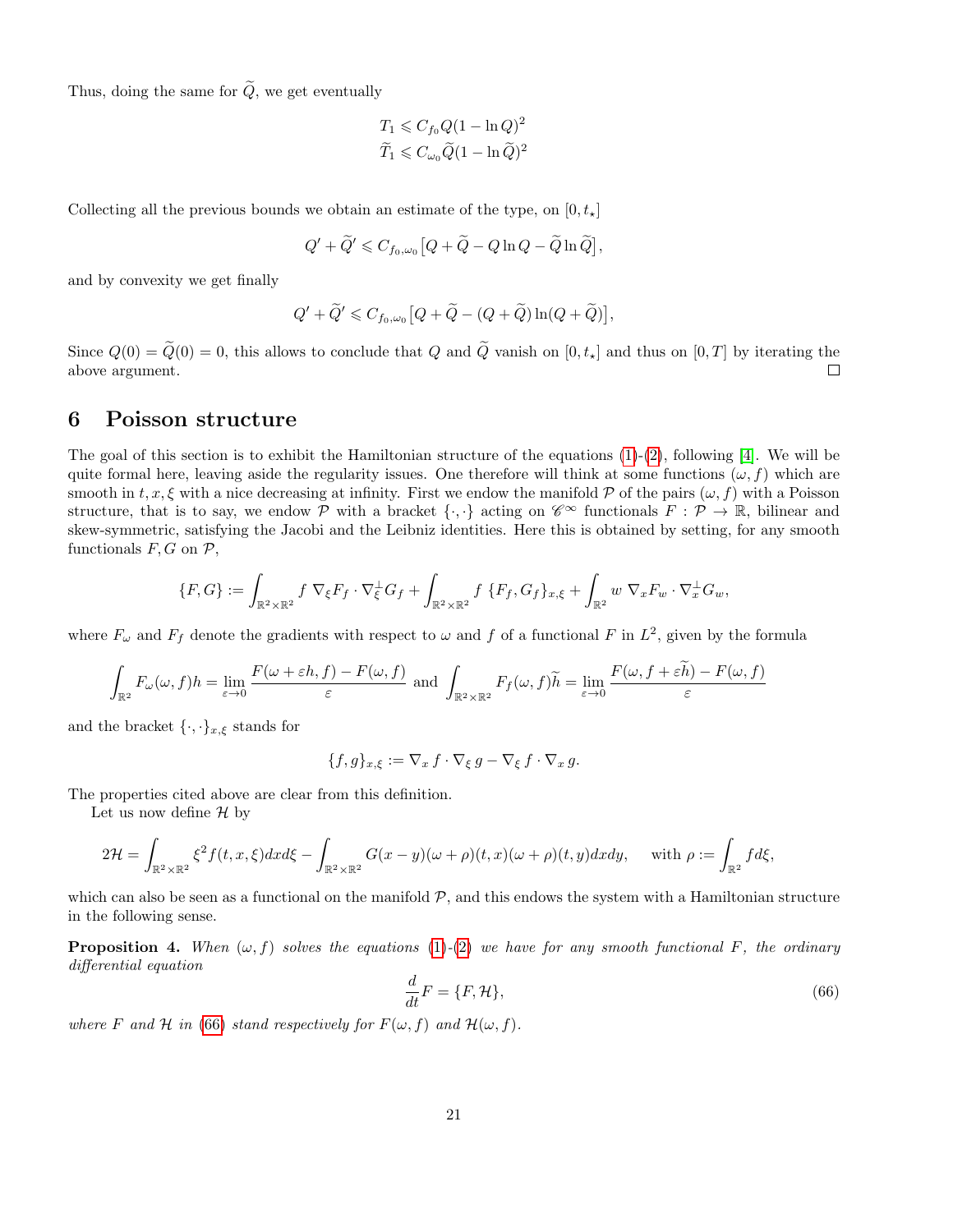Thus, doing the same for $\widetilde{Q}$, we get eventually

$$
\begin{aligned}
T_1 &\leqslant C_{f_0} Q(1-\ln Q)^2 \\
\widetilde{T}_1 &\leqslant C_{\omega_0} \widetilde{Q}(1-\ln \widetilde{Q})^2
\end{aligned}
$$

Collecting all the previous bounds we obtain an estimate of the type, on $[0, t_\star]$

$$
Q' + \widetilde{Q}' \leqslant C_{f_0,\omega_0}\big[Q + \widetilde{Q} - Q\ln Q - \widetilde{Q}\ln \widetilde{Q}\big],
$$

and by convexity we get finally

$$
Q' + \widetilde{Q}' \leqslant C_{f_0,\omega_0}\big[Q + \widetilde{Q} - (Q+\widetilde{Q})\ln (Q+\widetilde{Q})\big],
$$

Since $Q(0) = \widetilde{Q}(0) = 0$, this allows to conclude that $Q$ and $\widetilde{Q}$ vanish on $[0, t_\star]$ and thus on $[0, T]$ by iterating the above argument. □

# 6 Poisson structure

The goal of this section is to exhibit the Hamiltonian structure of the equations (1)-(2), following [4]. We will be quite formal here, leaving aside the regularity issues. One therefore will think at some functions $(\omega, f)$ which are smooth in $t, x, \xi$ with a nice decreasing at infinity. First we endow the manifold $\mathcal{P}$ of the pairs $(\omega, f)$ with a Poisson structure, that is to say, we endow $\mathcal{P}$ with a bracket $\{\cdot,\cdot\}$ acting on $\mathscr{C}^\infty$ functionals $F : \mathcal{P} \to \mathbb{R}$, bilinear and skew-symmetric, satisfying the Jacobi and the Leibniz identities. Here this is obtained by setting, for any smooth functionals $F, G$ on $\mathcal{P}$,

$$
\{F, G\} := \int_{\mathbb{R}^2\times\mathbb{R}^2} f\ \nabla_\xi F_f \cdot \nabla_\xi^\perp G_f + \int_{\mathbb{R}^2\times\mathbb{R}^2} f\ \{F_f, G_f\}_{x,\xi} + \int_{\mathbb{R}^2} w\ \nabla_x F_w \cdot \nabla_x^\perp G_w,
$$

where $F_\omega$ and $F_f$ denote the gradients with respect to $\omega$ and $f$ of a functional $F$ in $L^2$, given by the formula

$$
\int_{\mathbb{R}^2} F_\omega(\omega, f) h = \lim_{\varepsilon\to 0} \frac{F(\omega + \varepsilon h, f) - F(\omega, f)}{\varepsilon} \text{ and } \int_{\mathbb{R}^2\times\mathbb{R}^2} F_f(\omega, f)\widetilde{h} = \lim_{\varepsilon\to 0} \frac{F(\omega, f + \varepsilon \widetilde{h}) - F(\omega, f)}{\varepsilon}
$$

and the bracket $\{\cdot,\cdot\}_{x,\xi}$ stands for

$$
\{f, g\}_{x,\xi} := \nabla_x f \cdot \nabla_\xi g - \nabla_\xi f \cdot \nabla_x g.
$$

The properties cited above are clear from this definition.

Let us now define $\mathcal{H}$ by

$$
2\mathcal{H} = \int_{\mathbb{R}^2\times\mathbb{R}^2} \xi^2 f(t, x, \xi) dx d\xi - \int_{\mathbb{R}^2\times\mathbb{R}^2} G(x-y)(\omega+\rho)(t, x)(\omega+\rho)(t, y) dx dy, \quad \text{with } \rho := \int_{\mathbb{R}^2} f d\xi,
$$

which can also be seen as a functional on the manifold $\mathcal{P}$, and this endows the system with a Hamiltonian structure in the following sense.

**Proposition 4.** *When $(\omega, f)$ solves the equations (1)-(2) we have for any smooth functional $F$, the ordinary differential equation*

$$
\frac{d}{dt} F = \{F, \mathcal{H}\}, \tag{66}
$$

*where $F$ and $\mathcal{H}$ in (66) stand respectively for $F(\omega, f)$ and $\mathcal{H}(\omega, f)$.*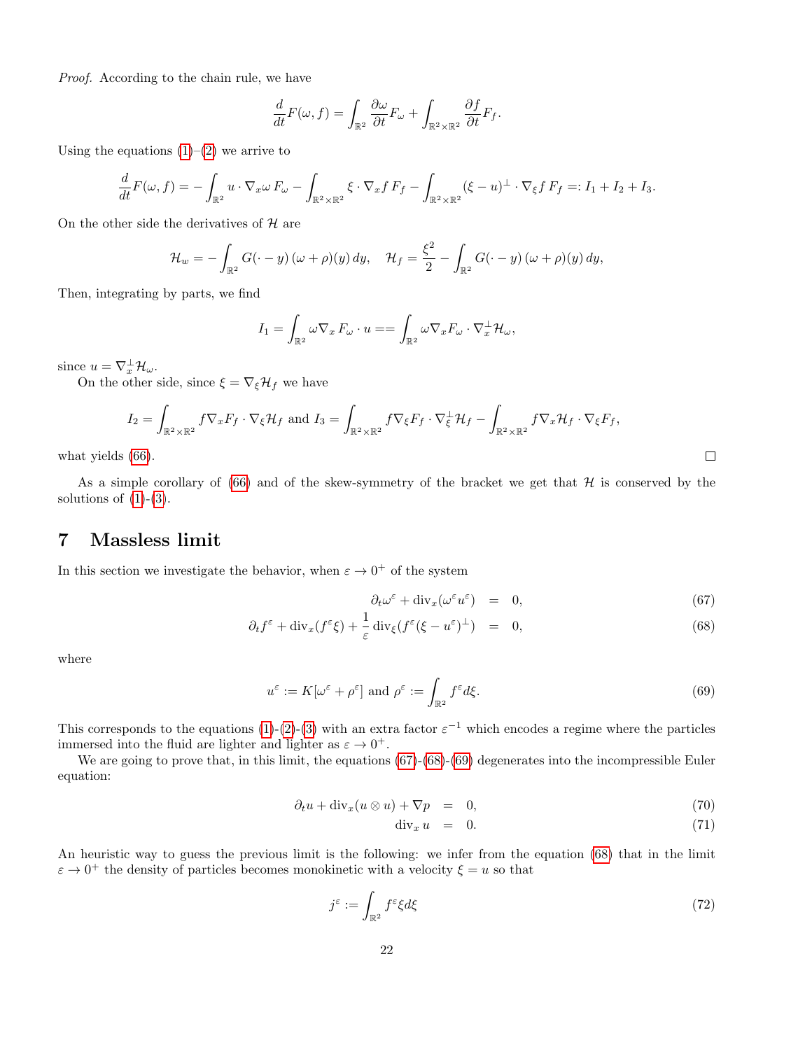*Proof.* According to the chain rule, we have

$$\frac{d}{dt}F(\omega, f) = \int_{\mathbb{R}^2} \frac{\partial \omega}{\partial t} F_\omega + \int_{\mathbb{R}^2\times\mathbb{R}^2} \frac{\partial f}{\partial t} F_f.$$

Using the equations (1)–(2) we arrive to

$$\frac{d}{dt}F(\omega, f) = -\int_{\mathbb{R}^2} u\cdot\nabla_x\omega\, F_\omega - \int_{\mathbb{R}^2\times\mathbb{R}^2} \xi\cdot\nabla_x f\, F_f - \int_{\mathbb{R}^2\times\mathbb{R}^2} (\xi - u)^\perp\cdot\nabla_\xi f\, F_f =: I_1 + I_2 + I_3.$$

On the other side the derivatives of $\mathcal{H}$ are

$$\mathcal{H}_w = -\int_{\mathbb{R}^2} G(\cdot - y)\,(\omega+\rho)(y)\,dy, \quad \mathcal{H}_f = \frac{\xi^2}{2} - \int_{\mathbb{R}^2} G(\cdot - y)\,(\omega+\rho)(y)\,dy,$$

Then, integrating by parts, we find

$$I_1 = \int_{\mathbb{R}^2} \omega\nabla_x F_\omega\cdot u == \int_{\mathbb{R}^2} \omega\nabla_x F_\omega\cdot\nabla_x^\perp \mathcal{H}_\omega,$$

since $u = \nabla_x^\perp\mathcal{H}_\omega$.

On the other side, since $\xi = \nabla_\xi \mathcal{H}_f$ we have

$$I_2 = \int_{\mathbb{R}^2\times\mathbb{R}^2} f\nabla_x F_f\cdot\nabla_\xi\mathcal{H}_f \text{ and } I_3 = \int_{\mathbb{R}^2\times\mathbb{R}^2} f\nabla_\xi F_f\cdot\nabla_\xi^\perp\mathcal{H}_f - \int_{\mathbb{R}^2\times\mathbb{R}^2} f\nabla_x\mathcal{H}_f\cdot\nabla_\xi F_f,$$

what yields (66). □

As a simple corollary of (66) and of the skew-symmetry of the bracket we get that $\mathcal{H}$ is conserved by the solutions of (1)-(3).

# 7 Massless limit

In this section we investigate the behavior, when $\varepsilon \to 0^+$ of the system

$$\partial_t\omega^\varepsilon + \operatorname{div}_x(\omega^\varepsilon u^\varepsilon) = 0, \tag{67}$$

$$\partial_t f^\varepsilon + \operatorname{div}_x(f^\varepsilon\xi) + \frac{1}{\varepsilon}\operatorname{div}_\xi(f^\varepsilon(\xi - u^\varepsilon)^\perp) = 0, \tag{68}$$

where

$$u^\varepsilon := K[\omega^\varepsilon + \rho^\varepsilon] \text{ and } \rho^\varepsilon := \int_{\mathbb{R}^2} f^\varepsilon d\xi. \tag{69}$$

This corresponds to the equations (1)-(2)-(3) with an extra factor $\varepsilon^{-1}$ which encodes a regime where the particles immersed into the fluid are lighter and lighter as $\varepsilon\to 0^+$.

We are going to prove that, in this limit, the equations (67)-(68)-(69) degenerates into the incompressible Euler equation:

$$\partial_t u + \operatorname{div}_x(u\otimes u) + \nabla p = 0, \tag{70}$$

$$\operatorname{div}_x u = 0. \tag{71}$$

An heuristic way to guess the previous limit is the following: we infer from the equation (68) that in the limit $\varepsilon\to 0^+$ the density of particles becomes monokinetic with a velocity $\xi = u$ so that

$$j^\varepsilon := \int_{\mathbb{R}^2} f^\varepsilon \xi d\xi \tag{72}$$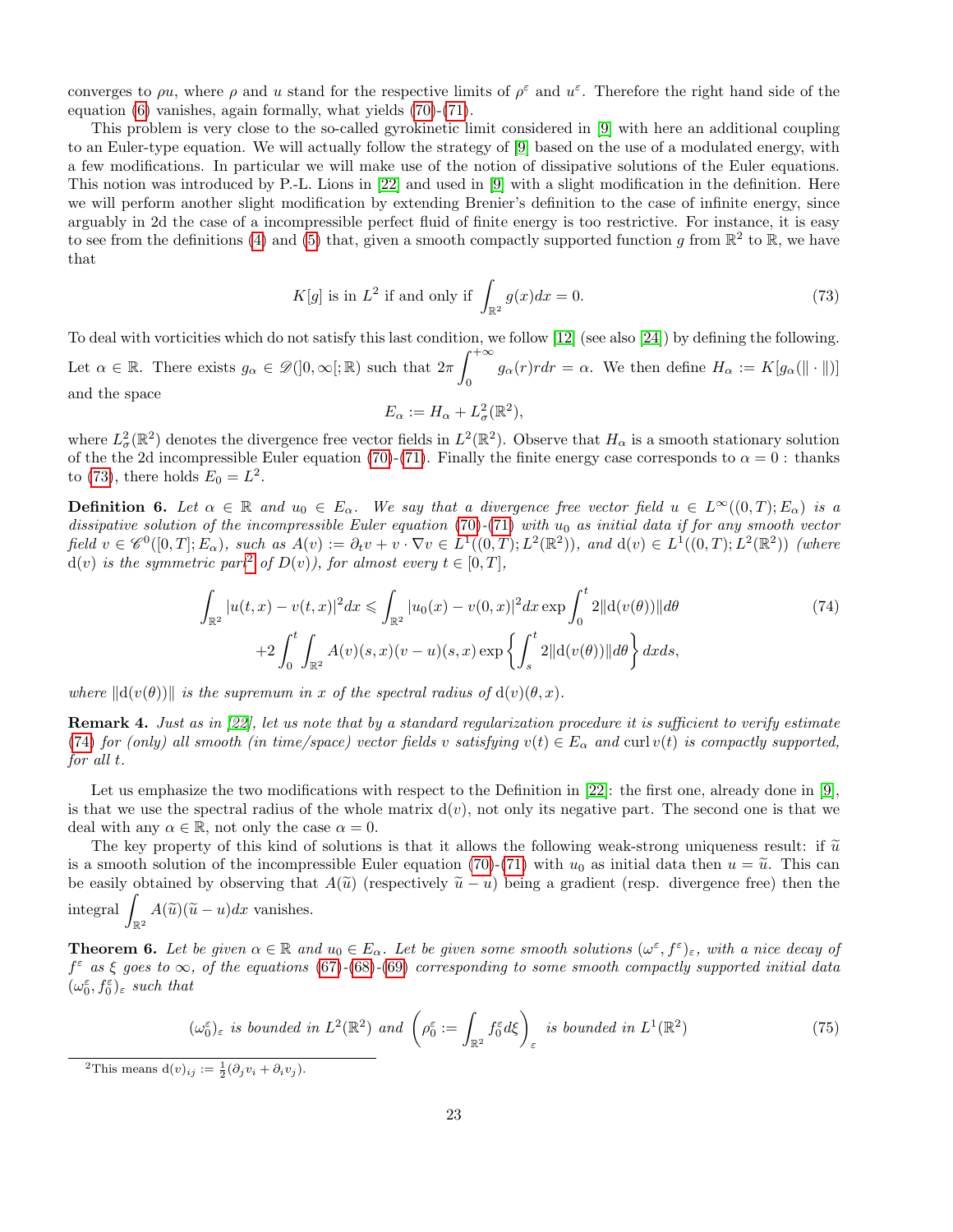converges to $\rho u$, where $\rho$ and $u$ stand for the respective limits of $\rho^\varepsilon$ and $u^\varepsilon$. Therefore the right hand side of the equation (6) vanishes, again formally, what yields (70)-(71).

This problem is very close to the so-called gyrokinetic limit considered in [9] with here an additional coupling to an Euler-type equation. We will actually follow the strategy of [9] based on the use of a modulated energy, with a few modifications. In particular we will make use of the notion of dissipative solutions of the Euler equations. This notion was introduced by P.-L. Lions in [22] and used in [9] with a slight modification in the definition. Here we will perform another slight modification by extending Brenier's definition to the case of infinite energy, since arguably in 2d the case of a incompressible perfect fluid of finite energy is too restrictive. For instance, it is easy to see from the definitions (4) and (5) that, given a smooth compactly supported function $g$ from $\mathbb{R}^2$ to $\mathbb{R}$, we have that

$$K[g] \text{ is in } L^2 \text{ if and only if } \int_{\mathbb{R}^2} g(x)dx = 0. \tag{73}$$

To deal with vorticities which do not satisfy this last condition, we follow [12] (see also [24]) by defining the following. Let $\alpha \in \mathbb{R}$. There exists $g_\alpha \in \mathscr{D}(]0,\infty[;\mathbb{R})$ such that $2\pi \int_0^{+\infty} g_\alpha(r) r dr = \alpha$. We then define $H_\alpha := K[g_\alpha(\|\cdot\|)]$ and the space

$$E_\alpha := H_\alpha + L^2_\sigma(\mathbb{R}^2),$$

where $L^2_\sigma(\mathbb{R}^2)$ denotes the divergence free vector fields in $L^2(\mathbb{R}^2)$. Observe that $H_\alpha$ is a smooth stationary solution of the the 2d incompressible Euler equation (70)-(71). Finally the finite energy case corresponds to $\alpha = 0$ : thanks to (73), there holds $E_0 = L^2$.

**Definition 6.** *Let $\alpha \in \mathbb{R}$ and $u_0 \in E_\alpha$. We say that a divergence free vector field $u \in L^\infty((0,T); E_\alpha)$ is a dissipative solution of the incompressible Euler equation (70)-(71) with $u_0$ as initial data if for any smooth vector field $v \in \mathscr{C}^0([0,T]; E_\alpha)$, such as $A(v) := \partial_t v + v \cdot \nabla v \in L^1((0,T); L^2(\mathbb{R}^2))$, and $\mathrm{d}(v) \in L^1((0,T); L^2(\mathbb{R}^2))$ (where $\mathrm{d}(v)$ is the symmetric part[2] of $D(v)$), for almost every $t \in [0,T]$,*

$$\begin{aligned}\int_{\mathbb{R}^2} |u(t,x) - v(t,x)|^2 dx \leqslant \int_{\mathbb{R}^2} |u_0(x) - v(0,x)|^2 dx \exp \int_0^t 2\|\mathrm{d}(v(\theta))\| d\theta \\ +2\int_0^t \int_{\mathbb{R}^2} A(v)(s,x)(v-u)(s,x) \exp\left\{\int_s^t 2\|\mathrm{d}(v(\theta))\| d\theta\right\} dxds,\end{aligned} \tag{74}$$

*where $\|\mathrm{d}(v(\theta))\|$ is the supremum in $x$ of the spectral radius of $\mathrm{d}(v)(\theta,x)$.*

**Remark 4.** *Just as in [22], let us note that by a standard regularization procedure it is sufficient to verify estimate (74) for (only) all smooth (in time/space) vector fields $v$ satisfying $v(t) \in E_\alpha$ and $\operatorname{curl} v(t)$ is compactly supported, for all $t$.*

Let us emphasize the two modifications with respect to the Definition in [22]: the first one, already done in [9], is that we use the spectral radius of the whole matrix $\mathrm{d}(v)$, not only its negative part. The second one is that we deal with any $\alpha \in \mathbb{R}$, not only the case $\alpha = 0$.

The key property of this kind of solutions is that it allows the following weak-strong uniqueness result: if $\widetilde{u}$ is a smooth solution of the incompressible Euler equation (70)-(71) with $u_0$ as initial data then $u = \widetilde{u}$. This can be easily obtained by observing that $A(\widetilde{u})$ (respectively $\widetilde{u} - u$) being a gradient (resp. divergence free) then the integral $\int_{\mathbb{R}^2} A(\widetilde{u})(\widetilde{u} - u)dx$ vanishes.

**Theorem 6.** *Let be given $\alpha \in \mathbb{R}$ and $u_0 \in E_\alpha$. Let be given some smooth solutions $(\omega^\varepsilon, f^\varepsilon)_\varepsilon$, with a nice decay of $f^\varepsilon$ as $\xi$ goes to $\infty$, of the equations (67)-(68)-(69) corresponding to some smooth compactly supported initial data $(\omega_0^\varepsilon, f_0^\varepsilon)_\varepsilon$ such that*

$$(\omega_0^\varepsilon)_\varepsilon \text{ is bounded in } L^2(\mathbb{R}^2) \text{ and } \left(\rho_0^\varepsilon := \int_{\mathbb{R}^2} f_0^\varepsilon d\xi\right)_\varepsilon \text{ is bounded in } L^1(\mathbb{R}^2) \tag{75}$$

[2] This means $\mathrm{d}(v)_{ij} := \frac{1}{2}(\partial_j v_i + \partial_i v_j)$.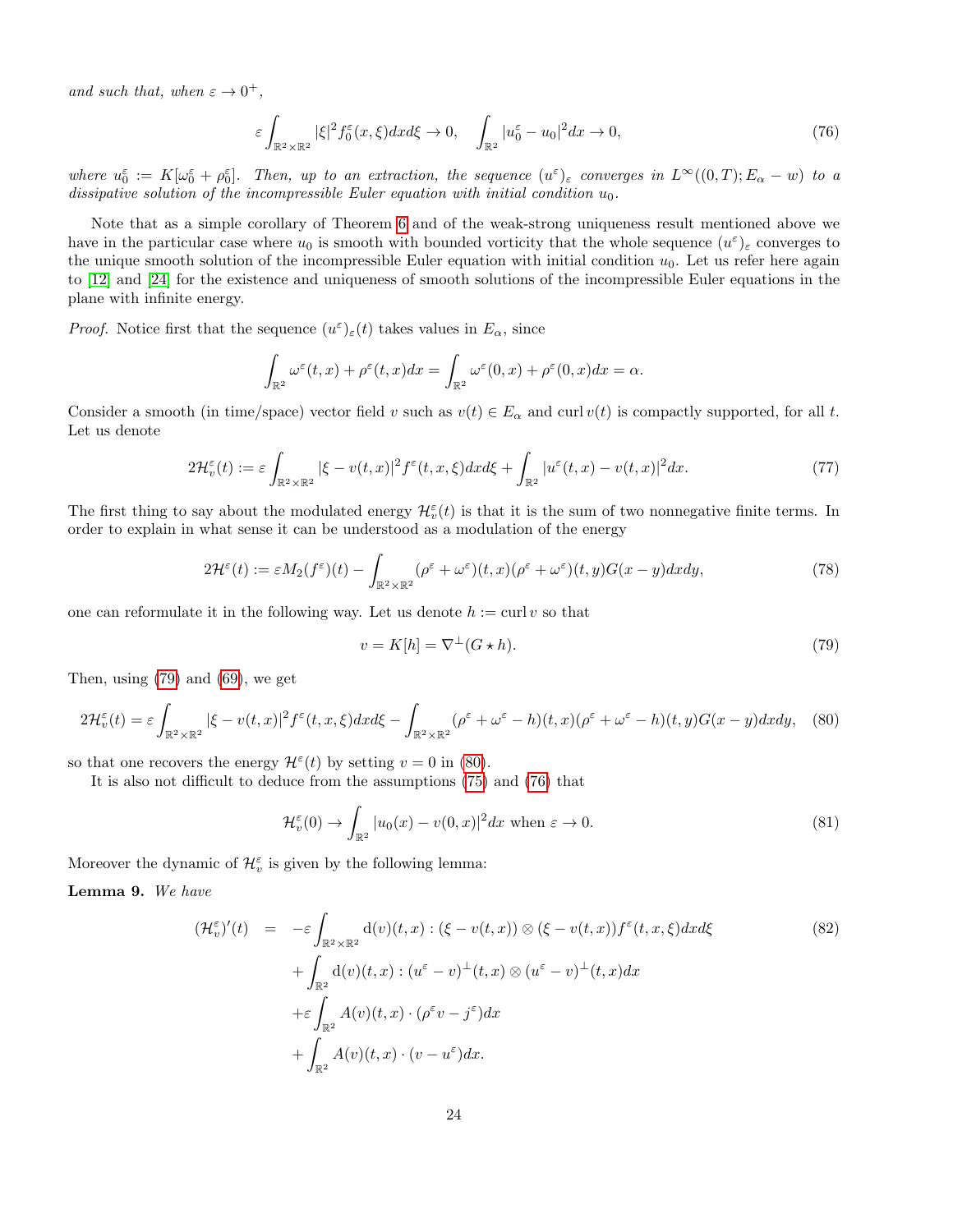*and such that, when $\varepsilon \to 0^+$,*

$$\varepsilon \int_{\mathbb{R}^2\times\mathbb{R}^2} |\xi|^2 f_0^\varepsilon(x,\xi)dxd\xi \to 0, \quad \int_{\mathbb{R}^2} |u_0^\varepsilon - u_0|^2 dx \to 0, \tag{76}$$

*where $u_0^\varepsilon := K[\omega_0^\varepsilon + \rho_0^\varepsilon]$. Then, up to an extraction, the sequence $(u^\varepsilon)_\varepsilon$ converges in $L^\infty((0,T);E_\alpha - w)$ to a dissipative solution of the incompressible Euler equation with initial condition $u_0$.*

Note that as a simple corollary of Theorem 6 and of the weak-strong uniqueness result mentioned above we have in the particular case where $u_0$ is smooth with bounded vorticity that the whole sequence $(u^\varepsilon)_\varepsilon$ converges to the unique smooth solution of the incompressible Euler equation with initial condition $u_0$. Let us refer here again to [12] and [24] for the existence and uniqueness of smooth solutions of the incompressible Euler equations in the plane with infinite energy.

*Proof.* Notice first that the sequence $(u^\varepsilon)_\varepsilon(t)$ takes values in $E_\alpha$, since

$$\int_{\mathbb{R}^2} \omega^\varepsilon(t,x) + \rho^\varepsilon(t,x)dx = \int_{\mathbb{R}^2} \omega^\varepsilon(0,x) + \rho^\varepsilon(0,x)dx = \alpha.$$

Consider a smooth (in time/space) vector field $v$ such as $v(t) \in E_\alpha$ and $\operatorname{curl} v(t)$ is compactly supported, for all $t$. Let us denote

$$2\mathcal{H}_v^\varepsilon(t) := \varepsilon \int_{\mathbb{R}^2\times\mathbb{R}^2} |\xi - v(t,x)|^2 f^\varepsilon(t,x,\xi)dxd\xi + \int_{\mathbb{R}^2} |u^\varepsilon(t,x) - v(t,x)|^2 dx. \tag{77}$$

The first thing to say about the modulated energy $\mathcal{H}_v^\varepsilon(t)$ is that it is the sum of two nonnegative finite terms. In order to explain in what sense it can be understood as a modulation of the energy

$$2\mathcal{H}^\varepsilon(t) := \varepsilon M_2(f^\varepsilon)(t) - \int_{\mathbb{R}^2\times\mathbb{R}^2} (\rho^\varepsilon + \omega^\varepsilon)(t,x)(\rho^\varepsilon + \omega^\varepsilon)(t,y)G(x-y)dxdy, \tag{78}$$

one can reformulate it in the following way. Let us denote $h := \operatorname{curl} v$ so that

$$v = K[h] = \nabla^\perp(G \star h). \tag{79}$$

Then, using (79) and (69), we get

$$2\mathcal{H}_v^\varepsilon(t) = \varepsilon \int_{\mathbb{R}^2\times\mathbb{R}^2} |\xi - v(t,x)|^2 f^\varepsilon(t,x,\xi)dxd\xi - \int_{\mathbb{R}^2\times\mathbb{R}^2} (\rho^\varepsilon + \omega^\varepsilon - h)(t,x)(\rho^\varepsilon + \omega^\varepsilon - h)(t,y)G(x-y)dxdy, \tag{80}$$

so that one recovers the energy $\mathcal{H}^\varepsilon(t)$ by setting $v = 0$ in (80).

It is also not difficult to deduce from the assumptions (75) and (76) that

$$\mathcal{H}_v^\varepsilon(0) \to \int_{\mathbb{R}^2} |u_0(x) - v(0,x)|^2 dx \text{ when } \varepsilon \to 0. \tag{81}$$

Moreover the dynamic of $\mathcal{H}_v^\varepsilon$ is given by the following lemma:

**Lemma 9.** *We have*

$$\begin{aligned}
(\mathcal{H}_v^\varepsilon)'(t) \quad = \quad & -\varepsilon \int_{\mathbb{R}^2\times\mathbb{R}^2} \mathrm{d}(v)(t,x) : (\xi - v(t,x)) \otimes (\xi - v(t,x)) f^\varepsilon(t,x,\xi)dxd\xi \\
& + \int_{\mathbb{R}^2} \mathrm{d}(v)(t,x) : (u^\varepsilon - v)^\perp(t,x) \otimes (u^\varepsilon - v)^\perp(t,x)dx \\
& + \varepsilon \int_{\mathbb{R}^2} A(v)(t,x) \cdot (\rho^\varepsilon v - j^\varepsilon)dx \\
& + \int_{\mathbb{R}^2} A(v)(t,x) \cdot (v - u^\varepsilon)dx.
\end{aligned} \tag{82}$$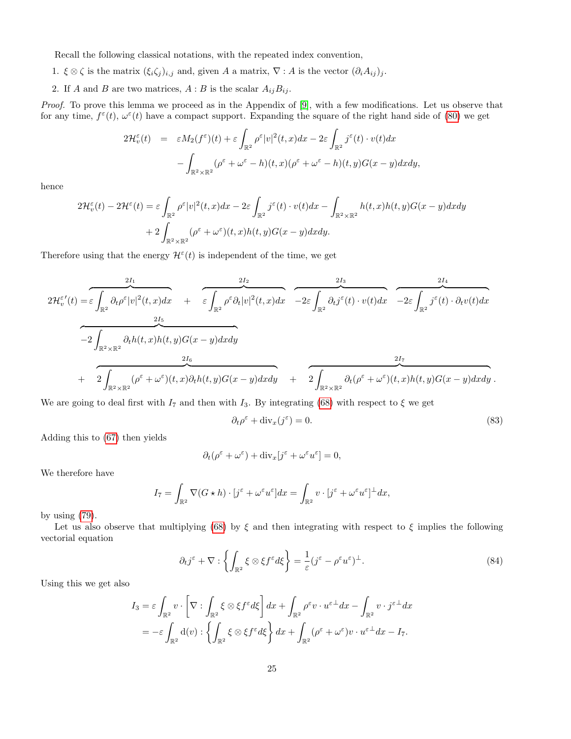Recall the following classical notations, with the repeated index convention,

1. $\xi \otimes \zeta$ is the matrix $(\xi_i \zeta_j)_{i,j}$ and, given $A$ a matrix, $\nabla : A$ is the vector $(\partial_i A_{ij})_j$.
2. If $A$ and $B$ are two matrices, $A : B$ is the scalar $A_{ij} B_{ij}$.

*Proof.* To prove this lemma we proceed as in the Appendix of [9], with a few modifications. Let us observe that for any time, $f^\varepsilon(t)$, $\omega^\varepsilon(t)$ have a compact support. Expanding the square of the right hand side of (80) we get

$$
\begin{aligned}
2\mathcal{H}_v^\varepsilon(t) &= \varepsilon M_2(f^\varepsilon)(t) + \varepsilon \int_{\mathbb{R}^2} \rho^\varepsilon |v|^2(t,x)dx - 2\varepsilon \int_{\mathbb{R}^2} j^\varepsilon(t) \cdot v(t)dx \\
&\quad - \int_{\mathbb{R}^2 \times \mathbb{R}^2} (\rho^\varepsilon + \omega^\varepsilon - h)(t,x)(\rho^\varepsilon + \omega^\varepsilon - h)(t,y) G(x-y)dxdy,
\end{aligned}
$$

hence

$$
\begin{aligned}
2\mathcal{H}_v^\varepsilon(t) - 2\mathcal{H}^\varepsilon(t) &= \varepsilon \int_{\mathbb{R}^2} \rho^\varepsilon |v|^2(t,x)dx - 2\varepsilon \int_{\mathbb{R}^2} j^\varepsilon(t) \cdot v(t)dx - \int_{\mathbb{R}^2 \times \mathbb{R}^2} h(t,x)h(t,y)G(x-y)dxdy \\
&\quad + 2\int_{\mathbb{R}^2 \times \mathbb{R}^2} (\rho^\varepsilon + \omega^\varepsilon)(t,x)h(t,y)G(x-y)dxdy.
\end{aligned}
$$

Therefore using that the energy $\mathcal{H}^\varepsilon(t)$ is independent of the time, we get

$$
\begin{aligned}
2{\mathcal{H}_v^\varepsilon}'(t) &= \overbrace{\varepsilon \int_{\mathbb{R}^2} \partial_t \rho^\varepsilon |v|^2(t,x)dx}^{2I_1} + \overbrace{\varepsilon \int_{\mathbb{R}^2} \rho^\varepsilon \partial_t |v|^2(t,x)dx}^{2I_2} \overbrace{-2\varepsilon \int_{\mathbb{R}^2} \partial_t j^\varepsilon(t) \cdot v(t)dx}^{2I_3} \overbrace{-2\varepsilon \int_{\mathbb{R}^2} j^\varepsilon(t) \cdot \partial_t v(t)dx}^{2I_4} \\
&\quad \overbrace{-2\int_{\mathbb{R}^2 \times \mathbb{R}^2} \partial_t h(t,x)h(t,y)G(x-y)dxdy}^{2I_5} \\
&\quad + \overbrace{2\int_{\mathbb{R}^2 \times \mathbb{R}^2} (\rho^\varepsilon + \omega^\varepsilon)(t,x)\partial_t h(t,y)G(x-y)dxdy}^{2I_6} + \overbrace{2\int_{\mathbb{R}^2 \times \mathbb{R}^2} \partial_t(\rho^\varepsilon + \omega^\varepsilon)(t,x)h(t,y)G(x-y)dxdy}^{2I_7}.
\end{aligned}
$$

We are going to deal first with $I_7$ and then with $I_3$. By integrating (68) with respect to $\xi$ we get

$$
\partial_t \rho^\varepsilon + \operatorname{div}_x(j^\varepsilon) = 0. \tag{83}
$$

Adding this to (67) then yields

$$
\partial_t(\rho^\varepsilon + \omega^\varepsilon) + \operatorname{div}_x[j^\varepsilon + \omega^\varepsilon u^\varepsilon] = 0,
$$

We therefore have

$$
I_7 = \int_{\mathbb{R}^2} \nabla(G \star h) \cdot [j^\varepsilon + \omega^\varepsilon u^\varepsilon]dx = \int_{\mathbb{R}^2} v \cdot [j^\varepsilon + \omega^\varepsilon u^\varepsilon]^\perp dx,
$$

by using (79).

Let us also observe that multiplying (68) by $\xi$ and then integrating with respect to $\xi$ implies the following vectorial equation

$$
\partial_t j^\varepsilon + \nabla : \left\{ \int_{\mathbb{R}^2} \xi \otimes \xi f^\varepsilon d\xi \right\} = \frac{1}{\varepsilon}(j^\varepsilon - \rho^\varepsilon u^\varepsilon)^\perp. \tag{84}
$$

Using this we get also

$$
\begin{aligned}
I_3 &= \varepsilon \int_{\mathbb{R}^2} v \cdot \left[ \nabla : \int_{\mathbb{R}^2} \xi \otimes \xi f^\varepsilon d\xi \right] dx + \int_{\mathbb{R}^2} \rho^\varepsilon v \cdot u^{\varepsilon\perp} dx - \int_{\mathbb{R}^2} v \cdot j^{\varepsilon\perp} dx \\
&= -\varepsilon \int_{\mathbb{R}^2} \mathrm{d}(v) : \left\{ \int_{\mathbb{R}^2} \xi \otimes \xi f^\varepsilon d\xi \right\} dx + \int_{\mathbb{R}^2} (\rho^\varepsilon + \omega^\varepsilon) v \cdot u^{\varepsilon\perp} dx - I_7.
\end{aligned}
$$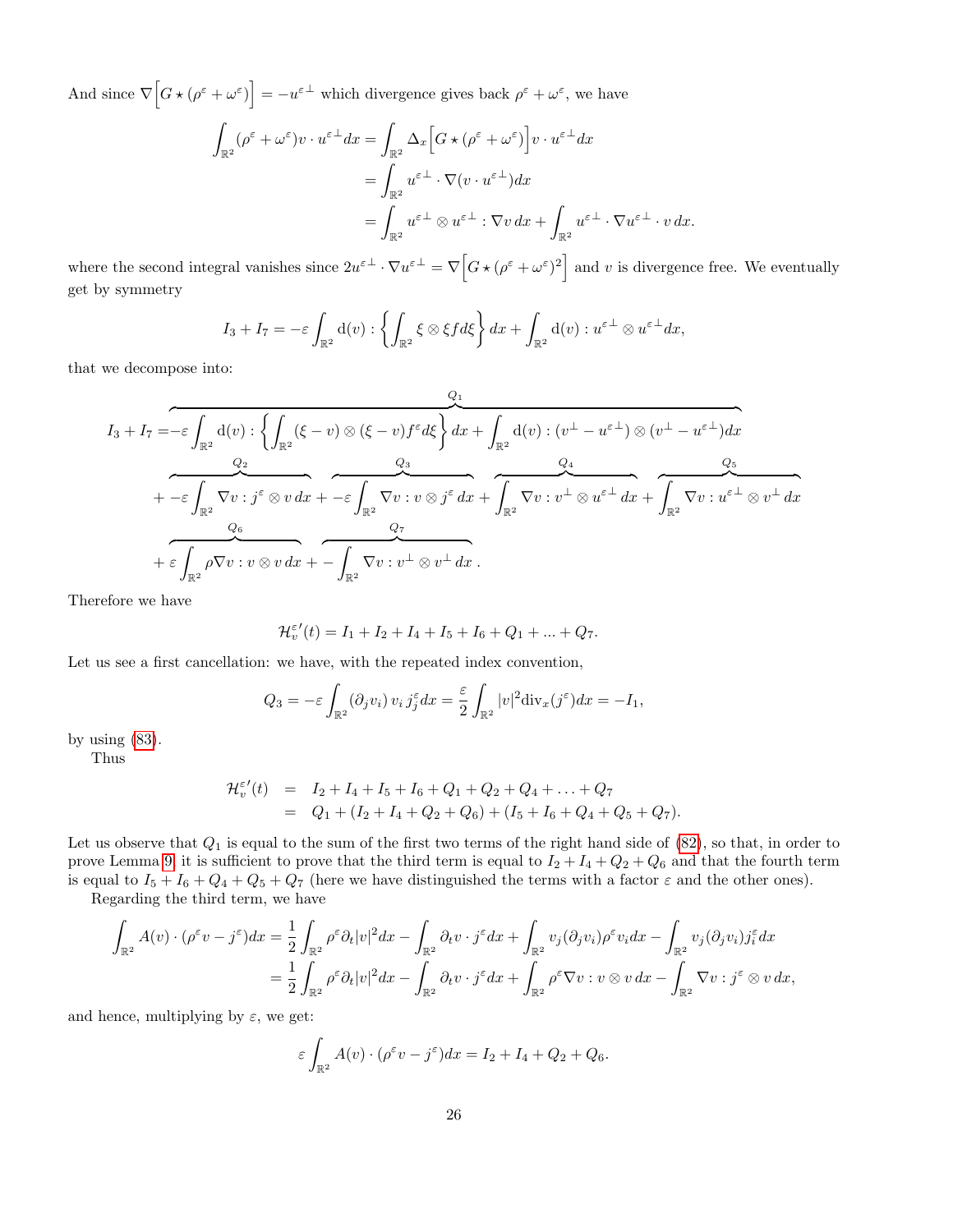And since $\nabla\Big[G\star(\rho^\varepsilon+\omega^\varepsilon)\Big]=-u^{\varepsilon\perp}$ which divergence gives back $\rho^\varepsilon+\omega^\varepsilon$, we have

$$
\begin{aligned}
\int_{\mathbb{R}^2}(\rho^\varepsilon+\omega^\varepsilon)v\cdot u^{\varepsilon\perp}dx &= \int_{\mathbb{R}^2}\Delta_x\Big[G\star(\rho^\varepsilon+\omega^\varepsilon)\Big]v\cdot u^{\varepsilon\perp}dx\\
&=\int_{\mathbb{R}^2}u^{\varepsilon\perp}\cdot\nabla(v\cdot u^{\varepsilon\perp})dx\\
&=\int_{\mathbb{R}^2}u^{\varepsilon\perp}\otimes u^{\varepsilon\perp}:\nabla v\,dx+\int_{\mathbb{R}^2}u^{\varepsilon\perp}\cdot\nabla u^{\varepsilon\perp}\cdot v\,dx.
\end{aligned}
$$

where the second integral vanishes since $2u^{\varepsilon\perp}\cdot\nabla u^{\varepsilon\perp}=\nabla\Big[G\star(\rho^\varepsilon+\omega^\varepsilon)^2\Big]$ and $v$ is divergence free. We eventually get by symmetry

$$
I_3+I_7=-\varepsilon\int_{\mathbb{R}^2}\mathrm{d}(v):\left\{\int_{\mathbb{R}^2}\xi\otimes\xi f d\xi\right\}dx+\int_{\mathbb{R}^2}\mathrm{d}(v):u^{\varepsilon\perp}\otimes u^{\varepsilon\perp}dx,
$$

that we decompose into:

$$
\begin{aligned}
I_3+I_7=&\overbrace{-\varepsilon\int_{\mathbb{R}^2}\mathrm{d}(v):\left\{\int_{\mathbb{R}^2}(\xi-v)\otimes(\xi-v)f^\varepsilon d\xi\right\}dx+\int_{\mathbb{R}^2}\mathrm{d}(v):(v^\perp-u^{\varepsilon\perp})\otimes(v^\perp-u^{\varepsilon\perp})dx}^{Q_1}\\
&+\overbrace{-\varepsilon\int_{\mathbb{R}^2}\nabla v:j^\varepsilon\otimes v\,dx}^{Q_2}+\overbrace{-\varepsilon\int_{\mathbb{R}^2}\nabla v:v\otimes j^\varepsilon\,dx}^{Q_3}+\overbrace{\int_{\mathbb{R}^2}\nabla v:v^\perp\otimes u^{\varepsilon\perp}\,dx}^{Q_4}+\overbrace{\int_{\mathbb{R}^2}\nabla v:u^{\varepsilon\perp}\otimes v^\perp\,dx}^{Q_5}\\
&+\overbrace{\varepsilon\int_{\mathbb{R}^2}\rho\nabla v:v\otimes v\,dx}^{Q_6}+\overbrace{-\int_{\mathbb{R}^2}\nabla v:v^\perp\otimes v^\perp\,dx}^{Q_7}.
\end{aligned}
$$

Therefore we have

$$
\mathcal{H}_v^{\varepsilon\prime}(t)=I_1+I_2+I_4+I_5+I_6+Q_1+...+Q_7.
$$

Let us see a first cancellation: we have, with the repeated index convention,

$$
Q_3=-\varepsilon\int_{\mathbb{R}^2}(\partial_j v_i)\,v_i\,j_j^\varepsilon dx=\frac{\varepsilon}{2}\int_{\mathbb{R}^2}|v|^2\mathrm{div}_x(j^\varepsilon)dx=-I_1,
$$

by using (83).

Thus

$$
\begin{aligned}
\mathcal{H}_v^{\varepsilon\prime}(t)&=I_2+I_4+I_5+I_6+Q_1+Q_2+Q_4+\ldots+Q_7\\
&=Q_1+(I_2+I_4+Q_2+Q_6)+(I_5+I_6+Q_4+Q_5+Q_7).
\end{aligned}
$$

Let us observe that $Q_1$ is equal to the sum of the first two terms of the right hand side of (82), so that, in order to prove Lemma 9, it is sufficient to prove that the third term is equal to $I_2+I_4+Q_2+Q_6$ and that the fourth term is equal to $I_5+I_6+Q_4+Q_5+Q_7$ (here we have distinguished the terms with a factor $\varepsilon$ and the other ones).

Regarding the third term, we have

$$
\begin{aligned}
\int_{\mathbb{R}^2}A(v)\cdot(\rho^\varepsilon v-j^\varepsilon)dx&=\frac{1}{2}\int_{\mathbb{R}^2}\rho^\varepsilon\partial_t|v|^2dx-\int_{\mathbb{R}^2}\partial_t v\cdot j^\varepsilon dx+\int_{\mathbb{R}^2}v_j(\partial_j v_i)\rho^\varepsilon v_i dx-\int_{\mathbb{R}^2}v_j(\partial_j v_i)j_i^\varepsilon dx\\
&=\frac{1}{2}\int_{\mathbb{R}^2}\rho^\varepsilon\partial_t|v|^2dx-\int_{\mathbb{R}^2}\partial_t v\cdot j^\varepsilon dx+\int_{\mathbb{R}^2}\rho^\varepsilon\nabla v:v\otimes v\,dx-\int_{\mathbb{R}^2}\nabla v:j^\varepsilon\otimes v\,dx,
\end{aligned}
$$

and hence, multiplying by $\varepsilon$, we get:

$$
\varepsilon\int_{\mathbb{R}^2}A(v)\cdot(\rho^\varepsilon v-j^\varepsilon)dx=I_2+I_4+Q_2+Q_6.
$$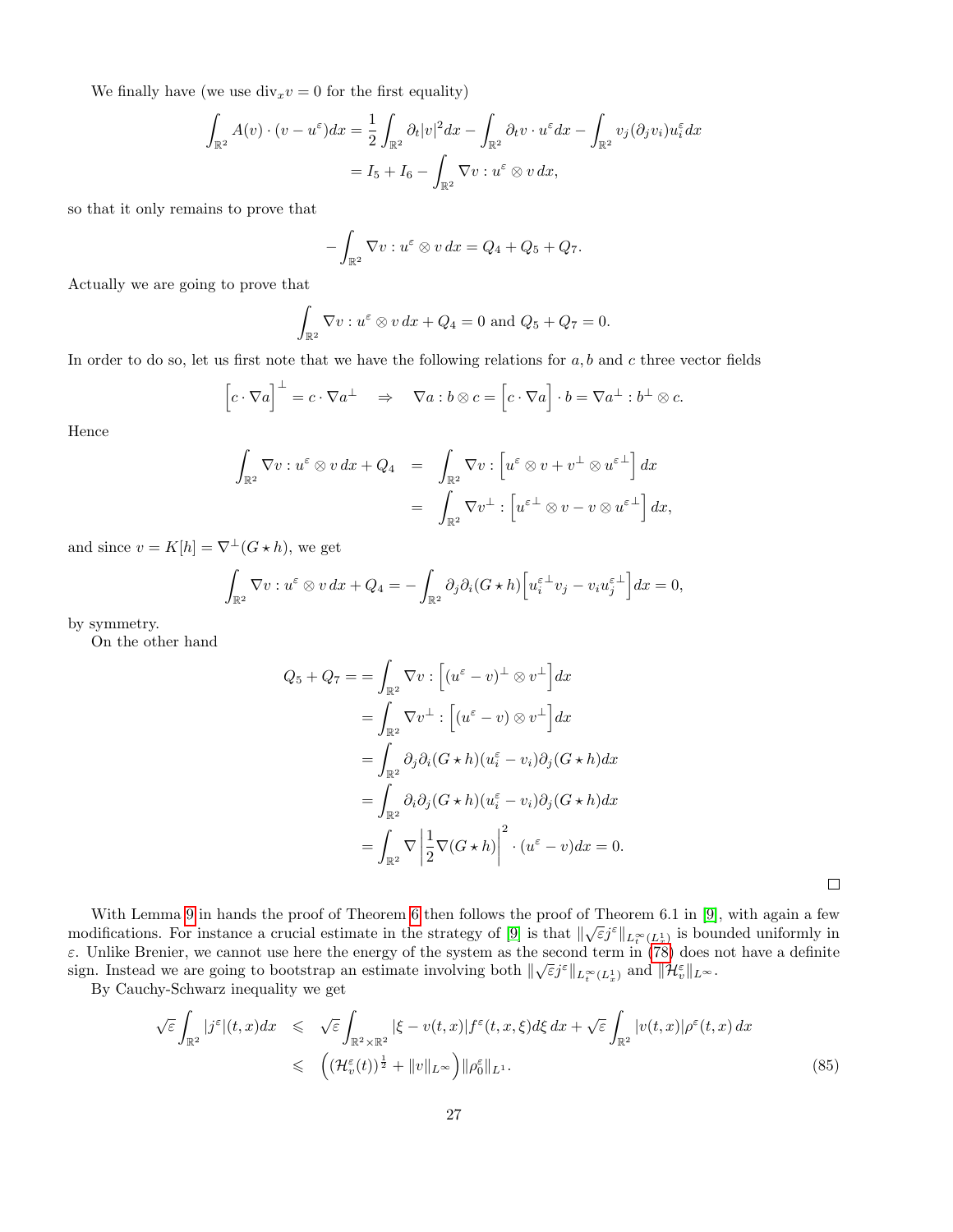We finally have (we use $\mathrm{div}_x v = 0$ for the first equality)

$$
\begin{aligned}
\int_{\mathbb{R}^2} A(v)\cdot(v-u^\varepsilon)dx &= \frac{1}{2}\int_{\mathbb{R}^2}\partial_t |v|^2 dx - \int_{\mathbb{R}^2}\partial_t v\cdot u^\varepsilon dx - \int_{\mathbb{R}^2} v_j(\partial_j v_i)u_i^\varepsilon dx \\
&= I_5 + I_6 - \int_{\mathbb{R}^2}\nabla v : u^\varepsilon\otimes v\, dx,
\end{aligned}
$$

so that it only remains to prove that

$$
-\int_{\mathbb{R}^2}\nabla v : u^\varepsilon \otimes v\, dx = Q_4 + Q_5 + Q_7.
$$

Actually we are going to prove that

$$
\int_{\mathbb{R}^2}\nabla v : u^\varepsilon\otimes v\, dx + Q_4 = 0 \text{ and } Q_5 + Q_7 = 0.
$$

In order to do so, let us first note that we have the following relations for $a, b$ and $c$ three vector fields

$$
\Big[c\cdot\nabla a\Big]^\perp = c\cdot\nabla a^\perp \quad\Rightarrow\quad \nabla a : b\otimes c = \Big[c\cdot\nabla a\Big]\cdot b = \nabla a^\perp : b^\perp\otimes c.
$$

Hence

$$
\begin{aligned}
\int_{\mathbb{R}^2}\nabla v : u^\varepsilon\otimes v\, dx + Q_4 &= \int_{\mathbb{R}^2}\nabla v : \Big[u^\varepsilon\otimes v + v^\perp\otimes u^{\varepsilon\perp}\Big]dx \\
&= \int_{\mathbb{R}^2}\nabla v^\perp : \Big[u^{\varepsilon\perp}\otimes v - v\otimes u^{\varepsilon\perp}\Big]dx,
\end{aligned}
$$

and since $v = K[h] = \nabla^\perp(G\star h)$, we get

$$
\int_{\mathbb{R}^2}\nabla v : u^\varepsilon\otimes v\, dx + Q_4 = -\int_{\mathbb{R}^2}\partial_j\partial_i(G\star h)\Big[u_i^{\varepsilon\perp}v_j - v_i u_j^{\varepsilon\perp}\Big]dx = 0,
$$

by symmetry.

On the other hand

$$
\begin{aligned}
Q_5 + Q_7 = &= \int_{\mathbb{R}^2}\nabla v : \Big[(u^\varepsilon - v)^\perp\otimes v^\perp\Big]dx \\
&= \int_{\mathbb{R}^2}\nabla v^\perp : \Big[(u^\varepsilon - v)\otimes v^\perp\Big]dx \\
&= \int_{\mathbb{R}^2}\partial_j\partial_i(G\star h)(u_i^\varepsilon - v_i)\partial_j(G\star h)dx \\
&= \int_{\mathbb{R}^2}\partial_i\partial_j(G\star h)(u_i^\varepsilon - v_i)\partial_j(G\star h)dx \\
&= \int_{\mathbb{R}^2}\nabla\left|\frac{1}{2}\nabla(G\star h)\right|^2\cdot(u^\varepsilon - v)dx = 0.
\end{aligned}
$$

□

With Lemma 9 in hands the proof of Theorem 6 then follows the proof of Theorem 6.1 in [9], with again a few modifications. For instance a crucial estimate in the strategy of [9] is that $\|\sqrt{\varepsilon}j^\varepsilon\|_{L_t^\infty(L_x^1)}$ is bounded uniformly in $\varepsilon$. Unlike Brenier, we cannot use here the energy of the system as the second term in (78) does not have a definite sign. Instead we are going to bootstrap an estimate involving both $\|\sqrt{\varepsilon}j^\varepsilon\|_{L_t^\infty(L_x^1)}$ and $\|\mathcal{H}_v^\varepsilon\|_{L^\infty}$.

By Cauchy-Schwarz inequality we get

$$
\begin{aligned}
\sqrt{\varepsilon}\int_{\mathbb{R}^2}|j^\varepsilon|(t,x)dx &\leqslant \sqrt{\varepsilon}\int_{\mathbb{R}^2\times\mathbb{R}^2}|\xi - v(t,x)|f^\varepsilon(t,x,\xi)d\xi\, dx + \sqrt{\varepsilon}\int_{\mathbb{R}^2}|v(t,x)|\rho^\varepsilon(t,x)\, dx \\
&\leqslant \Big((\mathcal{H}_v^\varepsilon(t))^{\frac{1}{2}} + \|v\|_{L^\infty}\Big)\|\rho_0^\varepsilon\|_{L^1}.
\end{aligned} \tag{85}
$$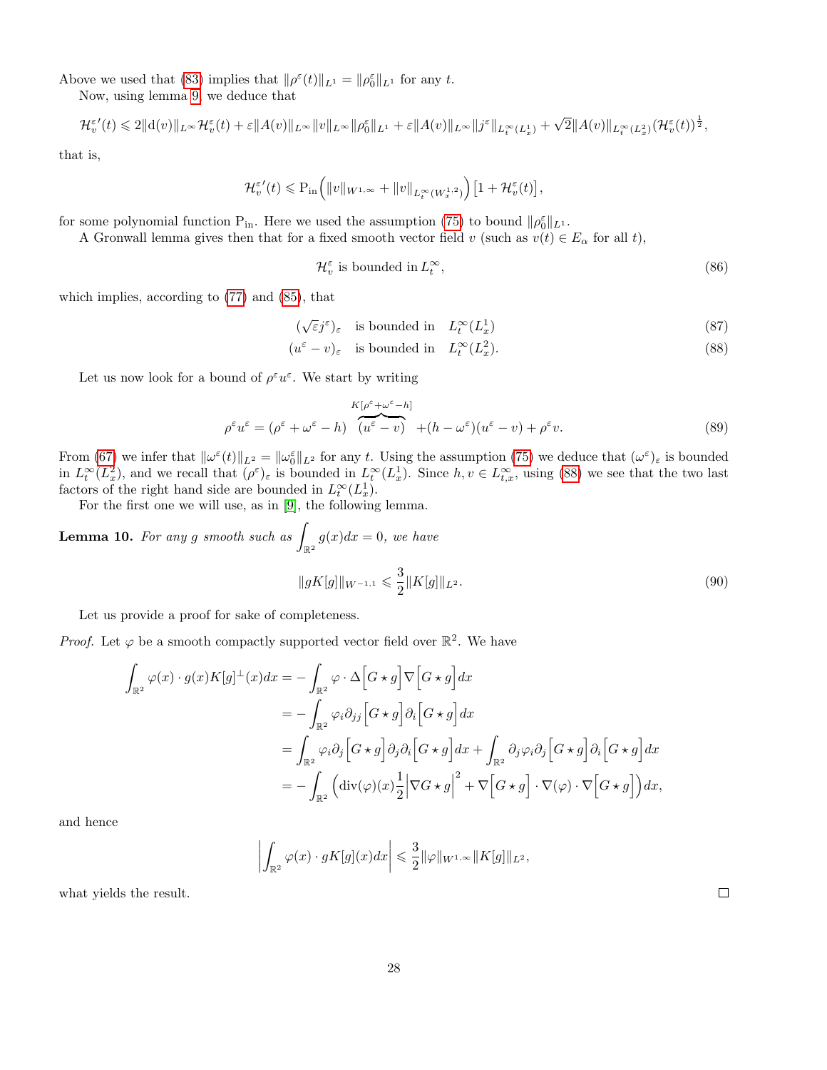Above we used that (83) implies that $\|\rho^\varepsilon(t)\|_{L^1} = \|\rho_0^\varepsilon\|_{L^1}$ for any $t$.

Now, using lemma 9, we deduce that

$$\mathcal{H}_v^{\varepsilon\prime}(t) \leqslant 2\|\mathrm{d}(v)\|_{L^\infty}\mathcal{H}_v^\varepsilon(t) + \varepsilon\|A(v)\|_{L^\infty}\|v\|_{L^\infty}\|\rho_0^\varepsilon\|_{L^1} + \varepsilon\|A(v)\|_{L^\infty}\|j^\varepsilon\|_{L_t^\infty(L_x^1)} + \sqrt{2}\|A(v)\|_{L_t^\infty(L_x^2)}(\mathcal{H}_v^\varepsilon(t))^{\frac{1}{2}},$$

that is,

$$\mathcal{H}_v^{\varepsilon\prime}(t) \leqslant \mathrm{P_{in}}\Big(\|v\|_{W^{1,\infty}} + \|v\|_{L_t^\infty(W_x^{1,2})}\Big)\left[1 + \mathcal{H}_v^\varepsilon(t)\right],$$

for some polynomial function $\mathrm{P_{in}}$. Here we used the assumption (75) to bound $\|\rho_0^\varepsilon\|_{L^1}$.

A Gronwall lemma gives then that for a fixed smooth vector field $v$ (such as $v(t) \in E_\alpha$ for all $t$),

$$\mathcal{H}_v^\varepsilon \text{ is bounded in } L_t^\infty, \tag{86}$$

which implies, according to (77) and (85), that

$$(\sqrt{\varepsilon} j^\varepsilon)_\varepsilon \quad \text{is bounded in} \quad L_t^\infty(L_x^1) \tag{87}$$

$$(u^\varepsilon - v)_\varepsilon \quad \text{is bounded in} \quad L_t^\infty(L_x^2). \tag{88}$$

Let us now look for a bound of $\rho^\varepsilon u^\varepsilon$. We start by writing

$$\rho^\varepsilon u^\varepsilon = (\rho^\varepsilon + \omega^\varepsilon - h)\ \overbrace{(u^\varepsilon - v)}^{K[\rho^\varepsilon + \omega^\varepsilon - h]}\ + (h - \omega^\varepsilon)(u^\varepsilon - v) + \rho^\varepsilon v. \tag{89}$$

From (67) we infer that $\|\omega^\varepsilon(t)\|_{L^2} = \|\omega_0^\varepsilon\|_{L^2}$ for any $t$. Using the assumption (75) we deduce that $(\omega^\varepsilon)_\varepsilon$ is bounded in $L_t^\infty(L_x^2)$, and we recall that $(\rho^\varepsilon)_\varepsilon$ is bounded in $L_t^\infty(L_x^1)$. Since $h, v \in L_{t,x}^\infty$, using (88) we see that the two last factors of the right hand side are bounded in $L_t^\infty(L_x^1)$.

For the first one we will use, as in [9], the following lemma.

**Lemma 10.** *For any $g$ smooth such as $\displaystyle\int_{\mathbb{R}^2} g(x)dx = 0$, we have*

$$\|gK[g]\|_{W^{-1,1}} \leqslant \frac{3}{2}\|K[g]\|_{L^2}. \tag{90}$$

Let us provide a proof for sake of completeness.

*Proof.* Let $\varphi$ be a smooth compactly supported vector field over $\mathbb{R}^2$. We have

$$\begin{aligned}
\int_{\mathbb{R}^2} \varphi(x) \cdot g(x) K[g]^\perp(x) dx &= -\int_{\mathbb{R}^2} \varphi \cdot \Delta\Big[G \star g\Big]\nabla\Big[G \star g\Big] dx \\
&= -\int_{\mathbb{R}^2} \varphi_i \partial_{jj}\Big[G \star g\Big]\partial_i\Big[G \star g\Big] dx \\
&= \int_{\mathbb{R}^2} \varphi_i \partial_j\Big[G \star g\Big]\partial_j\partial_i\Big[G \star g\Big] dx + \int_{\mathbb{R}^2} \partial_j\varphi_i \partial_j\Big[G \star g\Big]\partial_i\Big[G \star g\Big] dx \\
&= -\int_{\mathbb{R}^2} \Big(\mathrm{div}(\varphi)(x)\frac{1}{2}\Big|\nabla G \star g\Big|^2 + \nabla\Big[G \star g\Big] \cdot \nabla(\varphi) \cdot \nabla\Big[G \star g\Big]\Big) dx,
\end{aligned}$$

and hence

$$\left|\int_{\mathbb{R}^2} \varphi(x) \cdot gK[g](x) dx\right| \leqslant \frac{3}{2}\|\varphi\|_{W^{1,\infty}}\|K[g]\|_{L^2},$$

what yields the result. $\square$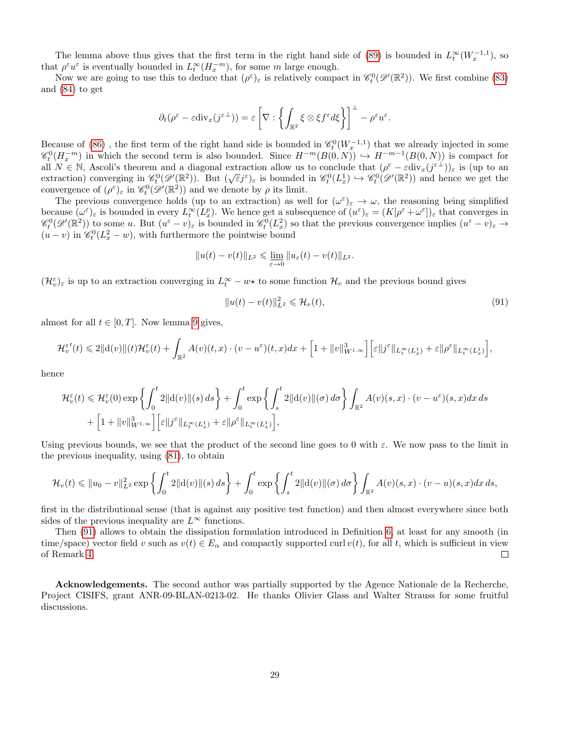The lemma above thus gives that the first term in the right hand side of (89) is bounded in $L_t^\infty(W_x^{-1,1})$, so that $\rho^\varepsilon u^\varepsilon$ is eventually bounded in $L_t^\infty(H_x^{-m})$, for some $m$ large enough.

Now we are going to use this to deduce that $(\rho^\varepsilon)_\varepsilon$ is relatively compact in $\mathscr{C}_t^0(\mathscr{D}'(\mathbb{R}^2))$. We first combine (83) and (84) to get

$$\partial_t(\rho^\varepsilon - \varepsilon \mathrm{div}_x(j^{\varepsilon\perp})) = \varepsilon \left[\nabla : \left\{ \int_{\mathbb{R}^2} \xi \otimes \xi f^\varepsilon d\xi \right\}\right]^\perp - \rho^\varepsilon u^\varepsilon.$$

Because of (86) , the first term of the right hand side is bounded in $\mathscr{C}_t^0(W_x^{-1,1})$ that we already injected in some $\mathscr{C}_t^0(H_x^{-m})$ in which the second term is also bounded. Since $H^{-m}(B(0,N)) \hookrightarrow H^{-m-1}(B(0,N))$ is compact for all $N \in \mathbb{N}$, Ascoli's theorem and a diagonal extraction allow us to conclude that $(\rho^\varepsilon - \varepsilon \mathrm{div}_x(j^{\varepsilon\perp}))_\varepsilon$ is (up to an extraction) converging in $\mathscr{C}_t^0(\mathscr{D}'(\mathbb{R}^2))$. But $(\sqrt{\varepsilon} j^\varepsilon)_\varepsilon$ is bounded in $\mathscr{C}_t^0(L_x^1) \hookrightarrow \mathscr{C}_t^0(\mathscr{D}'(\mathbb{R}^2))$ and hence we get the convergence of $(\rho^\varepsilon)_\varepsilon$ in $\mathscr{C}_t^0(\mathscr{D}'(\mathbb{R}^2))$ and we denote by $\rho$ its limit.

The previous convergence holds (up to an extraction) as well for $(\omega^\varepsilon)_\varepsilon \to \omega$, the reasoning being simplified because $(\omega^\varepsilon)_\varepsilon$ is bounded in every $L_t^\infty(L_x^p)$. We hence get a subsequence of $(u^\varepsilon)_\varepsilon = (K[\rho^\varepsilon + \omega^\varepsilon])_\varepsilon$ that converges in $\mathscr{C}_t^0(\mathscr{D}'(\mathbb{R}^2))$ to some $u$. But $(u^\varepsilon - v)_\varepsilon$ is bounded in $\mathscr{C}_t^0(L_x^2)$ so that the previous convergence implies $(u^\varepsilon - v)_\varepsilon \to (u - v)$ in $\mathscr{C}_t^0(L_x^2 - w)$, with furthermore the pointwise bound

$$\|u(t) - v(t)\|_{L^2} \leqslant \varliminf_{\varepsilon \to 0} \|u_\varepsilon(t) - v(t)\|_{L^2}.$$

$(\mathcal{H}_v^\varepsilon)_\varepsilon$ is up to an extraction converging in $L_t^\infty - w\star$ to some function $\mathcal{H}_v$ and the previous bound gives

$$\|u(t) - v(t)\|_{L^2}^2 \leqslant \mathcal{H}_v(t), \tag{91}$$

almost for all $t \in [0,T]$. Now lemma 9 gives,

$$\mathcal{H}_v^{\varepsilon\prime}(t) \leqslant 2\|\mathrm{d}(v)\|(t)\mathcal{H}_v^\varepsilon(t) + \int_{\mathbb{R}^2} A(v)(t,x) \cdot (v - u^\varepsilon)(t,x)dx + \left[1 + \|v\|_{W^{1,\infty}}^3\right]\left[\varepsilon\|j^\varepsilon\|_{L_t^\infty(L_x^1)} + \varepsilon\|\rho^\varepsilon\|_{L_t^\infty(L_x^1)}\right],$$

hence

$$\begin{aligned}\mathcal{H}_v^\varepsilon(t) \leqslant \mathcal{H}_v^\varepsilon(0) \exp\left\{\int_0^t 2\|\mathrm{d}(v)\|(s)\,ds\right\} + \int_0^t \exp\left\{\int_s^t 2\|\mathrm{d}(v)\|(\sigma)\,d\sigma\right\} \int_{\mathbb{R}^2} A(v)(s,x) \cdot (v - u^\varepsilon)(s,x)dx\,ds \\ + \left[1 + \|v\|_{W^{1,\infty}}^3\right]\left[\varepsilon\|j^\varepsilon\|_{L_t^\infty(L_x^1)} + \varepsilon\|\rho^\varepsilon\|_{L_t^\infty(L_x^1)}\right],\end{aligned}$$

Using previous bounds, we see that the product of the second line goes to 0 with $\varepsilon$. We now pass to the limit in the previous inequality, using (81), to obtain

$$\mathcal{H}_v(t) \leqslant \|u_0 - v\|_{L^2}^2 \exp\left\{\int_0^t 2\|\mathrm{d}(v)\|(s)\,ds\right\} + \int_0^t \exp\left\{\int_s^t 2\|\mathrm{d}(v)\|(\sigma)\,d\sigma\right\} \int_{\mathbb{R}^2} A(v)(s,x) \cdot (v - u)(s,x)dx\,ds,$$

first in the distributional sense (that is against any positive test function) and then almost everywhere since both sides of the previous inequality are $L^\infty$ functions.

Then (91) allows to obtain the dissipation formulation introduced in Definition 6, at least for any smooth (in time/space) vector field $v$ such as $v(t) \in E_\alpha$ and compactly supported $\mathrm{curl}\, v(t)$, for all $t$, which is sufficient in view of Remark 4. □

**Acknowledgements.** The second author was partially supported by the Agence Nationale de la Recherche, Project CISIFS, grant ANR-09-BLAN-0213-02. He thanks Olivier Glass and Walter Strauss for some fruitful discussions.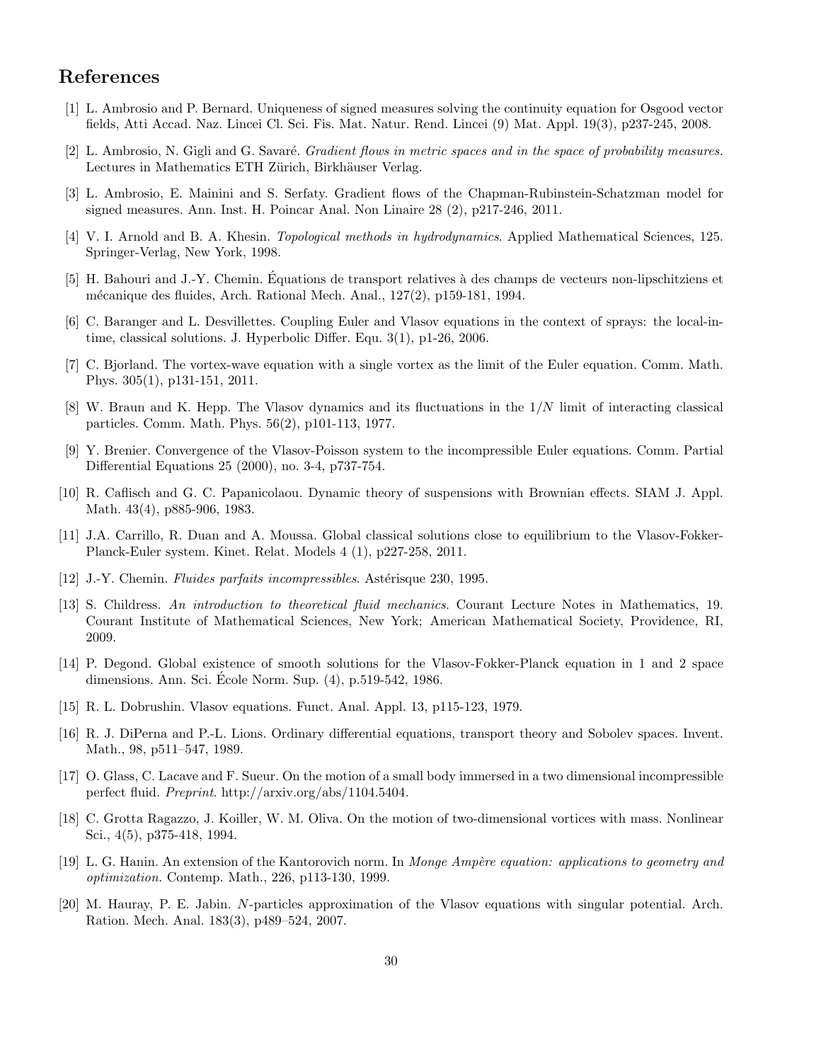## References

[1] L. Ambrosio and P. Bernard. Uniqueness of signed measures solving the continuity equation for Osgood vector fields, Atti Accad. Naz. Lincei Cl. Sci. Fis. Mat. Natur. Rend. Lincei (9) Mat. Appl. 19(3), p237-245, 2008.

[2] L. Ambrosio, N. Gigli and G. Savaré. *Gradient flows in metric spaces and in the space of probability measures*. Lectures in Mathematics ETH Zürich, Birkhäuser Verlag.

[3] L. Ambrosio, E. Mainini and S. Serfaty. Gradient flows of the Chapman-Rubinstein-Schatzman model for signed measures. Ann. Inst. H. Poincar Anal. Non Linaire 28 (2), p217-246, 2011.

[4] V. I. Arnold and B. A. Khesin. *Topological methods in hydrodynamics*. Applied Mathematical Sciences, 125. Springer-Verlag, New York, 1998.

[5] H. Bahouri and J.-Y. Chemin. Équations de transport relatives à des champs de vecteurs non-lipschitziens et mécanique des fluides, Arch. Rational Mech. Anal., 127(2), p159-181, 1994.

[6] C. Baranger and L. Desvillettes. Coupling Euler and Vlasov equations in the context of sprays: the local-in-time, classical solutions. J. Hyperbolic Differ. Equ. 3(1), p1-26, 2006.

[7] C. Bjorland. The vortex-wave equation with a single vortex as the limit of the Euler equation. Comm. Math. Phys. 305(1), p131-151, 2011.

[8] W. Braun and K. Hepp. The Vlasov dynamics and its fluctuations in the $1/N$ limit of interacting classical particles. Comm. Math. Phys. 56(2), p101-113, 1977.

[9] Y. Brenier. Convergence of the Vlasov-Poisson system to the incompressible Euler equations. Comm. Partial Differential Equations 25 (2000), no. 3-4, p737-754.

[10] R. Caflisch and G. C. Papanicolaou. Dynamic theory of suspensions with Brownian effects. SIAM J. Appl. Math. 43(4), p885-906, 1983.

[11] J.A. Carrillo, R. Duan and A. Moussa. Global classical solutions close to equilibrium to the Vlasov-Fokker-Planck-Euler system. Kinet. Relat. Models 4 (1), p227-258, 2011.

[12] J.-Y. Chemin. *Fluides parfaits incompressibles*. Astérisque 230, 1995.

[13] S. Childress. *An introduction to theoretical fluid mechanics*. Courant Lecture Notes in Mathematics, 19. Courant Institute of Mathematical Sciences, New York; American Mathematical Society, Providence, RI, 2009.

[14] P. Degond. Global existence of smooth solutions for the Vlasov-Fokker-Planck equation in 1 and 2 space dimensions. Ann. Sci. École Norm. Sup. (4), p.519-542, 1986.

[15] R. L. Dobrushin. Vlasov equations. Funct. Anal. Appl. 13, p115-123, 1979.

[16] R. J. DiPerna and P.-L. Lions. Ordinary differential equations, transport theory and Sobolev spaces. Invent. Math., 98, p511–547, 1989.

[17] O. Glass, C. Lacave and F. Sueur. On the motion of a small body immersed in a two dimensional incompressible perfect fluid. *Preprint*. http://arxiv.org/abs/1104.5404.

[18] C. Grotta Ragazzo, J. Koiller, W. M. Oliva. On the motion of two-dimensional vortices with mass. Nonlinear Sci., 4(5), p375-418, 1994.

[19] L. G. Hanin. An extension of the Kantorovich norm. In *Monge Ampère equation: applications to geometry and optimization*. Contemp. Math., 226, p113-130, 1999.

[20] M. Hauray, P. E. Jabin. $N$-particles approximation of the Vlasov equations with singular potential. Arch. Ration. Mech. Anal. 183(3), p489–524, 2007.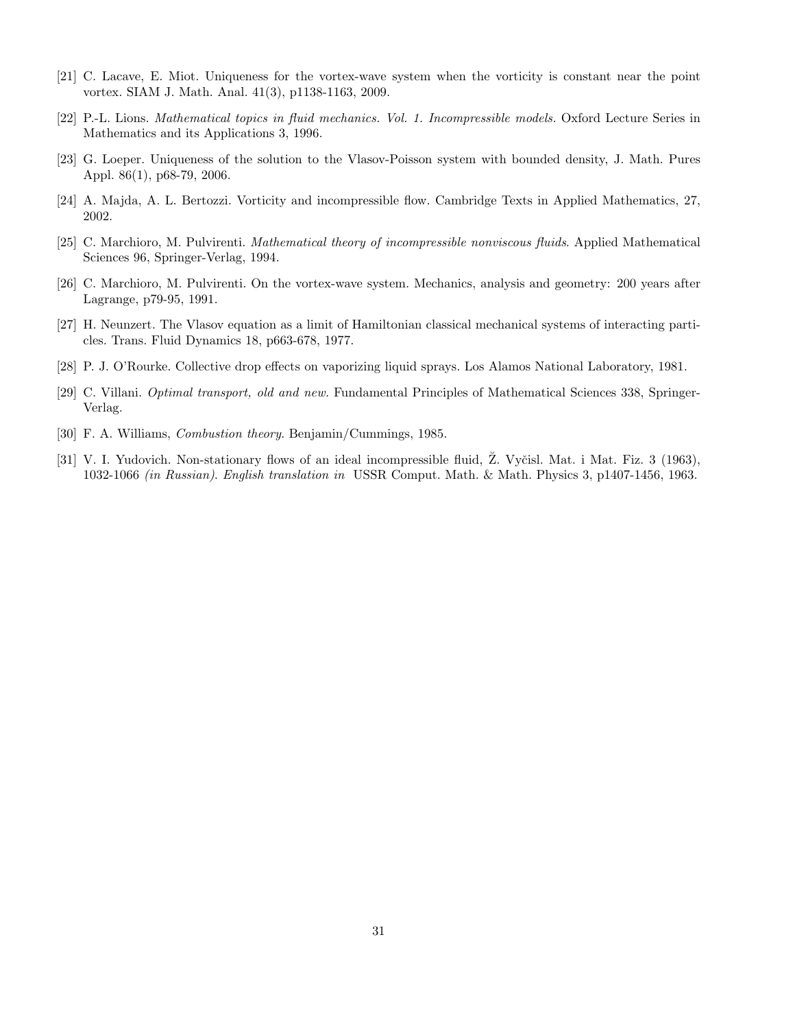[21] C. Lacave, E. Miot. Uniqueness for the vortex-wave system when the vorticity is constant near the point vortex. SIAM J. Math. Anal. 41(3), p1138-1163, 2009.

[22] P.-L. Lions. *Mathematical topics in fluid mechanics. Vol. 1. Incompressible models.* Oxford Lecture Series in Mathematics and its Applications 3, 1996.

[23] G. Loeper. Uniqueness of the solution to the Vlasov-Poisson system with bounded density, J. Math. Pures Appl. 86(1), p68-79, 2006.

[24] A. Majda, A. L. Bertozzi. Vorticity and incompressible flow. Cambridge Texts in Applied Mathematics, 27, 2002.

[25] C. Marchioro, M. Pulvirenti. *Mathematical theory of incompressible nonviscous fluids*. Applied Mathematical Sciences 96, Springer-Verlag, 1994.

[26] C. Marchioro, M. Pulvirenti. On the vortex-wave system. Mechanics, analysis and geometry: 200 years after Lagrange, p79-95, 1991.

[27] H. Neunzert. The Vlasov equation as a limit of Hamiltonian classical mechanical systems of interacting particles. Trans. Fluid Dynamics 18, p663-678, 1977.

[28] P. J. O'Rourke. Collective drop effects on vaporizing liquid sprays. Los Alamos National Laboratory, 1981.

[29] C. Villani. *Optimal transport, old and new.* Fundamental Principles of Mathematical Sciences 338, Springer-Verlag.

[30] F. A. Williams, *Combustion theory*. Benjamin/Cummings, 1985.

[31] V. I. Yudovich. Non-stationary flows of an ideal incompressible fluid, Ž. Vyčisl. Mat. i Mat. Fiz. 3 (1963), 1032-1066 *(in Russian). English translation in* USSR Comput. Math. & Math. Physics 3, p1407-1456, 1963.